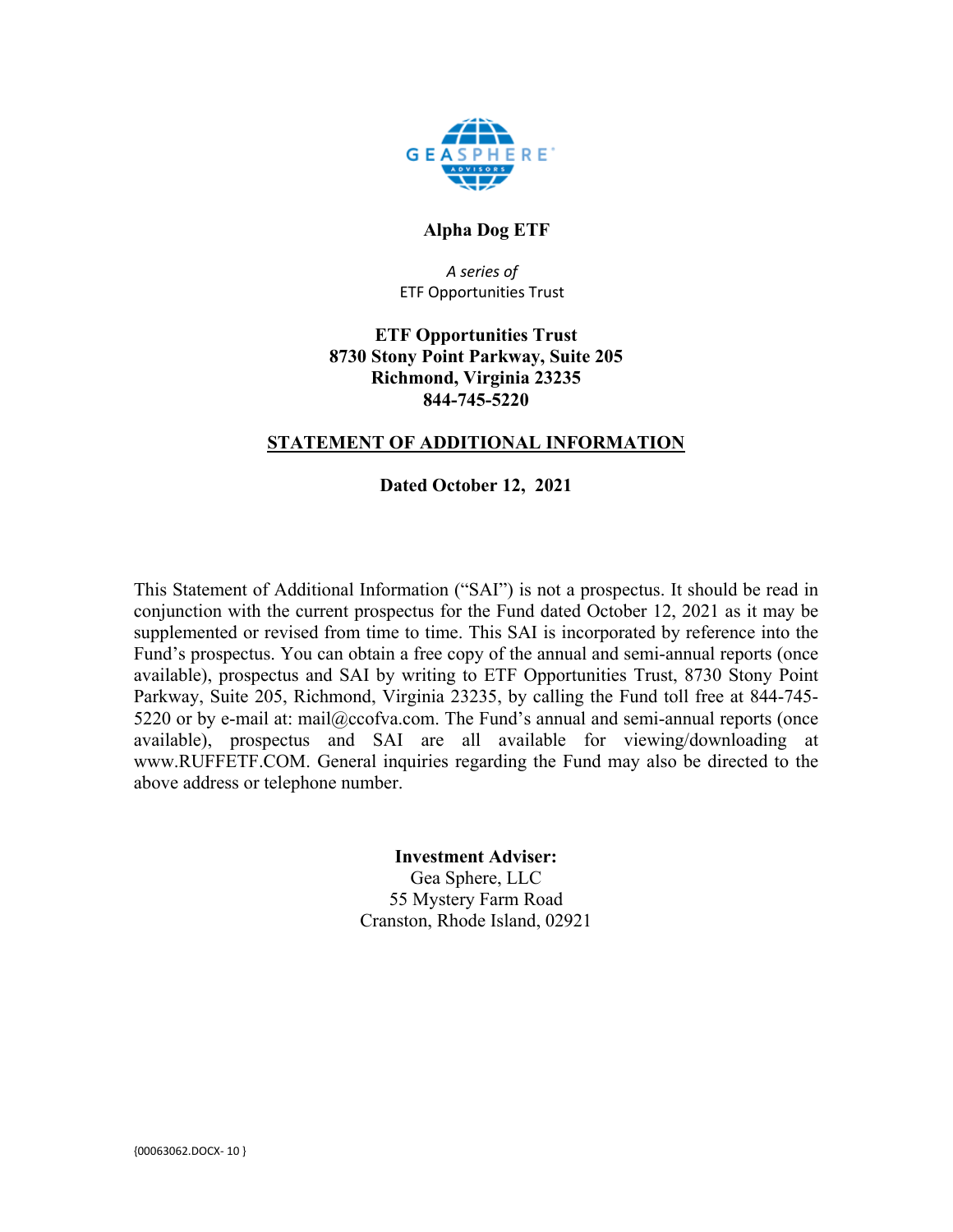GEASPHERE ADVISORS

**Alpha Dog ETF**

*A series of*
ETF Opportunities Trust

**ETF Opportunities Trust**
**8730 Stony Point Parkway, Suite 205**
**Richmond, Virginia 23235**
**844-745-5220**

**STATEMENT OF ADDITIONAL INFORMATION**

**Dated October 12, 2021**

This Statement of Additional Information ("SAI") is not a prospectus. It should be read in conjunction with the current prospectus for the Fund dated October 12, 2021 as it may be supplemented or revised from time to time. This SAI is incorporated by reference into the Fund's prospectus. You can obtain a free copy of the annual and semi-annual reports (once available), prospectus and SAI by writing to ETF Opportunities Trust, 8730 Stony Point Parkway, Suite 205, Richmond, Virginia 23235, by calling the Fund toll free at 844-745-5220 or by e-mail at: mail@ccofva.com. The Fund's annual and semi-annual reports (once available), prospectus and SAI are all available for viewing/downloading at www.RUFFETF.COM. General inquiries regarding the Fund may also be directed to the above address or telephone number.

**Investment Adviser:**
Gea Sphere, LLC
55 Mystery Farm Road
Cranston, Rhode Island, 02921

{00063062.DOCX- 10 }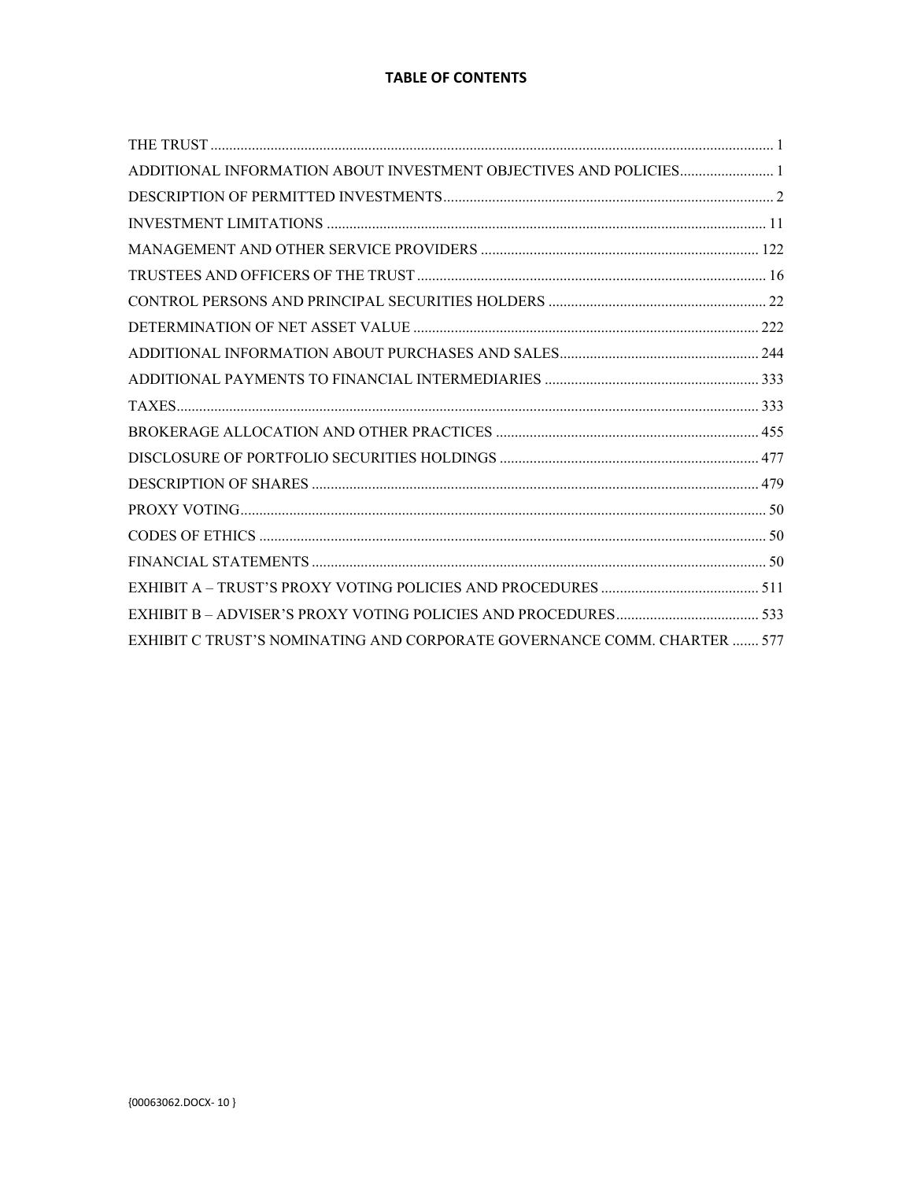# TABLE OF CONTENTS

| | |
|---|---|
| THE TRUST | 1 |
| ADDITIONAL INFORMATION ABOUT INVESTMENT OBJECTIVES AND POLICIES | 1 |
| DESCRIPTION OF PERMITTED INVESTMENTS | 2 |
| INVESTMENT LIMITATIONS | 11 |
| MANAGEMENT AND OTHER SERVICE PROVIDERS | 122 |
| TRUSTEES AND OFFICERS OF THE TRUST | 16 |
| CONTROL PERSONS AND PRINCIPAL SECURITIES HOLDERS | 22 |
| DETERMINATION OF NET ASSET VALUE | 222 |
| ADDITIONAL INFORMATION ABOUT PURCHASES AND SALES | 244 |
| ADDITIONAL PAYMENTS TO FINANCIAL INTERMEDIARIES | 333 |
| TAXES | 333 |
| BROKERAGE ALLOCATION AND OTHER PRACTICES | 455 |
| DISCLOSURE OF PORTFOLIO SECURITIES HOLDINGS | 477 |
| DESCRIPTION OF SHARES | 479 |
| PROXY VOTING | 50 |
| CODES OF ETHICS | 50 |
| FINANCIAL STATEMENTS | 50 |
| EXHIBIT A – TRUST'S PROXY VOTING POLICIES AND PROCEDURES | 511 |
| EXHIBIT B – ADVISER'S PROXY VOTING POLICIES AND PROCEDURES | 533 |
| EXHIBIT C TRUST'S NOMINATING AND CORPORATE GOVERNANCE COMM. CHARTER | 577 |

{00063062.DOCX- 10 }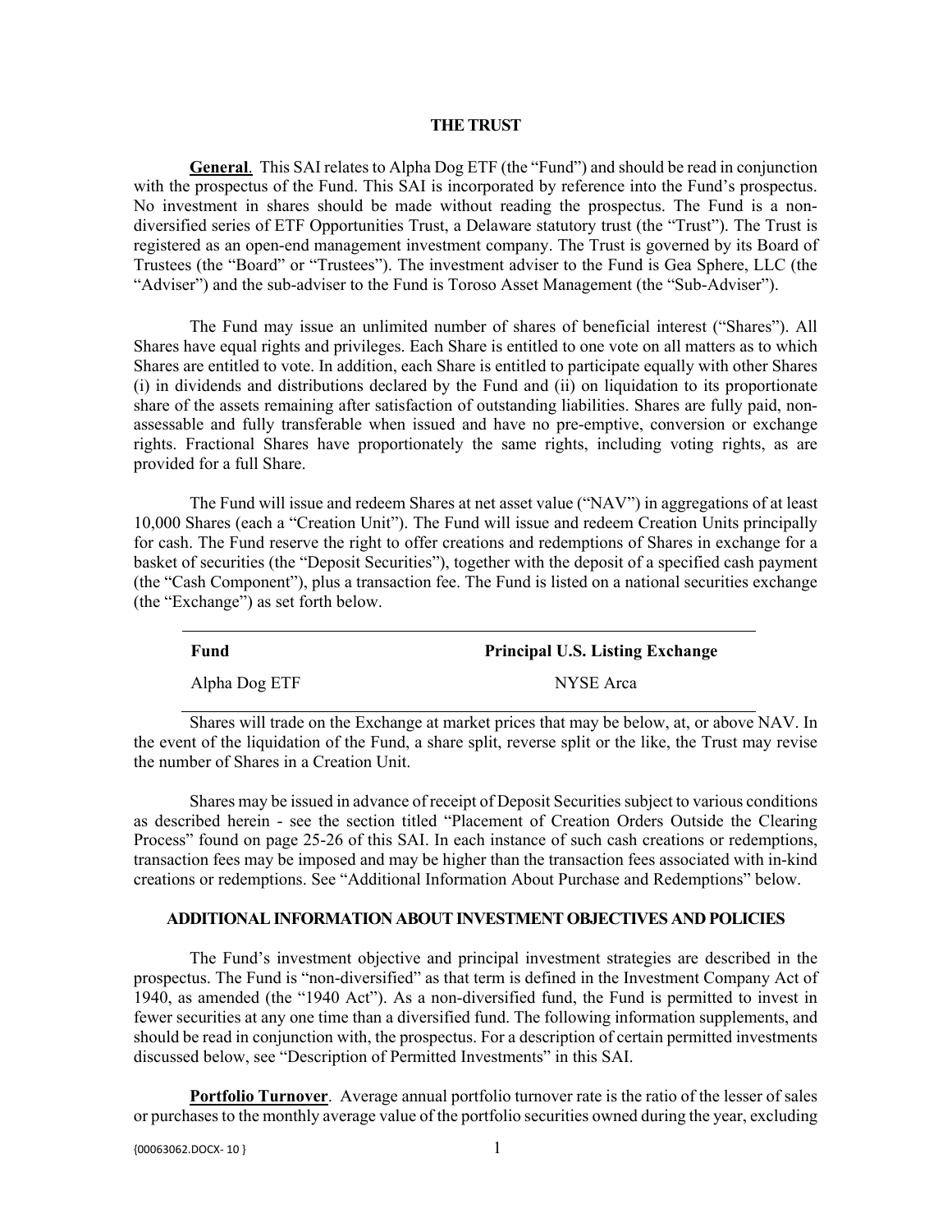## THE TRUST

**General**. This SAI relates to Alpha Dog ETF (the "Fund") and should be read in conjunction with the prospectus of the Fund. This SAI is incorporated by reference into the Fund's prospectus. No investment in shares should be made without reading the prospectus. The Fund is a non-diversified series of ETF Opportunities Trust, a Delaware statutory trust (the "Trust"). The Trust is registered as an open-end management investment company. The Trust is governed by its Board of Trustees (the "Board" or "Trustees"). The investment adviser to the Fund is Gea Sphere, LLC (the "Adviser") and the sub-adviser to the Fund is Toroso Asset Management (the "Sub-Adviser").

The Fund may issue an unlimited number of shares of beneficial interest ("Shares"). All Shares have equal rights and privileges. Each Share is entitled to one vote on all matters as to which Shares are entitled to vote. In addition, each Share is entitled to participate equally with other Shares (i) in dividends and distributions declared by the Fund and (ii) on liquidation to its proportionate share of the assets remaining after satisfaction of outstanding liabilities. Shares are fully paid, non-assessable and fully transferable when issued and have no pre-emptive, conversion or exchange rights. Fractional Shares have proportionately the same rights, including voting rights, as are provided for a full Share.

The Fund will issue and redeem Shares at net asset value ("NAV") in aggregations of at least 10,000 Shares (each a "Creation Unit"). The Fund will issue and redeem Creation Units principally for cash. The Fund reserve the right to offer creations and redemptions of Shares in exchange for a basket of securities (the "Deposit Securities"), together with the deposit of a specified cash payment (the "Cash Component"), plus a transaction fee. The Fund is listed on a national securities exchange (the "Exchange") as set forth below.

| Fund | Principal U.S. Listing Exchange |
| --- | --- |
| Alpha Dog ETF | NYSE Arca |

Shares will trade on the Exchange at market prices that may be below, at, or above NAV. In the event of the liquidation of the Fund, a share split, reverse split or the like, the Trust may revise the number of Shares in a Creation Unit.

Shares may be issued in advance of receipt of Deposit Securities subject to various conditions as described herein - see the section titled "Placement of Creation Orders Outside the Clearing Process" found on page 25-26 of this SAI. In each instance of such cash creations or redemptions, transaction fees may be imposed and may be higher than the transaction fees associated with in-kind creations or redemptions. See "Additional Information About Purchase and Redemptions" below.

## ADDITIONAL INFORMATION ABOUT INVESTMENT OBJECTIVES AND POLICIES

The Fund's investment objective and principal investment strategies are described in the prospectus. The Fund is "non-diversified" as that term is defined in the Investment Company Act of 1940, as amended (the "1940 Act"). As a non-diversified fund, the Fund is permitted to invest in fewer securities at any one time than a diversified fund. The following information supplements, and should be read in conjunction with, the prospectus. For a description of certain permitted investments discussed below, see "Description of Permitted Investments" in this SAI.

**Portfolio Turnover**. Average annual portfolio turnover rate is the ratio of the lesser of sales or purchases to the monthly average value of the portfolio securities owned during the year, excluding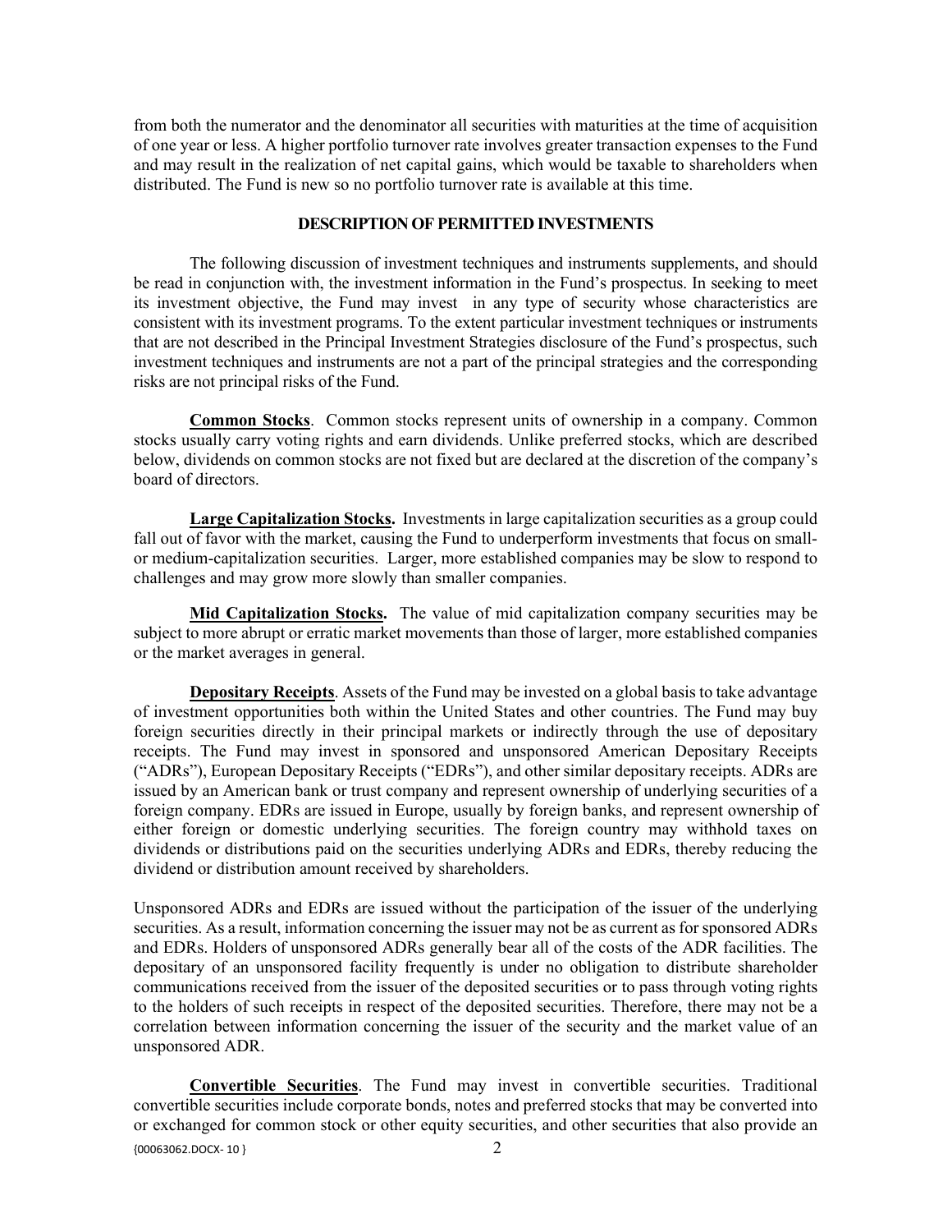from both the numerator and the denominator all securities with maturities at the time of acquisition of one year or less. A higher portfolio turnover rate involves greater transaction expenses to the Fund and may result in the realization of net capital gains, which would be taxable to shareholders when distributed. The Fund is new so no portfolio turnover rate is available at this time.

## DESCRIPTION OF PERMITTED INVESTMENTS

The following discussion of investment techniques and instruments supplements, and should be read in conjunction with, the investment information in the Fund's prospectus. In seeking to meet its investment objective, the Fund may invest in any type of security whose characteristics are consistent with its investment programs. To the extent particular investment techniques or instruments that are not described in the Principal Investment Strategies disclosure of the Fund's prospectus, such investment techniques and instruments are not a part of the principal strategies and the corresponding risks are not principal risks of the Fund.

**Common Stocks**. Common stocks represent units of ownership in a company. Common stocks usually carry voting rights and earn dividends. Unlike preferred stocks, which are described below, dividends on common stocks are not fixed but are declared at the discretion of the company's board of directors.

**Large Capitalization Stocks.** Investments in large capitalization securities as a group could fall out of favor with the market, causing the Fund to underperform investments that focus on small- or medium-capitalization securities. Larger, more established companies may be slow to respond to challenges and may grow more slowly than smaller companies.

**Mid Capitalization Stocks.** The value of mid capitalization company securities may be subject to more abrupt or erratic market movements than those of larger, more established companies or the market averages in general.

**Depositary Receipts**. Assets of the Fund may be invested on a global basis to take advantage of investment opportunities both within the United States and other countries. The Fund may buy foreign securities directly in their principal markets or indirectly through the use of depositary receipts. The Fund may invest in sponsored and unsponsored American Depositary Receipts ("ADRs"), European Depositary Receipts ("EDRs"), and other similar depositary receipts. ADRs are issued by an American bank or trust company and represent ownership of underlying securities of a foreign company. EDRs are issued in Europe, usually by foreign banks, and represent ownership of either foreign or domestic underlying securities. The foreign country may withhold taxes on dividends or distributions paid on the securities underlying ADRs and EDRs, thereby reducing the dividend or distribution amount received by shareholders.

Unsponsored ADRs and EDRs are issued without the participation of the issuer of the underlying securities. As a result, information concerning the issuer may not be as current as for sponsored ADRs and EDRs. Holders of unsponsored ADRs generally bear all of the costs of the ADR facilities. The depositary of an unsponsored facility frequently is under no obligation to distribute shareholder communications received from the issuer of the deposited securities or to pass through voting rights to the holders of such receipts in respect of the deposited securities. Therefore, there may not be a correlation between information concerning the issuer of the security and the market value of an unsponsored ADR.

**Convertible Securities**. The Fund may invest in convertible securities. Traditional convertible securities include corporate bonds, notes and preferred stocks that may be converted into or exchanged for common stock or other equity securities, and other securities that also provide an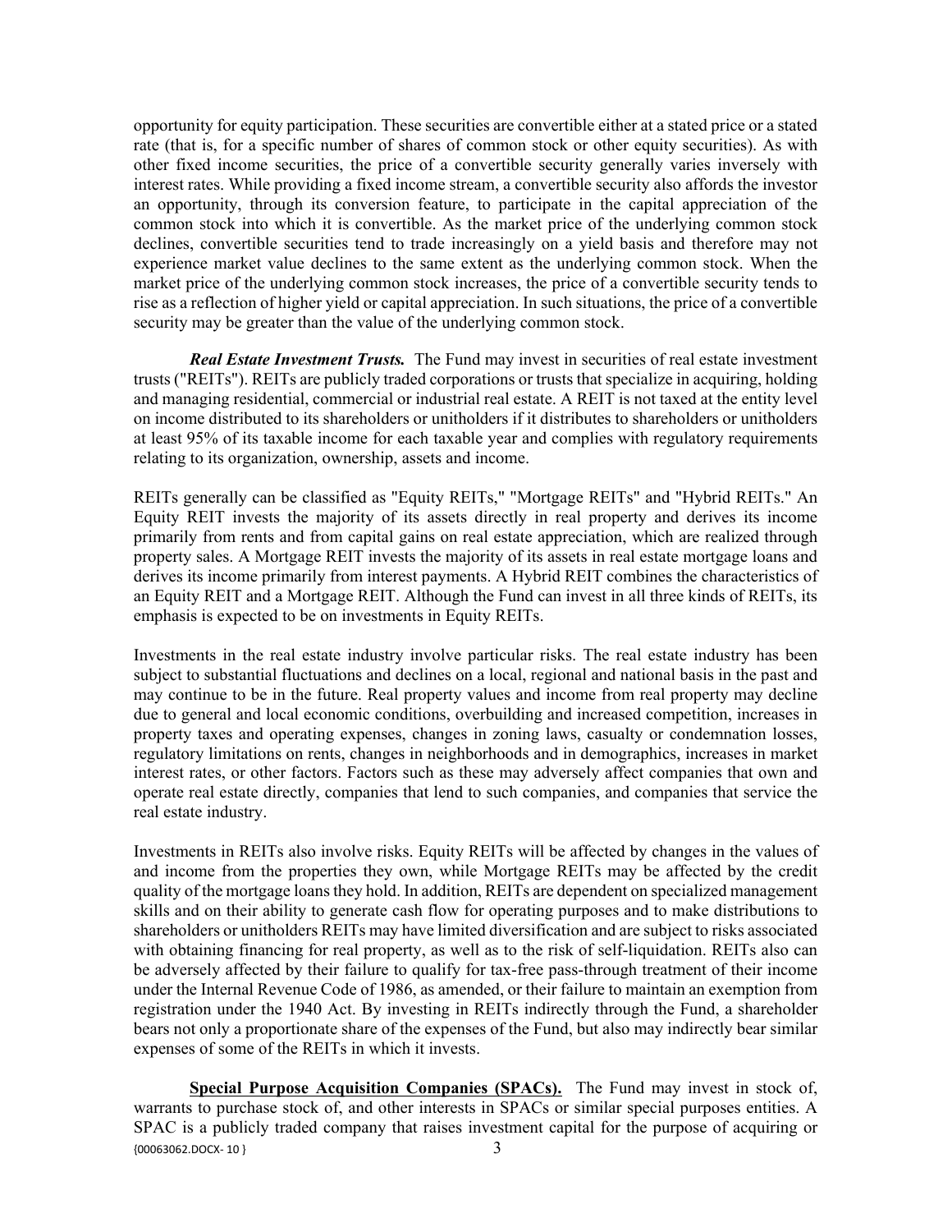opportunity for equity participation. These securities are convertible either at a stated price or a stated rate (that is, for a specific number of shares of common stock or other equity securities). As with other fixed income securities, the price of a convertible security generally varies inversely with interest rates. While providing a fixed income stream, a convertible security also affords the investor an opportunity, through its conversion feature, to participate in the capital appreciation of the common stock into which it is convertible. As the market price of the underlying common stock declines, convertible securities tend to trade increasingly on a yield basis and therefore may not experience market value declines to the same extent as the underlying common stock. When the market price of the underlying common stock increases, the price of a convertible security tends to rise as a reflection of higher yield or capital appreciation. In such situations, the price of a convertible security may be greater than the value of the underlying common stock.

***Real Estate Investment Trusts.*** The Fund may invest in securities of real estate investment trusts ("REITs"). REITs are publicly traded corporations or trusts that specialize in acquiring, holding and managing residential, commercial or industrial real estate. A REIT is not taxed at the entity level on income distributed to its shareholders or unitholders if it distributes to shareholders or unitholders at least 95% of its taxable income for each taxable year and complies with regulatory requirements relating to its organization, ownership, assets and income.

REITs generally can be classified as "Equity REITs," "Mortgage REITs" and "Hybrid REITs." An Equity REIT invests the majority of its assets directly in real property and derives its income primarily from rents and from capital gains on real estate appreciation, which are realized through property sales. A Mortgage REIT invests the majority of its assets in real estate mortgage loans and derives its income primarily from interest payments. A Hybrid REIT combines the characteristics of an Equity REIT and a Mortgage REIT. Although the Fund can invest in all three kinds of REITs, its emphasis is expected to be on investments in Equity REITs.

Investments in the real estate industry involve particular risks. The real estate industry has been subject to substantial fluctuations and declines on a local, regional and national basis in the past and may continue to be in the future. Real property values and income from real property may decline due to general and local economic conditions, overbuilding and increased competition, increases in property taxes and operating expenses, changes in zoning laws, casualty or condemnation losses, regulatory limitations on rents, changes in neighborhoods and in demographics, increases in market interest rates, or other factors. Factors such as these may adversely affect companies that own and operate real estate directly, companies that lend to such companies, and companies that service the real estate industry.

Investments in REITs also involve risks. Equity REITs will be affected by changes in the values of and income from the properties they own, while Mortgage REITs may be affected by the credit quality of the mortgage loans they hold. In addition, REITs are dependent on specialized management skills and on their ability to generate cash flow for operating purposes and to make distributions to shareholders or unitholders REITs may have limited diversification and are subject to risks associated with obtaining financing for real property, as well as to the risk of self-liquidation. REITs also can be adversely affected by their failure to qualify for tax-free pass-through treatment of their income under the Internal Revenue Code of 1986, as amended, or their failure to maintain an exemption from registration under the 1940 Act. By investing in REITs indirectly through the Fund, a shareholder bears not only a proportionate share of the expenses of the Fund, but also may indirectly bear similar expenses of some of the REITs in which it invests.

**Special Purpose Acquisition Companies (SPACs).** The Fund may invest in stock of, warrants to purchase stock of, and other interests in SPACs or similar special purposes entities. A SPAC is a publicly traded company that raises investment capital for the purpose of acquiring or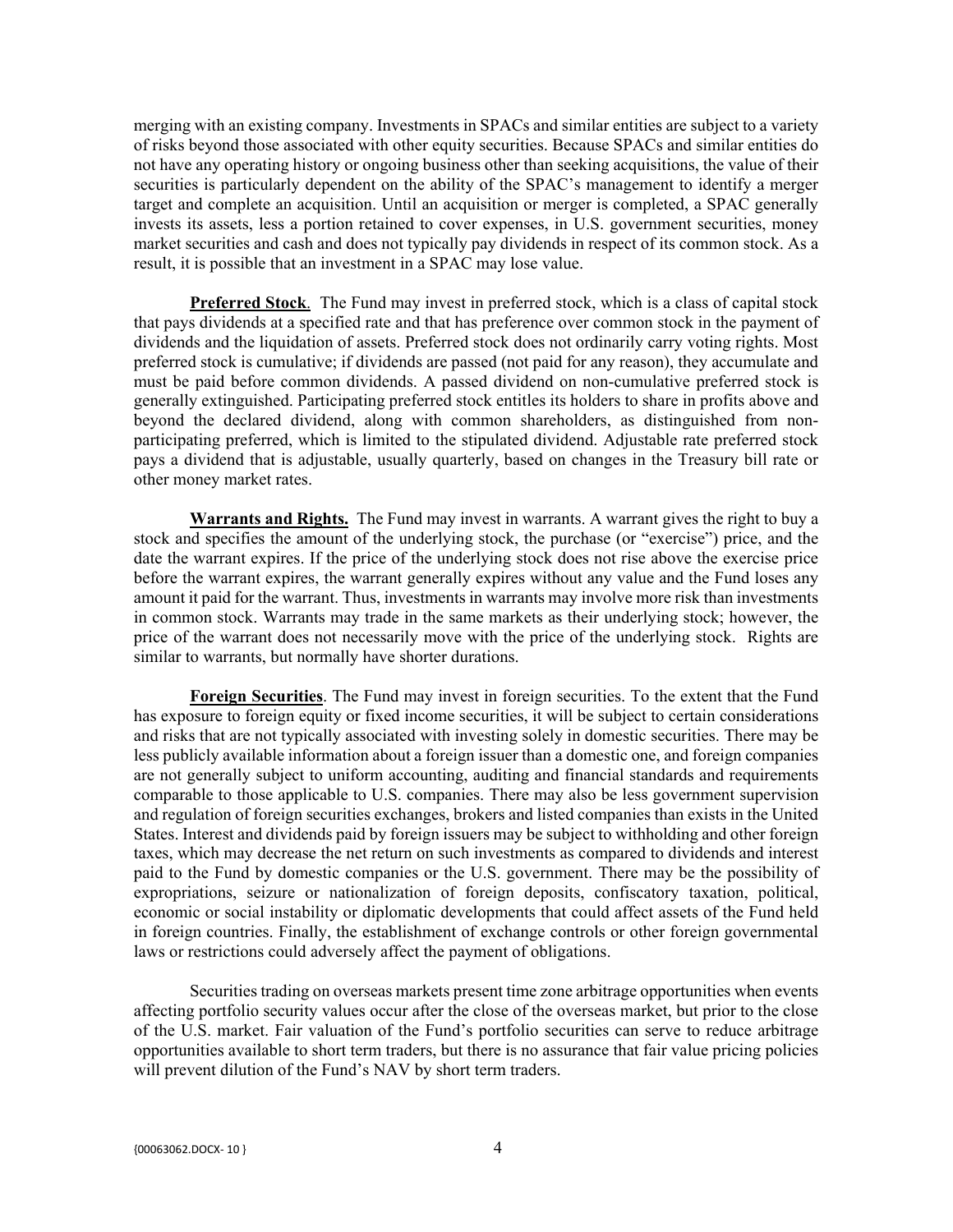merging with an existing company. Investments in SPACs and similar entities are subject to a variety of risks beyond those associated with other equity securities. Because SPACs and similar entities do not have any operating history or ongoing business other than seeking acquisitions, the value of their securities is particularly dependent on the ability of the SPAC's management to identify a merger target and complete an acquisition. Until an acquisition or merger is completed, a SPAC generally invests its assets, less a portion retained to cover expenses, in U.S. government securities, money market securities and cash and does not typically pay dividends in respect of its common stock. As a result, it is possible that an investment in a SPAC may lose value.

**Preferred Stock**. The Fund may invest in preferred stock, which is a class of capital stock that pays dividends at a specified rate and that has preference over common stock in the payment of dividends and the liquidation of assets. Preferred stock does not ordinarily carry voting rights. Most preferred stock is cumulative; if dividends are passed (not paid for any reason), they accumulate and must be paid before common dividends. A passed dividend on non-cumulative preferred stock is generally extinguished. Participating preferred stock entitles its holders to share in profits above and beyond the declared dividend, along with common shareholders, as distinguished from non-participating preferred, which is limited to the stipulated dividend. Adjustable rate preferred stock pays a dividend that is adjustable, usually quarterly, based on changes in the Treasury bill rate or other money market rates.

**Warrants and Rights.** The Fund may invest in warrants. A warrant gives the right to buy a stock and specifies the amount of the underlying stock, the purchase (or "exercise") price, and the date the warrant expires. If the price of the underlying stock does not rise above the exercise price before the warrant expires, the warrant generally expires without any value and the Fund loses any amount it paid for the warrant. Thus, investments in warrants may involve more risk than investments in common stock. Warrants may trade in the same markets as their underlying stock; however, the price of the warrant does not necessarily move with the price of the underlying stock. Rights are similar to warrants, but normally have shorter durations.

**Foreign Securities**. The Fund may invest in foreign securities. To the extent that the Fund has exposure to foreign equity or fixed income securities, it will be subject to certain considerations and risks that are not typically associated with investing solely in domestic securities. There may be less publicly available information about a foreign issuer than a domestic one, and foreign companies are not generally subject to uniform accounting, auditing and financial standards and requirements comparable to those applicable to U.S. companies. There may also be less government supervision and regulation of foreign securities exchanges, brokers and listed companies than exists in the United States. Interest and dividends paid by foreign issuers may be subject to withholding and other foreign taxes, which may decrease the net return on such investments as compared to dividends and interest paid to the Fund by domestic companies or the U.S. government. There may be the possibility of expropriations, seizure or nationalization of foreign deposits, confiscatory taxation, political, economic or social instability or diplomatic developments that could affect assets of the Fund held in foreign countries. Finally, the establishment of exchange controls or other foreign governmental laws or restrictions could adversely affect the payment of obligations.

Securities trading on overseas markets present time zone arbitrage opportunities when events affecting portfolio security values occur after the close of the overseas market, but prior to the close of the U.S. market. Fair valuation of the Fund's portfolio securities can serve to reduce arbitrage opportunities available to short term traders, but there is no assurance that fair value pricing policies will prevent dilution of the Fund's NAV by short term traders.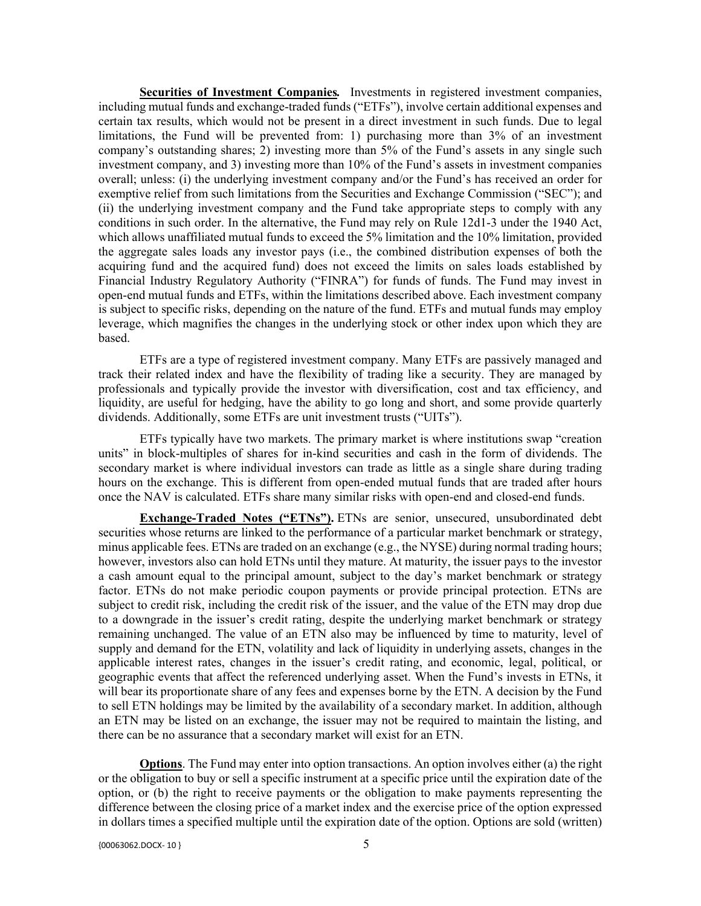**Securities of Investment Companies.** Investments in registered investment companies, including mutual funds and exchange-traded funds ("ETFs"), involve certain additional expenses and certain tax results, which would not be present in a direct investment in such funds. Due to legal limitations, the Fund will be prevented from: 1) purchasing more than 3% of an investment company's outstanding shares; 2) investing more than 5% of the Fund's assets in any single such investment company, and 3) investing more than 10% of the Fund's assets in investment companies overall; unless: (i) the underlying investment company and/or the Fund's has received an order for exemptive relief from such limitations from the Securities and Exchange Commission ("SEC"); and (ii) the underlying investment company and the Fund take appropriate steps to comply with any conditions in such order. In the alternative, the Fund may rely on Rule 12d1-3 under the 1940 Act, which allows unaffiliated mutual funds to exceed the 5% limitation and the 10% limitation, provided the aggregate sales loads any investor pays (i.e., the combined distribution expenses of both the acquiring fund and the acquired fund) does not exceed the limits on sales loads established by Financial Industry Regulatory Authority ("FINRA") for funds of funds. The Fund may invest in open-end mutual funds and ETFs, within the limitations described above. Each investment company is subject to specific risks, depending on the nature of the fund. ETFs and mutual funds may employ leverage, which magnifies the changes in the underlying stock or other index upon which they are based.

ETFs are a type of registered investment company. Many ETFs are passively managed and track their related index and have the flexibility of trading like a security. They are managed by professionals and typically provide the investor with diversification, cost and tax efficiency, and liquidity, are useful for hedging, have the ability to go long and short, and some provide quarterly dividends. Additionally, some ETFs are unit investment trusts ("UITs").

ETFs typically have two markets. The primary market is where institutions swap "creation units" in block-multiples of shares for in-kind securities and cash in the form of dividends. The secondary market is where individual investors can trade as little as a single share during trading hours on the exchange. This is different from open-ended mutual funds that are traded after hours once the NAV is calculated. ETFs share many similar risks with open-end and closed-end funds.

**Exchange-Traded Notes ("ETNs").** ETNs are senior, unsecured, unsubordinated debt securities whose returns are linked to the performance of a particular market benchmark or strategy, minus applicable fees. ETNs are traded on an exchange (e.g., the NYSE) during normal trading hours; however, investors also can hold ETNs until they mature. At maturity, the issuer pays to the investor a cash amount equal to the principal amount, subject to the day's market benchmark or strategy factor. ETNs do not make periodic coupon payments or provide principal protection. ETNs are subject to credit risk, including the credit risk of the issuer, and the value of the ETN may drop due to a downgrade in the issuer's credit rating, despite the underlying market benchmark or strategy remaining unchanged. The value of an ETN also may be influenced by time to maturity, level of supply and demand for the ETN, volatility and lack of liquidity in underlying assets, changes in the applicable interest rates, changes in the issuer's credit rating, and economic, legal, political, or geographic events that affect the referenced underlying asset. When the Fund's invests in ETNs, it will bear its proportionate share of any fees and expenses borne by the ETN. A decision by the Fund to sell ETN holdings may be limited by the availability of a secondary market. In addition, although an ETN may be listed on an exchange, the issuer may not be required to maintain the listing, and there can be no assurance that a secondary market will exist for an ETN.

**Options**. The Fund may enter into option transactions. An option involves either (a) the right or the obligation to buy or sell a specific instrument at a specific price until the expiration date of the option, or (b) the right to receive payments or the obligation to make payments representing the difference between the closing price of a market index and the exercise price of the option expressed in dollars times a specified multiple until the expiration date of the option. Options are sold (written)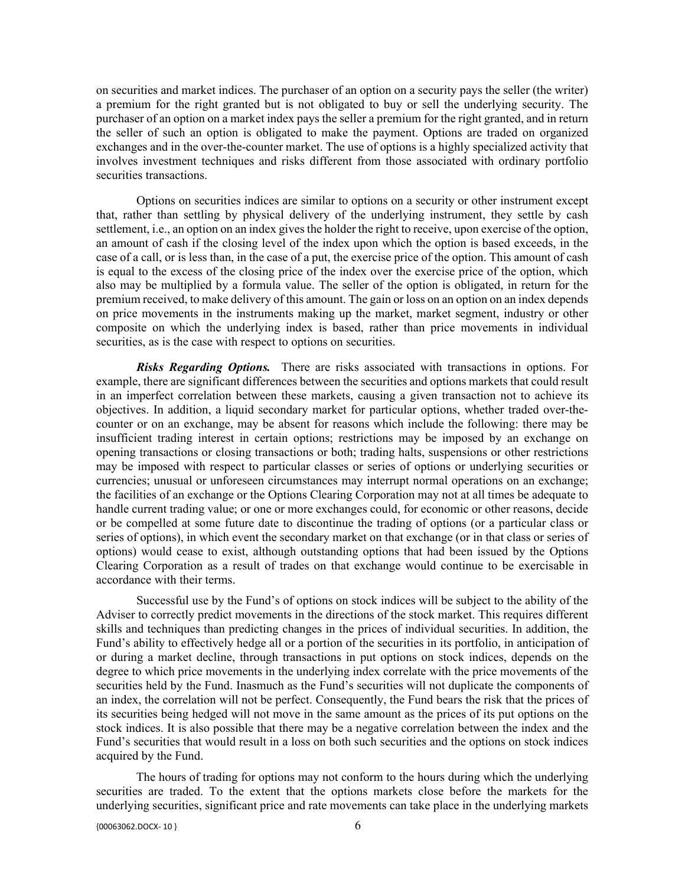on securities and market indices. The purchaser of an option on a security pays the seller (the writer) a premium for the right granted but is not obligated to buy or sell the underlying security. The purchaser of an option on a market index pays the seller a premium for the right granted, and in return the seller of such an option is obligated to make the payment. Options are traded on organized exchanges and in the over-the-counter market. The use of options is a highly specialized activity that involves investment techniques and risks different from those associated with ordinary portfolio securities transactions.

Options on securities indices are similar to options on a security or other instrument except that, rather than settling by physical delivery of the underlying instrument, they settle by cash settlement, i.e., an option on an index gives the holder the right to receive, upon exercise of the option, an amount of cash if the closing level of the index upon which the option is based exceeds, in the case of a call, or is less than, in the case of a put, the exercise price of the option. This amount of cash is equal to the excess of the closing price of the index over the exercise price of the option, which also may be multiplied by a formula value. The seller of the option is obligated, in return for the premium received, to make delivery of this amount. The gain or loss on an option on an index depends on price movements in the instruments making up the market, market segment, industry or other composite on which the underlying index is based, rather than price movements in individual securities, as is the case with respect to options on securities.

***Risks Regarding Options.*** There are risks associated with transactions in options. For example, there are significant differences between the securities and options markets that could result in an imperfect correlation between these markets, causing a given transaction not to achieve its objectives. In addition, a liquid secondary market for particular options, whether traded over-the-counter or on an exchange, may be absent for reasons which include the following: there may be insufficient trading interest in certain options; restrictions may be imposed by an exchange on opening transactions or closing transactions or both; trading halts, suspensions or other restrictions may be imposed with respect to particular classes or series of options or underlying securities or currencies; unusual or unforeseen circumstances may interrupt normal operations on an exchange; the facilities of an exchange or the Options Clearing Corporation may not at all times be adequate to handle current trading value; or one or more exchanges could, for economic or other reasons, decide or be compelled at some future date to discontinue the trading of options (or a particular class or series of options), in which event the secondary market on that exchange (or in that class or series of options) would cease to exist, although outstanding options that had been issued by the Options Clearing Corporation as a result of trades on that exchange would continue to be exercisable in accordance with their terms.

Successful use by the Fund's of options on stock indices will be subject to the ability of the Adviser to correctly predict movements in the directions of the stock market. This requires different skills and techniques than predicting changes in the prices of individual securities. In addition, the Fund's ability to effectively hedge all or a portion of the securities in its portfolio, in anticipation of or during a market decline, through transactions in put options on stock indices, depends on the degree to which price movements in the underlying index correlate with the price movements of the securities held by the Fund. Inasmuch as the Fund's securities will not duplicate the components of an index, the correlation will not be perfect. Consequently, the Fund bears the risk that the prices of its securities being hedged will not move in the same amount as the prices of its put options on the stock indices. It is also possible that there may be a negative correlation between the index and the Fund's securities that would result in a loss on both such securities and the options on stock indices acquired by the Fund.

The hours of trading for options may not conform to the hours during which the underlying securities are traded. To the extent that the options markets close before the markets for the underlying securities, significant price and rate movements can take place in the underlying markets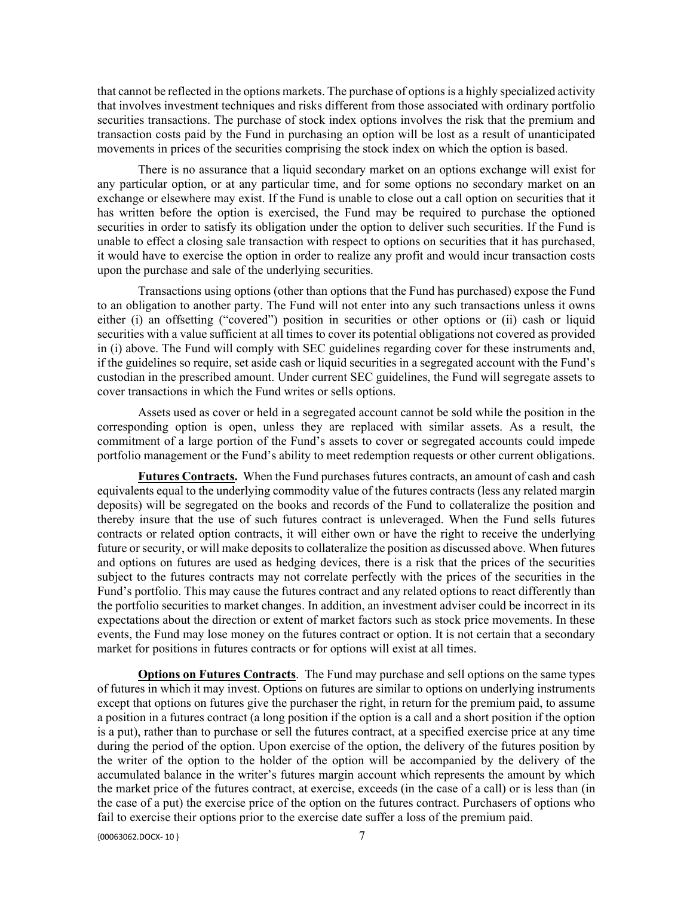that cannot be reflected in the options markets. The purchase of options is a highly specialized activity that involves investment techniques and risks different from those associated with ordinary portfolio securities transactions. The purchase of stock index options involves the risk that the premium and transaction costs paid by the Fund in purchasing an option will be lost as a result of unanticipated movements in prices of the securities comprising the stock index on which the option is based.

There is no assurance that a liquid secondary market on an options exchange will exist for any particular option, or at any particular time, and for some options no secondary market on an exchange or elsewhere may exist. If the Fund is unable to close out a call option on securities that it has written before the option is exercised, the Fund may be required to purchase the optioned securities in order to satisfy its obligation under the option to deliver such securities. If the Fund is unable to effect a closing sale transaction with respect to options on securities that it has purchased, it would have to exercise the option in order to realize any profit and would incur transaction costs upon the purchase and sale of the underlying securities.

Transactions using options (other than options that the Fund has purchased) expose the Fund to an obligation to another party. The Fund will not enter into any such transactions unless it owns either (i) an offsetting ("covered") position in securities or other options or (ii) cash or liquid securities with a value sufficient at all times to cover its potential obligations not covered as provided in (i) above. The Fund will comply with SEC guidelines regarding cover for these instruments and, if the guidelines so require, set aside cash or liquid securities in a segregated account with the Fund's custodian in the prescribed amount. Under current SEC guidelines, the Fund will segregate assets to cover transactions in which the Fund writes or sells options.

Assets used as cover or held in a segregated account cannot be sold while the position in the corresponding option is open, unless they are replaced with similar assets. As a result, the commitment of a large portion of the Fund's assets to cover or segregated accounts could impede portfolio management or the Fund's ability to meet redemption requests or other current obligations.

**Futures Contracts.** When the Fund purchases futures contracts, an amount of cash and cash equivalents equal to the underlying commodity value of the futures contracts (less any related margin deposits) will be segregated on the books and records of the Fund to collateralize the position and thereby insure that the use of such futures contract is unleveraged. When the Fund sells futures contracts or related option contracts, it will either own or have the right to receive the underlying future or security, or will make deposits to collateralize the position as discussed above. When futures and options on futures are used as hedging devices, there is a risk that the prices of the securities subject to the futures contracts may not correlate perfectly with the prices of the securities in the Fund's portfolio. This may cause the futures contract and any related options to react differently than the portfolio securities to market changes. In addition, an investment adviser could be incorrect in its expectations about the direction or extent of market factors such as stock price movements. In these events, the Fund may lose money on the futures contract or option. It is not certain that a secondary market for positions in futures contracts or for options will exist at all times.

**Options on Futures Contracts**. The Fund may purchase and sell options on the same types of futures in which it may invest. Options on futures are similar to options on underlying instruments except that options on futures give the purchaser the right, in return for the premium paid, to assume a position in a futures contract (a long position if the option is a call and a short position if the option is a put), rather than to purchase or sell the futures contract, at a specified exercise price at any time during the period of the option. Upon exercise of the option, the delivery of the futures position by the writer of the option to the holder of the option will be accompanied by the delivery of the accumulated balance in the writer's futures margin account which represents the amount by which the market price of the futures contract, at exercise, exceeds (in the case of a call) or is less than (in the case of a put) the exercise price of the option on the futures contract. Purchasers of options who fail to exercise their options prior to the exercise date suffer a loss of the premium paid.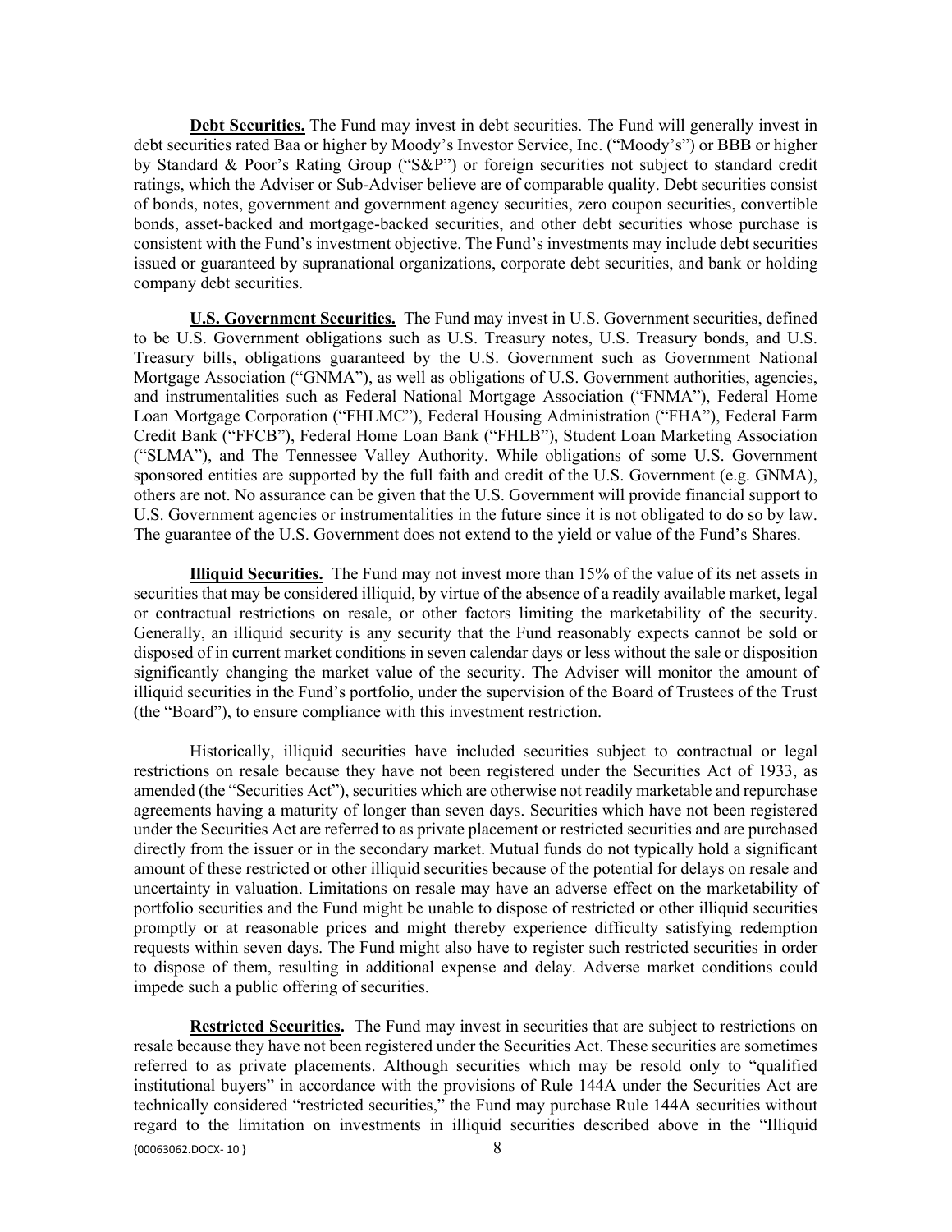**Debt Securities.** The Fund may invest in debt securities. The Fund will generally invest in debt securities rated Baa or higher by Moody's Investor Service, Inc. ("Moody's") or BBB or higher by Standard & Poor's Rating Group ("S&P") or foreign securities not subject to standard credit ratings, which the Adviser or Sub-Adviser believe are of comparable quality. Debt securities consist of bonds, notes, government and government agency securities, zero coupon securities, convertible bonds, asset-backed and mortgage-backed securities, and other debt securities whose purchase is consistent with the Fund's investment objective. The Fund's investments may include debt securities issued or guaranteed by supranational organizations, corporate debt securities, and bank or holding company debt securities.

**U.S. Government Securities.** The Fund may invest in U.S. Government securities, defined to be U.S. Government obligations such as U.S. Treasury notes, U.S. Treasury bonds, and U.S. Treasury bills, obligations guaranteed by the U.S. Government such as Government National Mortgage Association ("GNMA"), as well as obligations of U.S. Government authorities, agencies, and instrumentalities such as Federal National Mortgage Association ("FNMA"), Federal Home Loan Mortgage Corporation ("FHLMC"), Federal Housing Administration ("FHA"), Federal Farm Credit Bank ("FFCB"), Federal Home Loan Bank ("FHLB"), Student Loan Marketing Association ("SLMA"), and The Tennessee Valley Authority. While obligations of some U.S. Government sponsored entities are supported by the full faith and credit of the U.S. Government (e.g. GNMA), others are not. No assurance can be given that the U.S. Government will provide financial support to U.S. Government agencies or instrumentalities in the future since it is not obligated to do so by law. The guarantee of the U.S. Government does not extend to the yield or value of the Fund's Shares.

**Illiquid Securities.** The Fund may not invest more than 15% of the value of its net assets in securities that may be considered illiquid, by virtue of the absence of a readily available market, legal or contractual restrictions on resale, or other factors limiting the marketability of the security. Generally, an illiquid security is any security that the Fund reasonably expects cannot be sold or disposed of in current market conditions in seven calendar days or less without the sale or disposition significantly changing the market value of the security. The Adviser will monitor the amount of illiquid securities in the Fund's portfolio, under the supervision of the Board of Trustees of the Trust (the "Board"), to ensure compliance with this investment restriction.

Historically, illiquid securities have included securities subject to contractual or legal restrictions on resale because they have not been registered under the Securities Act of 1933, as amended (the "Securities Act"), securities which are otherwise not readily marketable and repurchase agreements having a maturity of longer than seven days. Securities which have not been registered under the Securities Act are referred to as private placement or restricted securities and are purchased directly from the issuer or in the secondary market. Mutual funds do not typically hold a significant amount of these restricted or other illiquid securities because of the potential for delays on resale and uncertainty in valuation. Limitations on resale may have an adverse effect on the marketability of portfolio securities and the Fund might be unable to dispose of restricted or other illiquid securities promptly or at reasonable prices and might thereby experience difficulty satisfying redemption requests within seven days. The Fund might also have to register such restricted securities in order to dispose of them, resulting in additional expense and delay. Adverse market conditions could impede such a public offering of securities.

**Restricted Securities.** The Fund may invest in securities that are subject to restrictions on resale because they have not been registered under the Securities Act. These securities are sometimes referred to as private placements. Although securities which may be resold only to "qualified institutional buyers" in accordance with the provisions of Rule 144A under the Securities Act are technically considered "restricted securities," the Fund may purchase Rule 144A securities without regard to the limitation on investments in illiquid securities described above in the "Illiquid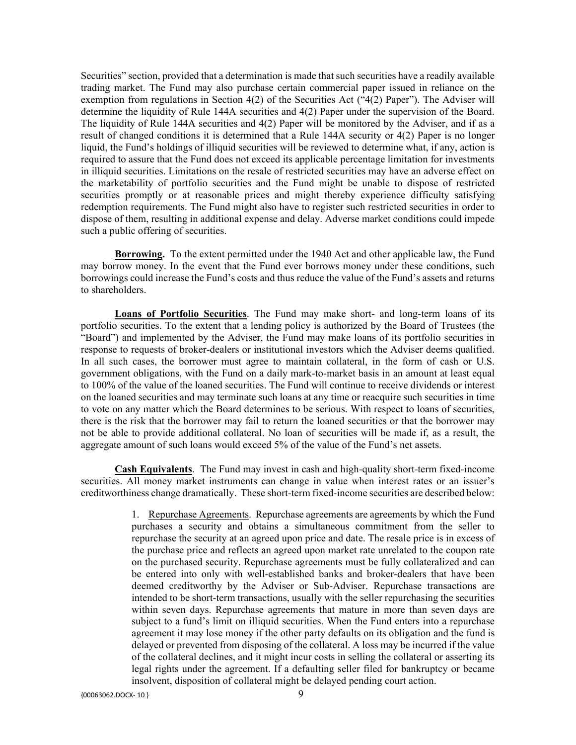Securities" section, provided that a determination is made that such securities have a readily available trading market. The Fund may also purchase certain commercial paper issued in reliance on the exemption from regulations in Section 4(2) of the Securities Act ("4(2) Paper"). The Adviser will determine the liquidity of Rule 144A securities and 4(2) Paper under the supervision of the Board. The liquidity of Rule 144A securities and 4(2) Paper will be monitored by the Adviser, and if as a result of changed conditions it is determined that a Rule 144A security or 4(2) Paper is no longer liquid, the Fund's holdings of illiquid securities will be reviewed to determine what, if any, action is required to assure that the Fund does not exceed its applicable percentage limitation for investments in illiquid securities. Limitations on the resale of restricted securities may have an adverse effect on the marketability of portfolio securities and the Fund might be unable to dispose of restricted securities promptly or at reasonable prices and might thereby experience difficulty satisfying redemption requirements. The Fund might also have to register such restricted securities in order to dispose of them, resulting in additional expense and delay. Adverse market conditions could impede such a public offering of securities.

**Borrowing.** To the extent permitted under the 1940 Act and other applicable law, the Fund may borrow money. In the event that the Fund ever borrows money under these conditions, such borrowings could increase the Fund's costs and thus reduce the value of the Fund's assets and returns to shareholders.

**Loans of Portfolio Securities**. The Fund may make short- and long-term loans of its portfolio securities. To the extent that a lending policy is authorized by the Board of Trustees (the "Board") and implemented by the Adviser, the Fund may make loans of its portfolio securities in response to requests of broker-dealers or institutional investors which the Adviser deems qualified. In all such cases, the borrower must agree to maintain collateral, in the form of cash or U.S. government obligations, with the Fund on a daily mark-to-market basis in an amount at least equal to 100% of the value of the loaned securities. The Fund will continue to receive dividends or interest on the loaned securities and may terminate such loans at any time or reacquire such securities in time to vote on any matter which the Board determines to be serious. With respect to loans of securities, there is the risk that the borrower may fail to return the loaned securities or that the borrower may not be able to provide additional collateral. No loan of securities will be made if, as a result, the aggregate amount of such loans would exceed 5% of the value of the Fund's net assets.

**Cash Equivalents**. The Fund may invest in cash and high-quality short-term fixed-income securities. All money market instruments can change in value when interest rates or an issuer's creditworthiness change dramatically. These short-term fixed-income securities are described below:

1. Repurchase Agreements. Repurchase agreements are agreements by which the Fund purchases a security and obtains a simultaneous commitment from the seller to repurchase the security at an agreed upon price and date. The resale price is in excess of the purchase price and reflects an agreed upon market rate unrelated to the coupon rate on the purchased security. Repurchase agreements must be fully collateralized and can be entered into only with well-established banks and broker-dealers that have been deemed creditworthy by the Adviser or Sub-Adviser. Repurchase transactions are intended to be short-term transactions, usually with the seller repurchasing the securities within seven days. Repurchase agreements that mature in more than seven days are subject to a fund's limit on illiquid securities. When the Fund enters into a repurchase agreement it may lose money if the other party defaults on its obligation and the fund is delayed or prevented from disposing of the collateral. A loss may be incurred if the value of the collateral declines, and it might incur costs in selling the collateral or asserting its legal rights under the agreement. If a defaulting seller filed for bankruptcy or became insolvent, disposition of collateral might be delayed pending court action.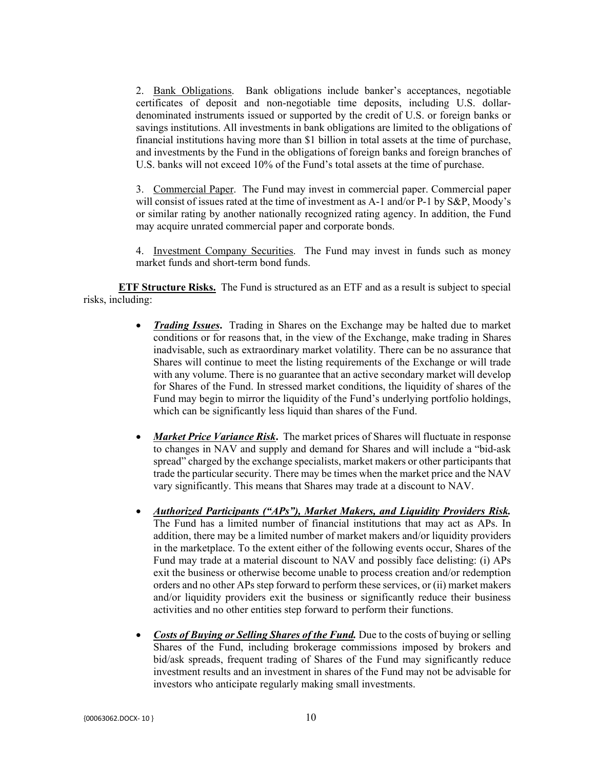2. Bank Obligations. Bank obligations include banker's acceptances, negotiable certificates of deposit and non-negotiable time deposits, including U.S. dollar-denominated instruments issued or supported by the credit of U.S. or foreign banks or savings institutions. All investments in bank obligations are limited to the obligations of financial institutions having more than $1 billion in total assets at the time of purchase, and investments by the Fund in the obligations of foreign banks and foreign branches of U.S. banks will not exceed 10% of the Fund's total assets at the time of purchase.

3. Commercial Paper. The Fund may invest in commercial paper. Commercial paper will consist of issues rated at the time of investment as A-1 and/or P-1 by S&P, Moody's or similar rating by another nationally recognized rating agency. In addition, the Fund may acquire unrated commercial paper and corporate bonds.

4. Investment Company Securities. The Fund may invest in funds such as money market funds and short-term bond funds.

**ETF Structure Risks.** The Fund is structured as an ETF and as a result is subject to special risks, including:

- ***Trading Issues.*** Trading in Shares on the Exchange may be halted due to market conditions or for reasons that, in the view of the Exchange, make trading in Shares inadvisable, such as extraordinary market volatility. There can be no assurance that Shares will continue to meet the listing requirements of the Exchange or will trade with any volume. There is no guarantee that an active secondary market will develop for Shares of the Fund. In stressed market conditions, the liquidity of shares of the Fund may begin to mirror the liquidity of the Fund's underlying portfolio holdings, which can be significantly less liquid than shares of the Fund.

- ***Market Price Variance Risk.*** The market prices of Shares will fluctuate in response to changes in NAV and supply and demand for Shares and will include a "bid-ask spread" charged by the exchange specialists, market makers or other participants that trade the particular security. There may be times when the market price and the NAV vary significantly. This means that Shares may trade at a discount to NAV.

- ***Authorized Participants ("APs"), Market Makers, and Liquidity Providers Risk.*** The Fund has a limited number of financial institutions that may act as APs. In addition, there may be a limited number of market makers and/or liquidity providers in the marketplace. To the extent either of the following events occur, Shares of the Fund may trade at a material discount to NAV and possibly face delisting: (i) APs exit the business or otherwise become unable to process creation and/or redemption orders and no other APs step forward to perform these services, or (ii) market makers and/or liquidity providers exit the business or significantly reduce their business activities and no other entities step forward to perform their functions.

- ***Costs of Buying or Selling Shares of the Fund.*** Due to the costs of buying or selling Shares of the Fund, including brokerage commissions imposed by brokers and bid/ask spreads, frequent trading of Shares of the Fund may significantly reduce investment results and an investment in shares of the Fund may not be advisable for investors who anticipate regularly making small investments.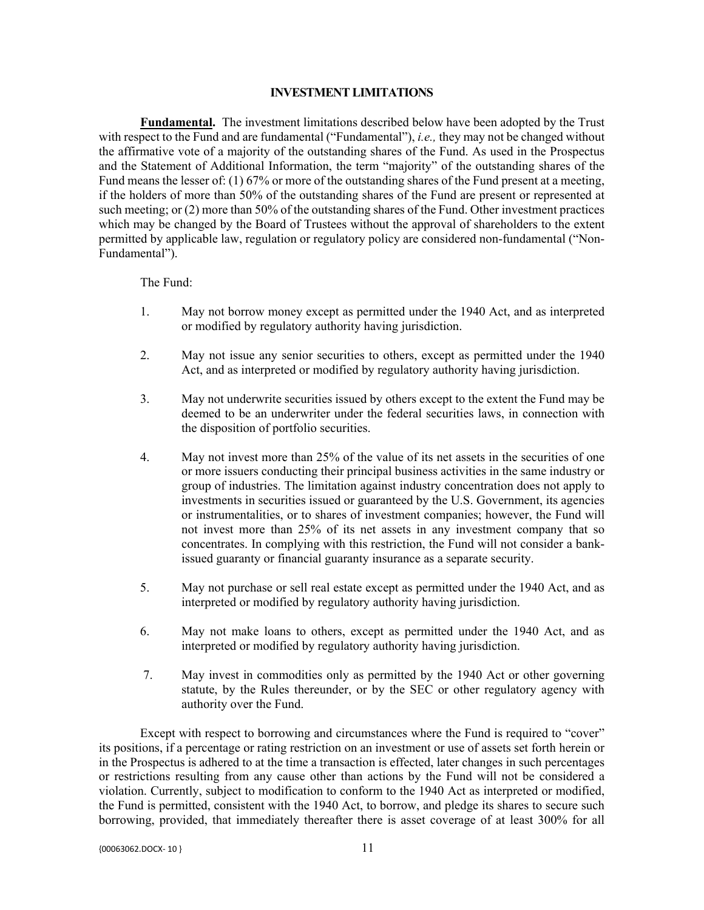## INVESTMENT LIMITATIONS

**Fundamental.** The investment limitations described below have been adopted by the Trust with respect to the Fund and are fundamental ("Fundamental"), *i.e.,* they may not be changed without the affirmative vote of a majority of the outstanding shares of the Fund. As used in the Prospectus and the Statement of Additional Information, the term "majority" of the outstanding shares of the Fund means the lesser of: (1) 67% or more of the outstanding shares of the Fund present at a meeting, if the holders of more than 50% of the outstanding shares of the Fund are present or represented at such meeting; or (2) more than 50% of the outstanding shares of the Fund. Other investment practices which may be changed by the Board of Trustees without the approval of shareholders to the extent permitted by applicable law, regulation or regulatory policy are considered non-fundamental ("Non-Fundamental").

The Fund:

1. May not borrow money except as permitted under the 1940 Act, and as interpreted or modified by regulatory authority having jurisdiction.

2. May not issue any senior securities to others, except as permitted under the 1940 Act, and as interpreted or modified by regulatory authority having jurisdiction.

3. May not underwrite securities issued by others except to the extent the Fund may be deemed to be an underwriter under the federal securities laws, in connection with the disposition of portfolio securities.

4. May not invest more than 25% of the value of its net assets in the securities of one or more issuers conducting their principal business activities in the same industry or group of industries. The limitation against industry concentration does not apply to investments in securities issued or guaranteed by the U.S. Government, its agencies or instrumentalities, or to shares of investment companies; however, the Fund will not invest more than 25% of its net assets in any investment company that so concentrates. In complying with this restriction, the Fund will not consider a bank-issued guaranty or financial guaranty insurance as a separate security.

5. May not purchase or sell real estate except as permitted under the 1940 Act, and as interpreted or modified by regulatory authority having jurisdiction.

6. May not make loans to others, except as permitted under the 1940 Act, and as interpreted or modified by regulatory authority having jurisdiction.

7. May invest in commodities only as permitted by the 1940 Act or other governing statute, by the Rules thereunder, or by the SEC or other regulatory agency with authority over the Fund.

Except with respect to borrowing and circumstances where the Fund is required to "cover" its positions, if a percentage or rating restriction on an investment or use of assets set forth herein or in the Prospectus is adhered to at the time a transaction is effected, later changes in such percentages or restrictions resulting from any cause other than actions by the Fund will not be considered a violation. Currently, subject to modification to conform to the 1940 Act as interpreted or modified, the Fund is permitted, consistent with the 1940 Act, to borrow, and pledge its shares to secure such borrowing, provided, that immediately thereafter there is asset coverage of at least 300% for all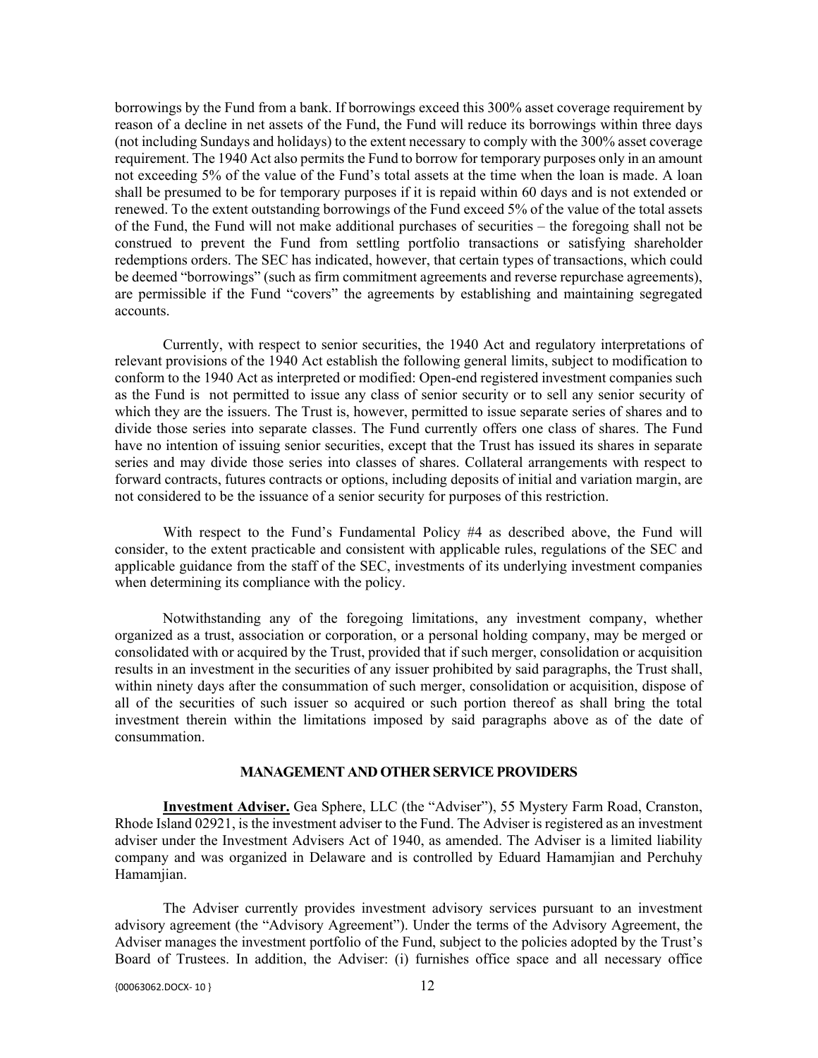borrowings by the Fund from a bank. If borrowings exceed this 300% asset coverage requirement by reason of a decline in net assets of the Fund, the Fund will reduce its borrowings within three days (not including Sundays and holidays) to the extent necessary to comply with the 300% asset coverage requirement. The 1940 Act also permits the Fund to borrow for temporary purposes only in an amount not exceeding 5% of the value of the Fund's total assets at the time when the loan is made. A loan shall be presumed to be for temporary purposes if it is repaid within 60 days and is not extended or renewed. To the extent outstanding borrowings of the Fund exceed 5% of the value of the total assets of the Fund, the Fund will not make additional purchases of securities – the foregoing shall not be construed to prevent the Fund from settling portfolio transactions or satisfying shareholder redemptions orders. The SEC has indicated, however, that certain types of transactions, which could be deemed "borrowings" (such as firm commitment agreements and reverse repurchase agreements), are permissible if the Fund "covers" the agreements by establishing and maintaining segregated accounts.

Currently, with respect to senior securities, the 1940 Act and regulatory interpretations of relevant provisions of the 1940 Act establish the following general limits, subject to modification to conform to the 1940 Act as interpreted or modified: Open-end registered investment companies such as the Fund is not permitted to issue any class of senior security or to sell any senior security of which they are the issuers. The Trust is, however, permitted to issue separate series of shares and to divide those series into separate classes. The Fund currently offers one class of shares. The Fund have no intention of issuing senior securities, except that the Trust has issued its shares in separate series and may divide those series into classes of shares. Collateral arrangements with respect to forward contracts, futures contracts or options, including deposits of initial and variation margin, are not considered to be the issuance of a senior security for purposes of this restriction.

With respect to the Fund's Fundamental Policy #4 as described above, the Fund will consider, to the extent practicable and consistent with applicable rules, regulations of the SEC and applicable guidance from the staff of the SEC, investments of its underlying investment companies when determining its compliance with the policy.

Notwithstanding any of the foregoing limitations, any investment company, whether organized as a trust, association or corporation, or a personal holding company, may be merged or consolidated with or acquired by the Trust, provided that if such merger, consolidation or acquisition results in an investment in the securities of any issuer prohibited by said paragraphs, the Trust shall, within ninety days after the consummation of such merger, consolidation or acquisition, dispose of all of the securities of such issuer so acquired or such portion thereof as shall bring the total investment therein within the limitations imposed by said paragraphs above as of the date of consummation.

## MANAGEMENT AND OTHER SERVICE PROVIDERS

**Investment Adviser.** Gea Sphere, LLC (the "Adviser"), 55 Mystery Farm Road, Cranston, Rhode Island 02921, is the investment adviser to the Fund. The Adviser is registered as an investment adviser under the Investment Advisers Act of 1940, as amended. The Adviser is a limited liability company and was organized in Delaware and is controlled by Eduard Hamamjian and Perchuhy Hamamjian.

The Adviser currently provides investment advisory services pursuant to an investment advisory agreement (the "Advisory Agreement"). Under the terms of the Advisory Agreement, the Adviser manages the investment portfolio of the Fund, subject to the policies adopted by the Trust's Board of Trustees. In addition, the Adviser: (i) furnishes office space and all necessary office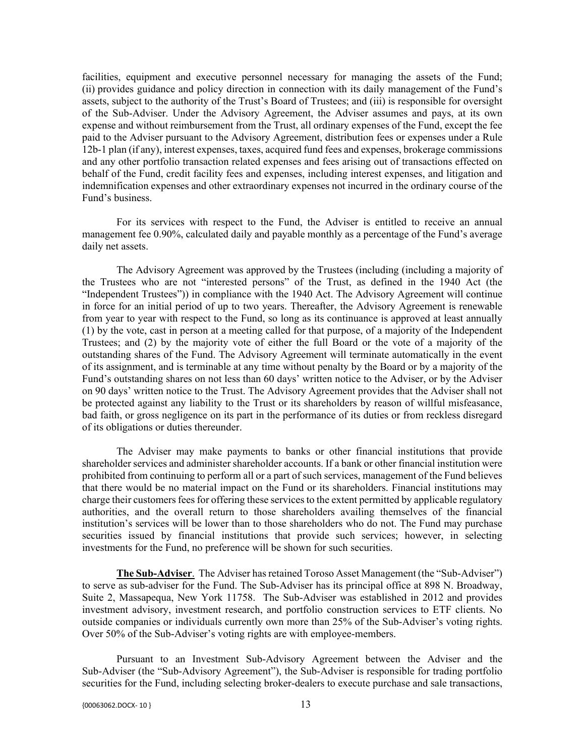facilities, equipment and executive personnel necessary for managing the assets of the Fund; (ii) provides guidance and policy direction in connection with its daily management of the Fund's assets, subject to the authority of the Trust's Board of Trustees; and (iii) is responsible for oversight of the Sub-Adviser. Under the Advisory Agreement, the Adviser assumes and pays, at its own expense and without reimbursement from the Trust, all ordinary expenses of the Fund, except the fee paid to the Adviser pursuant to the Advisory Agreement, distribution fees or expenses under a Rule 12b-1 plan (if any), interest expenses, taxes, acquired fund fees and expenses, brokerage commissions and any other portfolio transaction related expenses and fees arising out of transactions effected on behalf of the Fund, credit facility fees and expenses, including interest expenses, and litigation and indemnification expenses and other extraordinary expenses not incurred in the ordinary course of the Fund's business.

For its services with respect to the Fund, the Adviser is entitled to receive an annual management fee 0.90%, calculated daily and payable monthly as a percentage of the Fund's average daily net assets.

The Advisory Agreement was approved by the Trustees (including (including a majority of the Trustees who are not "interested persons" of the Trust, as defined in the 1940 Act (the "Independent Trustees")) in compliance with the 1940 Act. The Advisory Agreement will continue in force for an initial period of up to two years. Thereafter, the Advisory Agreement is renewable from year to year with respect to the Fund, so long as its continuance is approved at least annually (1) by the vote, cast in person at a meeting called for that purpose, of a majority of the Independent Trustees; and (2) by the majority vote of either the full Board or the vote of a majority of the outstanding shares of the Fund. The Advisory Agreement will terminate automatically in the event of its assignment, and is terminable at any time without penalty by the Board or by a majority of the Fund's outstanding shares on not less than 60 days' written notice to the Adviser, or by the Adviser on 90 days' written notice to the Trust. The Advisory Agreement provides that the Adviser shall not be protected against any liability to the Trust or its shareholders by reason of willful misfeasance, bad faith, or gross negligence on its part in the performance of its duties or from reckless disregard of its obligations or duties thereunder.

The Adviser may make payments to banks or other financial institutions that provide shareholder services and administer shareholder accounts. If a bank or other financial institution were prohibited from continuing to perform all or a part of such services, management of the Fund believes that there would be no material impact on the Fund or its shareholders. Financial institutions may charge their customers fees for offering these services to the extent permitted by applicable regulatory authorities, and the overall return to those shareholders availing themselves of the financial institution's services will be lower than to those shareholders who do not. The Fund may purchase securities issued by financial institutions that provide such services; however, in selecting investments for the Fund, no preference will be shown for such securities.

**The Sub-Adviser**. The Adviser has retained Toroso Asset Management (the "Sub-Adviser") to serve as sub-adviser for the Fund. The Sub-Adviser has its principal office at 898 N. Broadway, Suite 2, Massapequa, New York 11758. The Sub-Adviser was established in 2012 and provides investment advisory, investment research, and portfolio construction services to ETF clients. No outside companies or individuals currently own more than 25% of the Sub-Adviser's voting rights. Over 50% of the Sub-Adviser's voting rights are with employee-members.

Pursuant to an Investment Sub-Advisory Agreement between the Adviser and the Sub-Adviser (the "Sub-Advisory Agreement"), the Sub-Adviser is responsible for trading portfolio securities for the Fund, including selecting broker-dealers to execute purchase and sale transactions,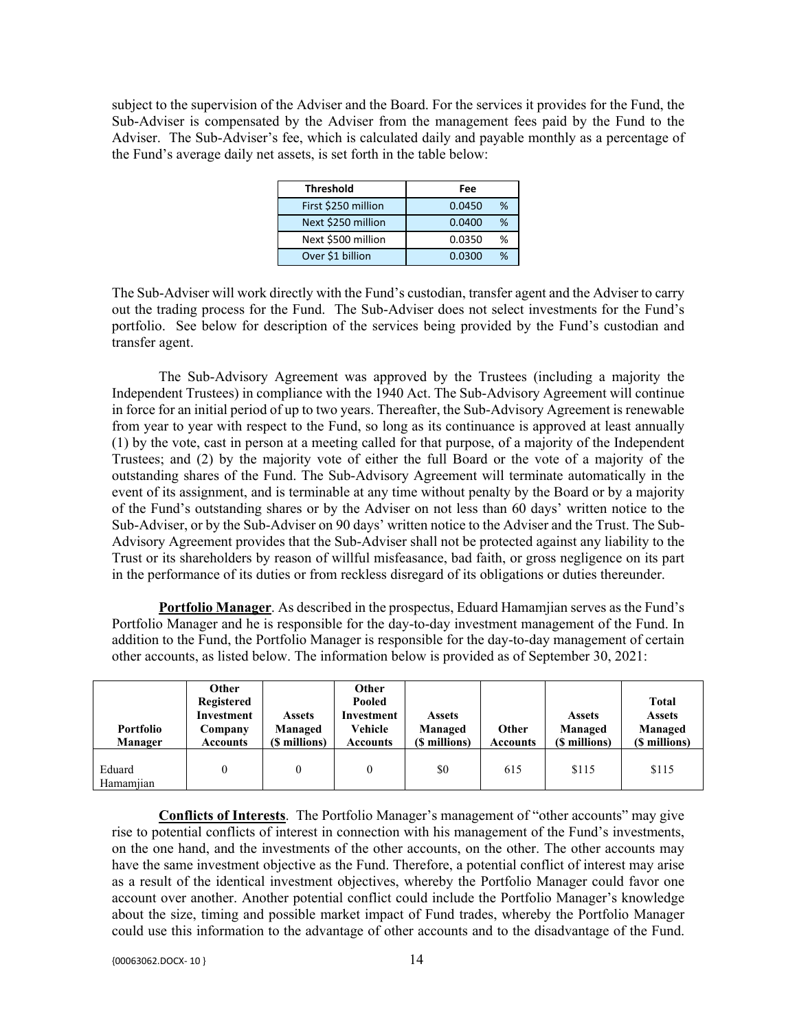subject to the supervision of the Adviser and the Board. For the services it provides for the Fund, the Sub-Adviser is compensated by the Adviser from the management fees paid by the Fund to the Adviser. The Sub-Adviser's fee, which is calculated daily and payable monthly as a percentage of the Fund's average daily net assets, is set forth in the table below:

| Threshold | Fee |
|---|---|
| First $250 million | 0.0450 % |
| Next $250 million | 0.0400 % |
| Next $500 million | 0.0350 % |
| Over $1 billion | 0.0300 % |

The Sub-Adviser will work directly with the Fund's custodian, transfer agent and the Adviser to carry out the trading process for the Fund. The Sub-Adviser does not select investments for the Fund's portfolio. See below for description of the services being provided by the Fund's custodian and transfer agent.

The Sub-Advisory Agreement was approved by the Trustees (including a majority the Independent Trustees) in compliance with the 1940 Act. The Sub-Advisory Agreement will continue in force for an initial period of up to two years. Thereafter, the Sub-Advisory Agreement is renewable from year to year with respect to the Fund, so long as its continuance is approved at least annually (1) by the vote, cast in person at a meeting called for that purpose, of a majority of the Independent Trustees; and (2) by the majority vote of either the full Board or the vote of a majority of the outstanding shares of the Fund. The Sub-Advisory Agreement will terminate automatically in the event of its assignment, and is terminable at any time without penalty by the Board or by a majority of the Fund's outstanding shares or by the Adviser on not less than 60 days' written notice to the Sub-Adviser, or by the Sub-Adviser on 90 days' written notice to the Adviser and the Trust. The Sub-Advisory Agreement provides that the Sub-Adviser shall not be protected against any liability to the Trust or its shareholders by reason of willful misfeasance, bad faith, or gross negligence on its part in the performance of its duties or from reckless disregard of its obligations or duties thereunder.

**Portfolio Manager**. As described in the prospectus, Eduard Hamamjian serves as the Fund's Portfolio Manager and he is responsible for the day-to-day investment management of the Fund. In addition to the Fund, the Portfolio Manager is responsible for the day-to-day management of certain other accounts, as listed below. The information below is provided as of September 30, 2021:

| Portfolio Manager | Other Registered Investment Company Accounts | Assets Managed ($ millions) | Other Pooled Investment Vehicle Accounts | Assets Managed ($ millions) | Other Accounts | Assets Managed ($ millions) | Total Assets Managed ($ millions) |
|---|---|---|---|---|---|---|---|
| Eduard Hamamjian | 0 | 0 | 0 | $0 | 615 | $115 | $115 |

**Conflicts of Interests**. The Portfolio Manager's management of "other accounts" may give rise to potential conflicts of interest in connection with his management of the Fund's investments, on the one hand, and the investments of the other accounts, on the other. The other accounts may have the same investment objective as the Fund. Therefore, a potential conflict of interest may arise as a result of the identical investment objectives, whereby the Portfolio Manager could favor one account over another. Another potential conflict could include the Portfolio Manager's knowledge about the size, timing and possible market impact of Fund trades, whereby the Portfolio Manager could use this information to the advantage of other accounts and to the disadvantage of the Fund.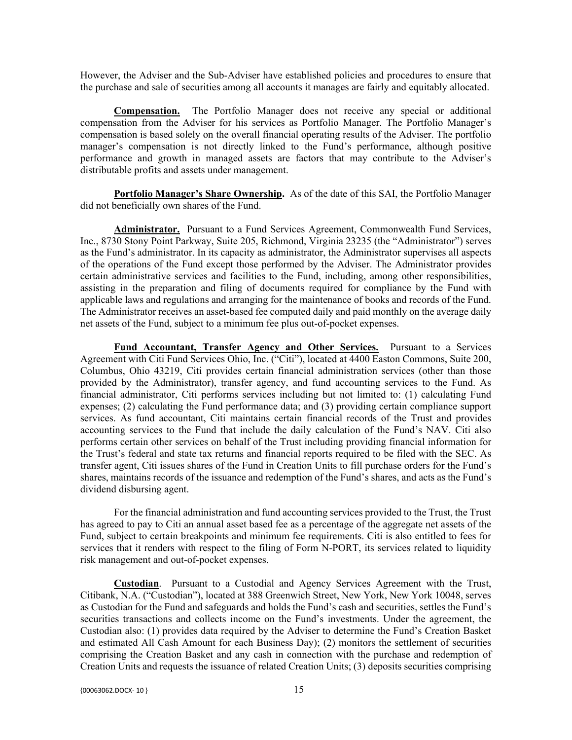However, the Adviser and the Sub-Adviser have established policies and procedures to ensure that the purchase and sale of securities among all accounts it manages are fairly and equitably allocated.

**Compensation.** The Portfolio Manager does not receive any special or additional compensation from the Adviser for his services as Portfolio Manager. The Portfolio Manager's compensation is based solely on the overall financial operating results of the Adviser. The portfolio manager's compensation is not directly linked to the Fund's performance, although positive performance and growth in managed assets are factors that may contribute to the Adviser's distributable profits and assets under management.

**Portfolio Manager's Share Ownership.** As of the date of this SAI, the Portfolio Manager did not beneficially own shares of the Fund.

**Administrator.** Pursuant to a Fund Services Agreement, Commonwealth Fund Services, Inc., 8730 Stony Point Parkway, Suite 205, Richmond, Virginia 23235 (the "Administrator") serves as the Fund's administrator. In its capacity as administrator, the Administrator supervises all aspects of the operations of the Fund except those performed by the Adviser. The Administrator provides certain administrative services and facilities to the Fund, including, among other responsibilities, assisting in the preparation and filing of documents required for compliance by the Fund with applicable laws and regulations and arranging for the maintenance of books and records of the Fund. The Administrator receives an asset-based fee computed daily and paid monthly on the average daily net assets of the Fund, subject to a minimum fee plus out-of-pocket expenses.

**Fund Accountant, Transfer Agency and Other Services.** Pursuant to a Services Agreement with Citi Fund Services Ohio, Inc. ("Citi"), located at 4400 Easton Commons, Suite 200, Columbus, Ohio 43219, Citi provides certain financial administration services (other than those provided by the Administrator), transfer agency, and fund accounting services to the Fund. As financial administrator, Citi performs services including but not limited to: (1) calculating Fund expenses; (2) calculating the Fund performance data; and (3) providing certain compliance support services. As fund accountant, Citi maintains certain financial records of the Trust and provides accounting services to the Fund that include the daily calculation of the Fund's NAV. Citi also performs certain other services on behalf of the Trust including providing financial information for the Trust's federal and state tax returns and financial reports required to be filed with the SEC. As transfer agent, Citi issues shares of the Fund in Creation Units to fill purchase orders for the Fund's shares, maintains records of the issuance and redemption of the Fund's shares, and acts as the Fund's dividend disbursing agent.

For the financial administration and fund accounting services provided to the Trust, the Trust has agreed to pay to Citi an annual asset based fee as a percentage of the aggregate net assets of the Fund, subject to certain breakpoints and minimum fee requirements. Citi is also entitled to fees for services that it renders with respect to the filing of Form N-PORT, its services related to liquidity risk management and out-of-pocket expenses.

**Custodian**. Pursuant to a Custodial and Agency Services Agreement with the Trust, Citibank, N.A. ("Custodian"), located at 388 Greenwich Street, New York, New York 10048, serves as Custodian for the Fund and safeguards and holds the Fund's cash and securities, settles the Fund's securities transactions and collects income on the Fund's investments. Under the agreement, the Custodian also: (1) provides data required by the Adviser to determine the Fund's Creation Basket and estimated All Cash Amount for each Business Day); (2) monitors the settlement of securities comprising the Creation Basket and any cash in connection with the purchase and redemption of Creation Units and requests the issuance of related Creation Units; (3) deposits securities comprising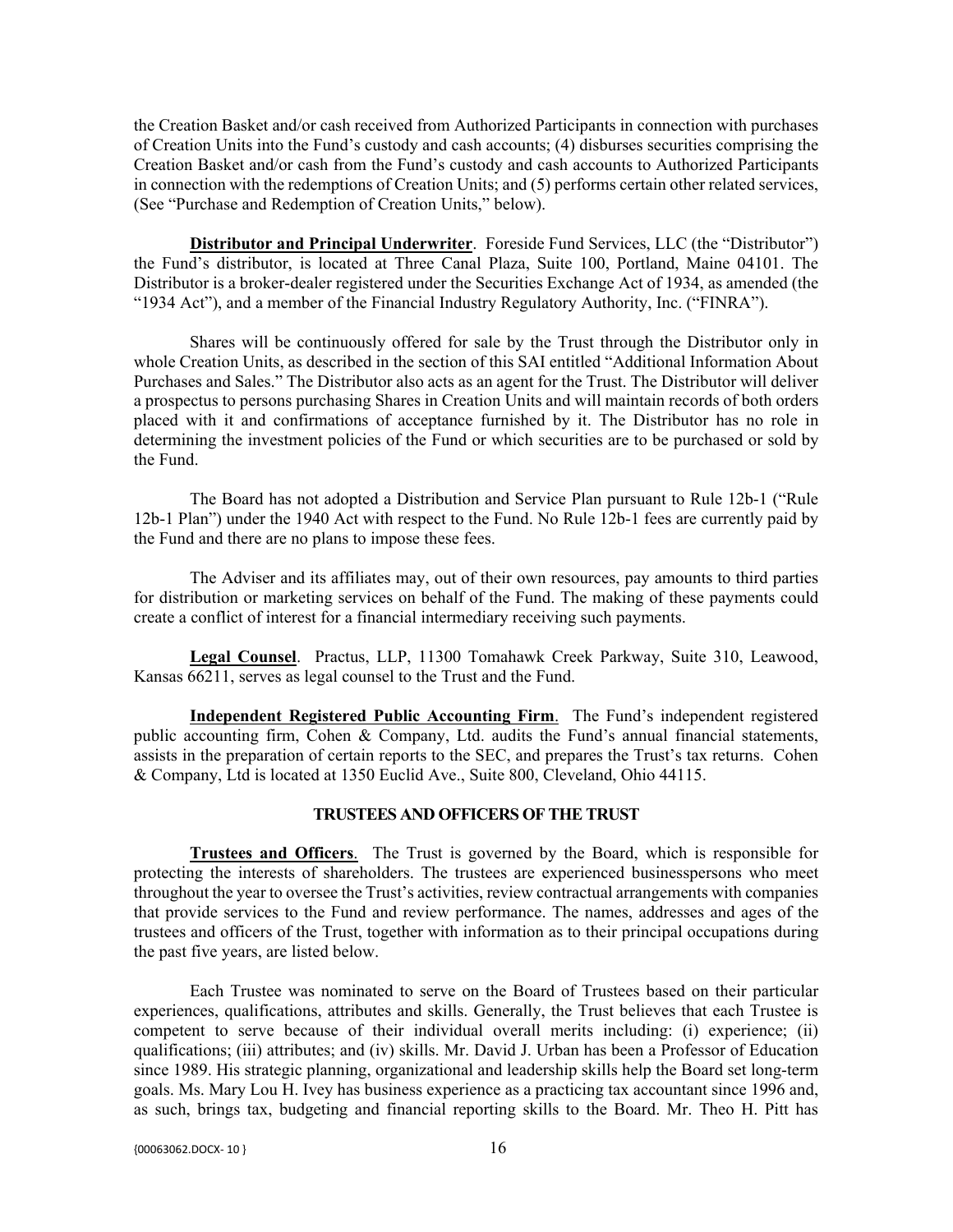the Creation Basket and/or cash received from Authorized Participants in connection with purchases of Creation Units into the Fund's custody and cash accounts; (4) disburses securities comprising the Creation Basket and/or cash from the Fund's custody and cash accounts to Authorized Participants in connection with the redemptions of Creation Units; and (5) performs certain other related services, (See "Purchase and Redemption of Creation Units," below).

**Distributor and Principal Underwriter**. Foreside Fund Services, LLC (the "Distributor") the Fund's distributor, is located at Three Canal Plaza, Suite 100, Portland, Maine 04101. The Distributor is a broker-dealer registered under the Securities Exchange Act of 1934, as amended (the "1934 Act"), and a member of the Financial Industry Regulatory Authority, Inc. ("FINRA").

Shares will be continuously offered for sale by the Trust through the Distributor only in whole Creation Units, as described in the section of this SAI entitled "Additional Information About Purchases and Sales." The Distributor also acts as an agent for the Trust. The Distributor will deliver a prospectus to persons purchasing Shares in Creation Units and will maintain records of both orders placed with it and confirmations of acceptance furnished by it. The Distributor has no role in determining the investment policies of the Fund or which securities are to be purchased or sold by the Fund.

The Board has not adopted a Distribution and Service Plan pursuant to Rule 12b-1 ("Rule 12b-1 Plan") under the 1940 Act with respect to the Fund. No Rule 12b-1 fees are currently paid by the Fund and there are no plans to impose these fees.

The Adviser and its affiliates may, out of their own resources, pay amounts to third parties for distribution or marketing services on behalf of the Fund. The making of these payments could create a conflict of interest for a financial intermediary receiving such payments.

**Legal Counsel**. Practus, LLP, 11300 Tomahawk Creek Parkway, Suite 310, Leawood, Kansas 66211, serves as legal counsel to the Trust and the Fund.

**Independent Registered Public Accounting Firm**. The Fund's independent registered public accounting firm, Cohen & Company, Ltd. audits the Fund's annual financial statements, assists in the preparation of certain reports to the SEC, and prepares the Trust's tax returns. Cohen & Company, Ltd is located at 1350 Euclid Ave., Suite 800, Cleveland, Ohio 44115.

## TRUSTEES AND OFFICERS OF THE TRUST

**Trustees and Officers**. The Trust is governed by the Board, which is responsible for protecting the interests of shareholders. The trustees are experienced businesspersons who meet throughout the year to oversee the Trust's activities, review contractual arrangements with companies that provide services to the Fund and review performance. The names, addresses and ages of the trustees and officers of the Trust, together with information as to their principal occupations during the past five years, are listed below.

Each Trustee was nominated to serve on the Board of Trustees based on their particular experiences, qualifications, attributes and skills. Generally, the Trust believes that each Trustee is competent to serve because of their individual overall merits including: (i) experience; (ii) qualifications; (iii) attributes; and (iv) skills. Mr. David J. Urban has been a Professor of Education since 1989. His strategic planning, organizational and leadership skills help the Board set long-term goals. Ms. Mary Lou H. Ivey has business experience as a practicing tax accountant since 1996 and, as such, brings tax, budgeting and financial reporting skills to the Board. Mr. Theo H. Pitt has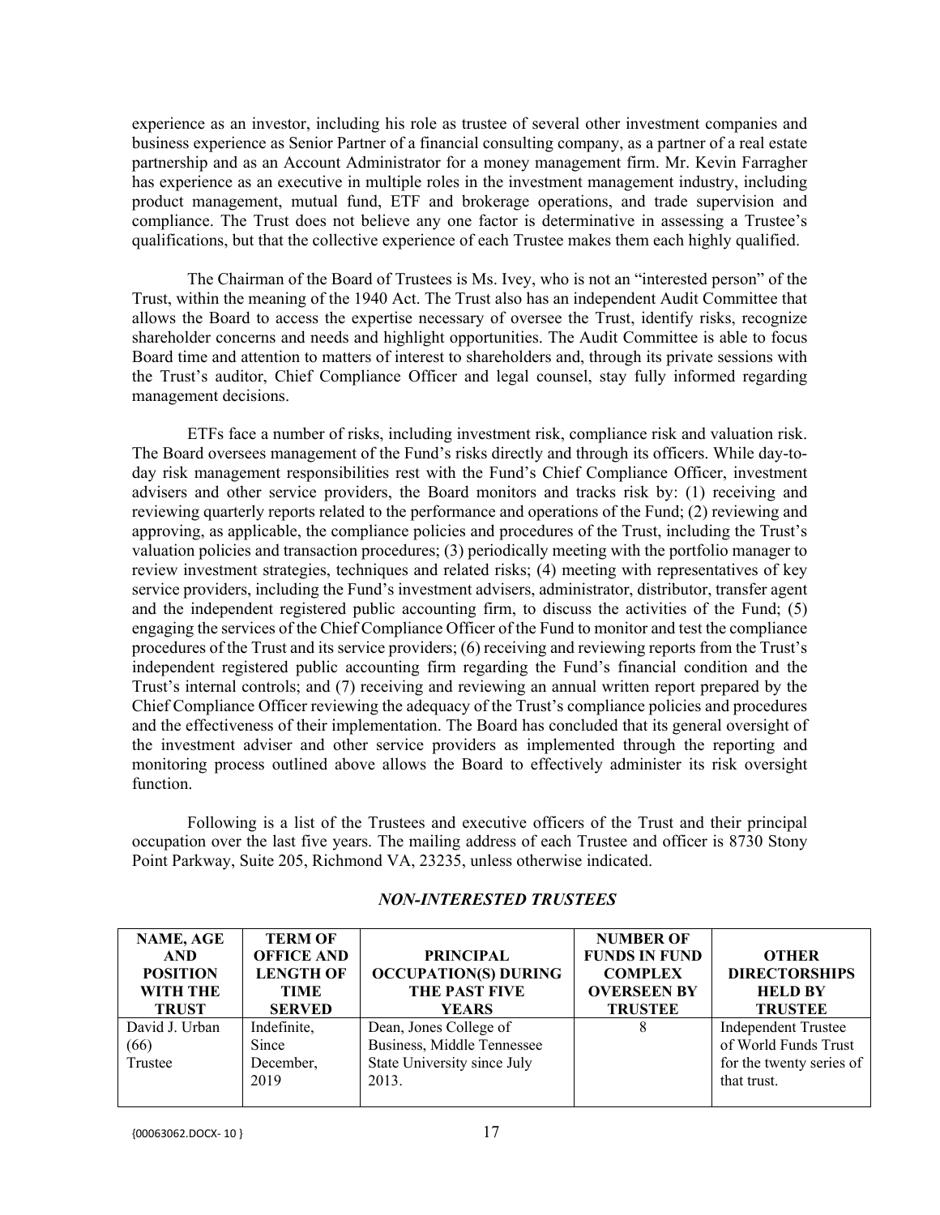experience as an investor, including his role as trustee of several other investment companies and business experience as Senior Partner of a financial consulting company, as a partner of a real estate partnership and as an Account Administrator for a money management firm. Mr. Kevin Farragher has experience as an executive in multiple roles in the investment management industry, including product management, mutual fund, ETF and brokerage operations, and trade supervision and compliance. The Trust does not believe any one factor is determinative in assessing a Trustee's qualifications, but that the collective experience of each Trustee makes them each highly qualified.

The Chairman of the Board of Trustees is Ms. Ivey, who is not an "interested person" of the Trust, within the meaning of the 1940 Act. The Trust also has an independent Audit Committee that allows the Board to access the expertise necessary of oversee the Trust, identify risks, recognize shareholder concerns and needs and highlight opportunities. The Audit Committee is able to focus Board time and attention to matters of interest to shareholders and, through its private sessions with the Trust's auditor, Chief Compliance Officer and legal counsel, stay fully informed regarding management decisions.

ETFs face a number of risks, including investment risk, compliance risk and valuation risk. The Board oversees management of the Fund's risks directly and through its officers. While day-to-day risk management responsibilities rest with the Fund's Chief Compliance Officer, investment advisers and other service providers, the Board monitors and tracks risk by: (1) receiving and reviewing quarterly reports related to the performance and operations of the Fund; (2) reviewing and approving, as applicable, the compliance policies and procedures of the Trust, including the Trust's valuation policies and transaction procedures; (3) periodically meeting with the portfolio manager to review investment strategies, techniques and related risks; (4) meeting with representatives of key service providers, including the Fund's investment advisers, administrator, distributor, transfer agent and the independent registered public accounting firm, to discuss the activities of the Fund; (5) engaging the services of the Chief Compliance Officer of the Fund to monitor and test the compliance procedures of the Trust and its service providers; (6) receiving and reviewing reports from the Trust's independent registered public accounting firm regarding the Fund's financial condition and the Trust's internal controls; and (7) receiving and reviewing an annual written report prepared by the Chief Compliance Officer reviewing the adequacy of the Trust's compliance policies and procedures and the effectiveness of their implementation. The Board has concluded that its general oversight of the investment adviser and other service providers as implemented through the reporting and monitoring process outlined above allows the Board to effectively administer its risk oversight function.

Following is a list of the Trustees and executive officers of the Trust and their principal occupation over the last five years. The mailing address of each Trustee and officer is 8730 Stony Point Parkway, Suite 205, Richmond VA, 23235, unless otherwise indicated.

***NON-INTERESTED TRUSTEES***

| NAME, AGE AND POSITION WITH THE TRUST | TERM OF OFFICE AND LENGTH OF TIME SERVED | PRINCIPAL OCCUPATION(S) DURING THE PAST FIVE YEARS | NUMBER OF FUNDS IN FUND COMPLEX OVERSEEN BY TRUSTEE | OTHER DIRECTORSHIPS HELD BY TRUSTEE |
|---|---|---|---|---|
| David J. Urban (66) Trustee | Indefinite, Since December, 2019 | Dean, Jones College of Business, Middle Tennessee State University since July 2013. | 8 | Independent Trustee of World Funds Trust for the twenty series of that trust. |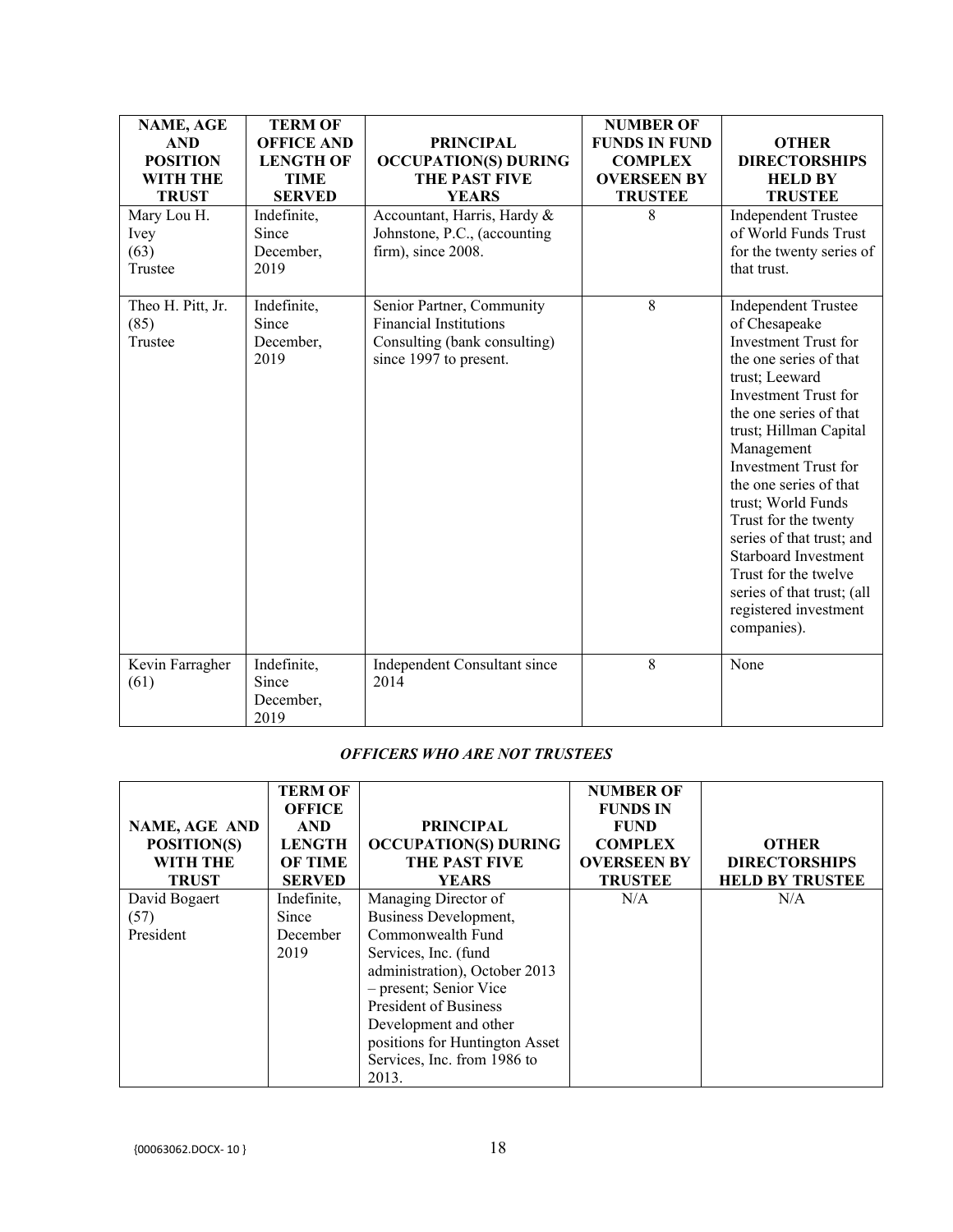| NAME, AGE AND POSITION WITH THE TRUST | TERM OF OFFICE AND LENGTH OF TIME SERVED | PRINCIPAL OCCUPATION(S) DURING THE PAST FIVE YEARS | NUMBER OF FUNDS IN FUND COMPLEX OVERSEEN BY TRUSTEE | OTHER DIRECTORSHIPS HELD BY TRUSTEE |
|---|---|---|---|---|
| Mary Lou H. Ivey (63) Trustee | Indefinite, Since December, 2019 | Accountant, Harris, Hardy & Johnstone, P.C., (accounting firm), since 2008. | 8 | Independent Trustee of World Funds Trust for the twenty series of that trust. |
| Theo H. Pitt, Jr. (85) Trustee | Indefinite, Since December, 2019 | Senior Partner, Community Financial Institutions Consulting (bank consulting) since 1997 to present. | 8 | Independent Trustee of Chesapeake Investment Trust for the one series of that trust; Leeward Investment Trust for the one series of that trust; Hillman Capital Management Investment Trust for the one series of that trust; World Funds Trust for the twenty series of that trust; and Starboard Investment Trust for the twelve series of that trust; (all registered investment companies). |
| Kevin Farragher (61) | Indefinite, Since December, 2019 | Independent Consultant since 2014 | 8 | None |

### *OFFICERS WHO ARE NOT TRUSTEES*

| NAME, AGE AND POSITION(S) WITH THE TRUST | TERM OF OFFICE AND LENGTH OF TIME SERVED | PRINCIPAL OCCUPATION(S) DURING THE PAST FIVE YEARS | NUMBER OF FUNDS IN FUND COMPLEX OVERSEEN BY TRUSTEE | OTHER DIRECTORSHIPS HELD BY TRUSTEE |
|---|---|---|---|---|
| David Bogaert (57) President | Indefinite, Since December 2019 | Managing Director of Business Development, Commonwealth Fund Services, Inc. (fund administration), October 2013 – present; Senior Vice President of Business Development and other positions for Huntington Asset Services, Inc. from 1986 to 2013. | N/A | N/A |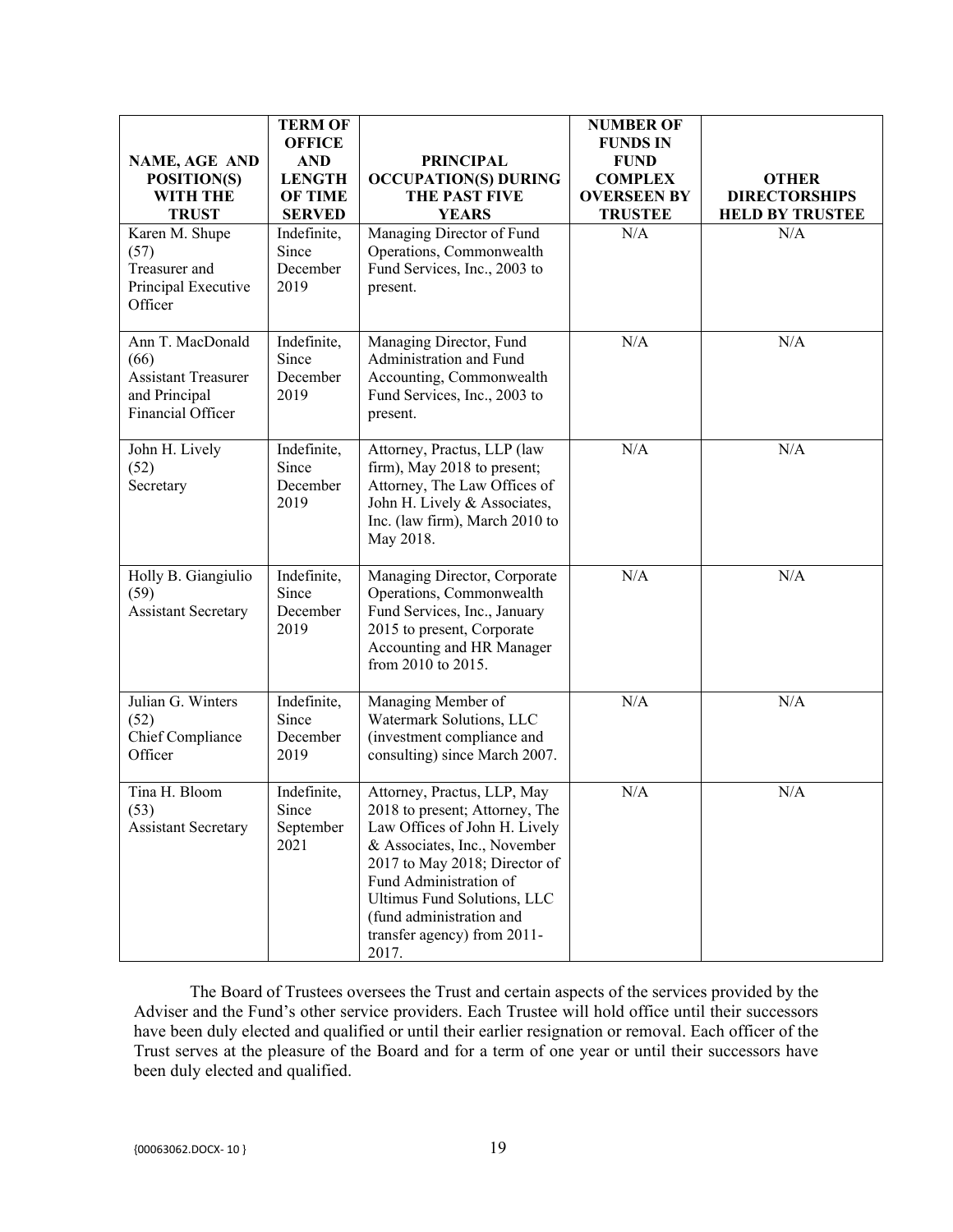| NAME, AGE AND POSITION(S) WITH THE TRUST | TERM OF OFFICE AND LENGTH OF TIME SERVED | PRINCIPAL OCCUPATION(S) DURING THE PAST FIVE YEARS | NUMBER OF FUNDS IN FUND COMPLEX OVERSEEN BY TRUSTEE | OTHER DIRECTORSHIPS HELD BY TRUSTEE |
|---|---|---|---|---|
| Karen M. Shupe (57) Treasurer and Principal Executive Officer | Indefinite, Since December 2019 | Managing Director of Fund Operations, Commonwealth Fund Services, Inc., 2003 to present. | N/A | N/A |
| Ann T. MacDonald (66) Assistant Treasurer and Principal Financial Officer | Indefinite, Since December 2019 | Managing Director, Fund Administration and Fund Accounting, Commonwealth Fund Services, Inc., 2003 to present. | N/A | N/A |
| John H. Lively (52) Secretary | Indefinite, Since December 2019 | Attorney, Practus, LLP (law firm), May 2018 to present; Attorney, The Law Offices of John H. Lively & Associates, Inc. (law firm), March 2010 to May 2018. | N/A | N/A |
| Holly B. Giangiulio (59) Assistant Secretary | Indefinite, Since December 2019 | Managing Director, Corporate Operations, Commonwealth Fund Services, Inc., January 2015 to present, Corporate Accounting and HR Manager from 2010 to 2015. | N/A | N/A |
| Julian G. Winters (52) Chief Compliance Officer | Indefinite, Since December 2019 | Managing Member of Watermark Solutions, LLC (investment compliance and consulting) since March 2007. | N/A | N/A |
| Tina H. Bloom (53) Assistant Secretary | Indefinite, Since September 2021 | Attorney, Practus, LLP, May 2018 to present; Attorney, The Law Offices of John H. Lively & Associates, Inc., November 2017 to May 2018; Director of Fund Administration of Ultimus Fund Solutions, LLC (fund administration and transfer agency) from 2011-2017. | N/A | N/A |

The Board of Trustees oversees the Trust and certain aspects of the services provided by the Adviser and the Fund's other service providers. Each Trustee will hold office until their successors have been duly elected and qualified or until their earlier resignation or removal. Each officer of the Trust serves at the pleasure of the Board and for a term of one year or until their successors have been duly elected and qualified.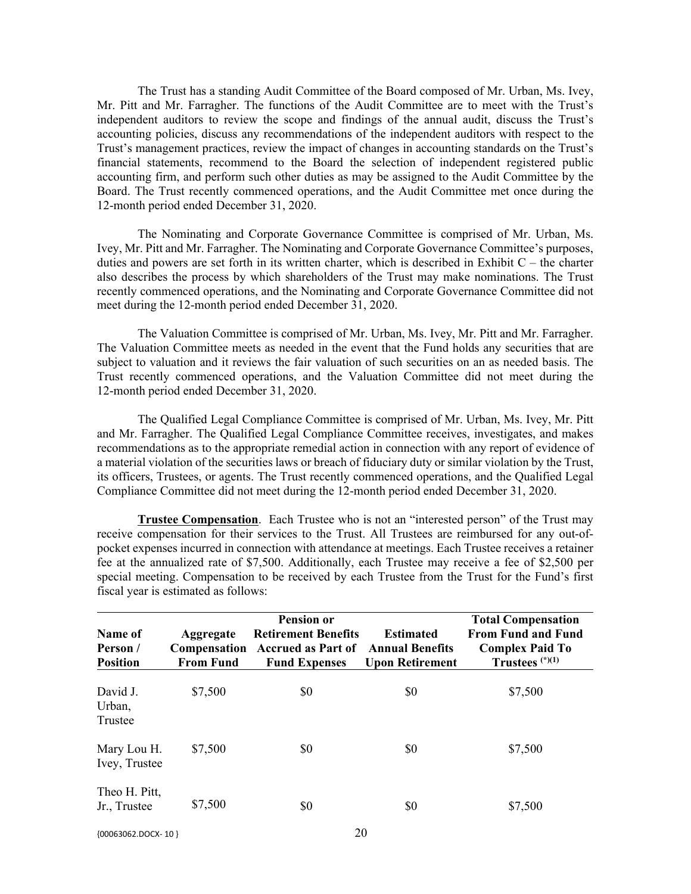The Trust has a standing Audit Committee of the Board composed of Mr. Urban, Ms. Ivey, Mr. Pitt and Mr. Farragher. The functions of the Audit Committee are to meet with the Trust's independent auditors to review the scope and findings of the annual audit, discuss the Trust's accounting policies, discuss any recommendations of the independent auditors with respect to the Trust's management practices, review the impact of changes in accounting standards on the Trust's financial statements, recommend to the Board the selection of independent registered public accounting firm, and perform such other duties as may be assigned to the Audit Committee by the Board. The Trust recently commenced operations, and the Audit Committee met once during the 12-month period ended December 31, 2020.

The Nominating and Corporate Governance Committee is comprised of Mr. Urban, Ms. Ivey, Mr. Pitt and Mr. Farragher. The Nominating and Corporate Governance Committee's purposes, duties and powers are set forth in its written charter, which is described in Exhibit C – the charter also describes the process by which shareholders of the Trust may make nominations. The Trust recently commenced operations, and the Nominating and Corporate Governance Committee did not meet during the 12-month period ended December 31, 2020.

The Valuation Committee is comprised of Mr. Urban, Ms. Ivey, Mr. Pitt and Mr. Farragher. The Valuation Committee meets as needed in the event that the Fund holds any securities that are subject to valuation and it reviews the fair valuation of such securities on an as needed basis. The Trust recently commenced operations, and the Valuation Committee did not meet during the 12-month period ended December 31, 2020.

The Qualified Legal Compliance Committee is comprised of Mr. Urban, Ms. Ivey, Mr. Pitt and Mr. Farragher. The Qualified Legal Compliance Committee receives, investigates, and makes recommendations as to the appropriate remedial action in connection with any report of evidence of a material violation of the securities laws or breach of fiduciary duty or similar violation by the Trust, its officers, Trustees, or agents. The Trust recently commenced operations, and the Qualified Legal Compliance Committee did not meet during the 12-month period ended December 31, 2020.

**Trustee Compensation**. Each Trustee who is not an "interested person" of the Trust may receive compensation for their services to the Trust. All Trustees are reimbursed for any out-of-pocket expenses incurred in connection with attendance at meetings. Each Trustee receives a retainer fee at the annualized rate of $7,500. Additionally, each Trustee may receive a fee of $2,500 per special meeting. Compensation to be received by each Trustee from the Trust for the Fund's first fiscal year is estimated as follows:

| Name of Person / Position | Aggregate Compensation From Fund | Pension or Retirement Benefits Accrued as Part of Fund Expenses | Estimated Annual Benefits Upon Retirement | Total Compensation From Fund and Fund Complex Paid To Trustees (*)(1) |
|---|---|---|---|---|
| David J. Urban, Trustee | $7,500 | $0 | $0 | $7,500 |
| Mary Lou H. Ivey, Trustee | $7,500 | $0 | $0 | $7,500 |
| Theo H. Pitt, Jr., Trustee | $7,500 | $0 | $0 | $7,500 |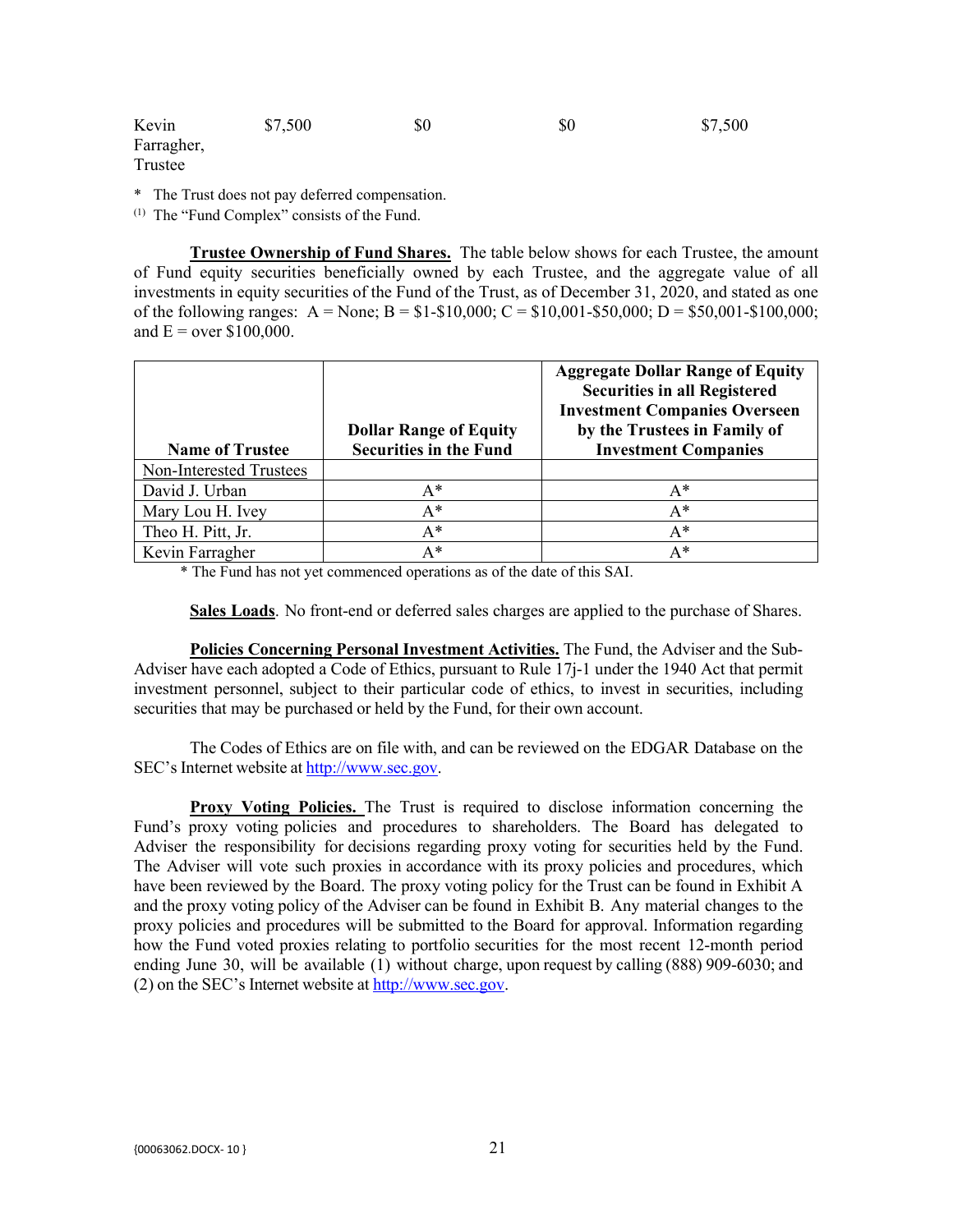| Kevin Farragher, Trustee | $7,500 | $0 | $0 | $7,500 |
|---|---|---|---|---|

\* The Trust does not pay deferred compensation.

(1) The "Fund Complex" consists of the Fund.

**Trustee Ownership of Fund Shares.** The table below shows for each Trustee, the amount of Fund equity securities beneficially owned by each Trustee, and the aggregate value of all investments in equity securities of the Fund of the Trust, as of December 31, 2020, and stated as one of the following ranges: A = None; B = $1-$10,000; C = $10,001-$50,000; D = $50,001-$100,000; and E = over $100,000.

| Name of Trustee | Dollar Range of Equity Securities in the Fund | Aggregate Dollar Range of Equity Securities in all Registered Investment Companies Overseen by the Trustees in Family of Investment Companies |
|---|---|---|
| Non-Interested Trustees | | |
| David J. Urban | A* | A* |
| Mary Lou H. Ivey | A* | A* |
| Theo H. Pitt, Jr. | A* | A* |
| Kevin Farragher | A* | A* |

\* The Fund has not yet commenced operations as of the date of this SAI.

**Sales Loads**. No front-end or deferred sales charges are applied to the purchase of Shares.

**Policies Concerning Personal Investment Activities.** The Fund, the Adviser and the Sub-Adviser have each adopted a Code of Ethics, pursuant to Rule 17j-1 under the 1940 Act that permit investment personnel, subject to their particular code of ethics, to invest in securities, including securities that may be purchased or held by the Fund, for their own account.

The Codes of Ethics are on file with, and can be reviewed on the EDGAR Database on the SEC's Internet website at http://www.sec.gov.

**Proxy Voting Policies.** The Trust is required to disclose information concerning the Fund's proxy voting policies and procedures to shareholders. The Board has delegated to Adviser the responsibility for decisions regarding proxy voting for securities held by the Fund. The Adviser will vote such proxies in accordance with its proxy policies and procedures, which have been reviewed by the Board. The proxy voting policy for the Trust can be found in Exhibit A and the proxy voting policy of the Adviser can be found in Exhibit B. Any material changes to the proxy policies and procedures will be submitted to the Board for approval. Information regarding how the Fund voted proxies relating to portfolio securities for the most recent 12-month period ending June 30, will be available (1) without charge, upon request by calling (888) 909-6030; and (2) on the SEC's Internet website at http://www.sec.gov.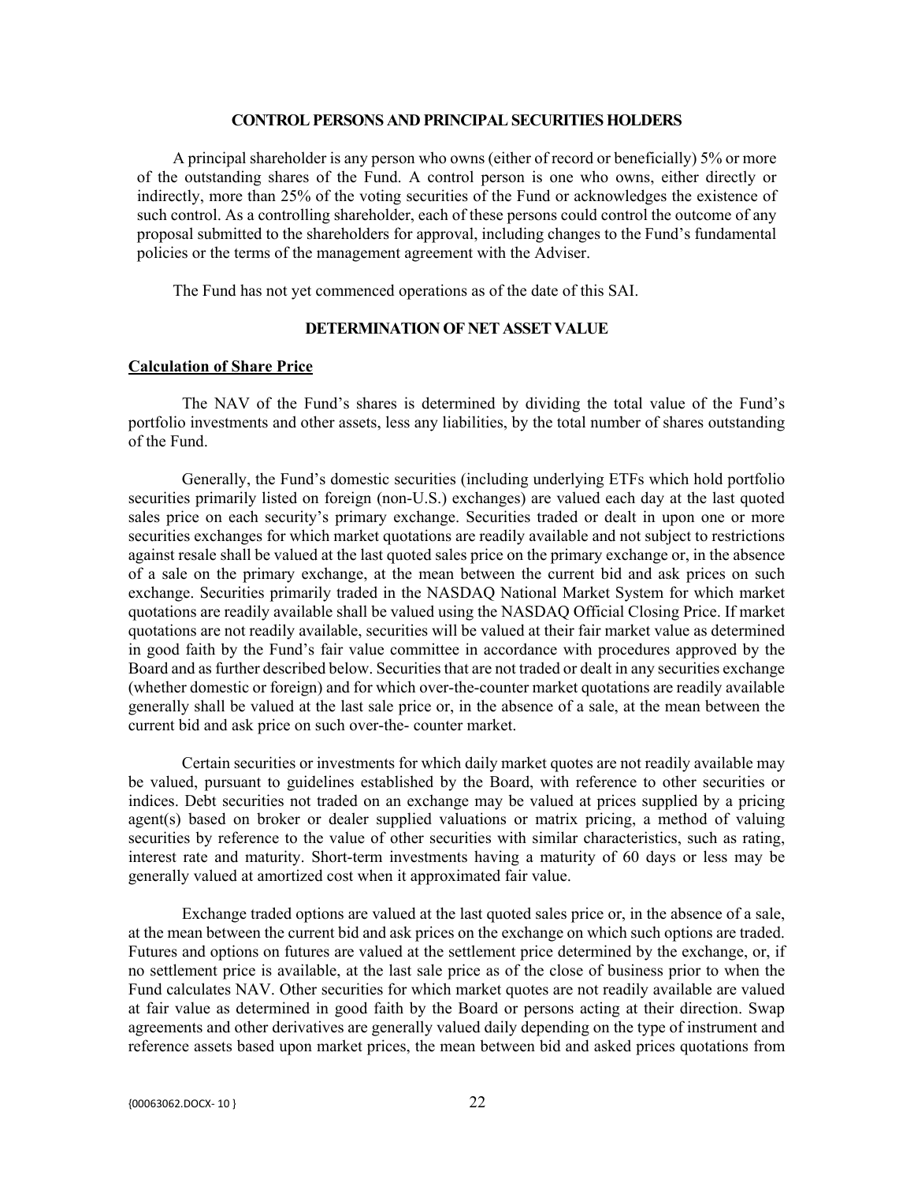## CONTROL PERSONS AND PRINCIPAL SECURITIES HOLDERS

A principal shareholder is any person who owns (either of record or beneficially) 5% or more of the outstanding shares of the Fund. A control person is one who owns, either directly or indirectly, more than 25% of the voting securities of the Fund or acknowledges the existence of such control. As a controlling shareholder, each of these persons could control the outcome of any proposal submitted to the shareholders for approval, including changes to the Fund's fundamental policies or the terms of the management agreement with the Adviser.

The Fund has not yet commenced operations as of the date of this SAI.

## DETERMINATION OF NET ASSET VALUE

### Calculation of Share Price

The NAV of the Fund's shares is determined by dividing the total value of the Fund's portfolio investments and other assets, less any liabilities, by the total number of shares outstanding of the Fund.

Generally, the Fund's domestic securities (including underlying ETFs which hold portfolio securities primarily listed on foreign (non-U.S.) exchanges) are valued each day at the last quoted sales price on each security's primary exchange. Securities traded or dealt in upon one or more securities exchanges for which market quotations are readily available and not subject to restrictions against resale shall be valued at the last quoted sales price on the primary exchange or, in the absence of a sale on the primary exchange, at the mean between the current bid and ask prices on such exchange. Securities primarily traded in the NASDAQ National Market System for which market quotations are readily available shall be valued using the NASDAQ Official Closing Price. If market quotations are not readily available, securities will be valued at their fair market value as determined in good faith by the Fund's fair value committee in accordance with procedures approved by the Board and as further described below. Securities that are not traded or dealt in any securities exchange (whether domestic or foreign) and for which over-the-counter market quotations are readily available generally shall be valued at the last sale price or, in the absence of a sale, at the mean between the current bid and ask price on such over-the- counter market.

Certain securities or investments for which daily market quotes are not readily available may be valued, pursuant to guidelines established by the Board, with reference to other securities or indices. Debt securities not traded on an exchange may be valued at prices supplied by a pricing agent(s) based on broker or dealer supplied valuations or matrix pricing, a method of valuing securities by reference to the value of other securities with similar characteristics, such as rating, interest rate and maturity. Short-term investments having a maturity of 60 days or less may be generally valued at amortized cost when it approximated fair value.

Exchange traded options are valued at the last quoted sales price or, in the absence of a sale, at the mean between the current bid and ask prices on the exchange on which such options are traded. Futures and options on futures are valued at the settlement price determined by the exchange, or, if no settlement price is available, at the last sale price as of the close of business prior to when the Fund calculates NAV. Other securities for which market quotes are not readily available are valued at fair value as determined in good faith by the Board or persons acting at their direction. Swap agreements and other derivatives are generally valued daily depending on the type of instrument and reference assets based upon market prices, the mean between bid and asked prices quotations from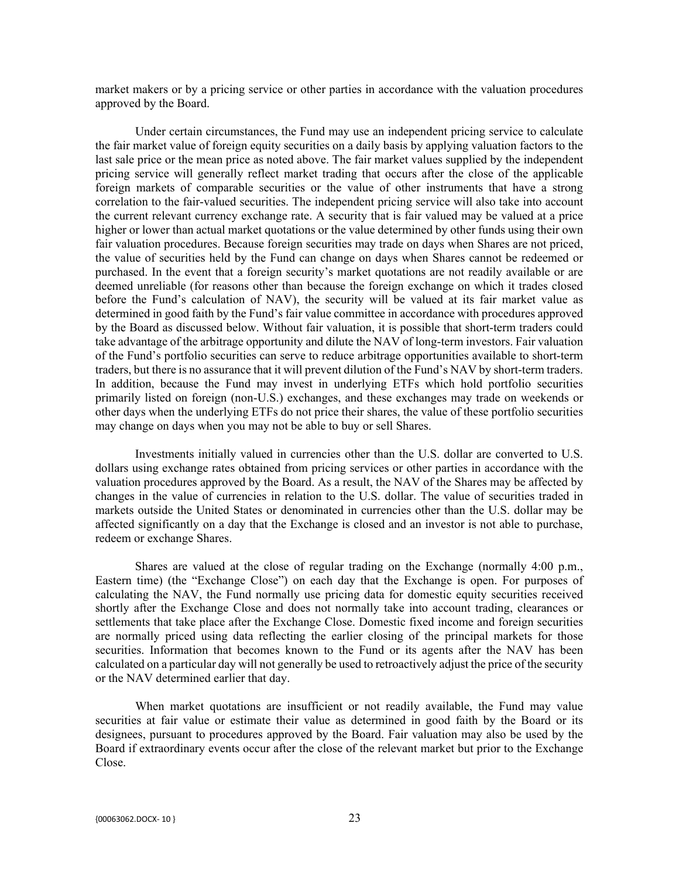market makers or by a pricing service or other parties in accordance with the valuation procedures approved by the Board.

Under certain circumstances, the Fund may use an independent pricing service to calculate the fair market value of foreign equity securities on a daily basis by applying valuation factors to the last sale price or the mean price as noted above. The fair market values supplied by the independent pricing service will generally reflect market trading that occurs after the close of the applicable foreign markets of comparable securities or the value of other instruments that have a strong correlation to the fair-valued securities. The independent pricing service will also take into account the current relevant currency exchange rate. A security that is fair valued may be valued at a price higher or lower than actual market quotations or the value determined by other funds using their own fair valuation procedures. Because foreign securities may trade on days when Shares are not priced, the value of securities held by the Fund can change on days when Shares cannot be redeemed or purchased. In the event that a foreign security's market quotations are not readily available or are deemed unreliable (for reasons other than because the foreign exchange on which it trades closed before the Fund's calculation of NAV), the security will be valued at its fair market value as determined in good faith by the Fund's fair value committee in accordance with procedures approved by the Board as discussed below. Without fair valuation, it is possible that short-term traders could take advantage of the arbitrage opportunity and dilute the NAV of long-term investors. Fair valuation of the Fund's portfolio securities can serve to reduce arbitrage opportunities available to short-term traders, but there is no assurance that it will prevent dilution of the Fund's NAV by short-term traders. In addition, because the Fund may invest in underlying ETFs which hold portfolio securities primarily listed on foreign (non-U.S.) exchanges, and these exchanges may trade on weekends or other days when the underlying ETFs do not price their shares, the value of these portfolio securities may change on days when you may not be able to buy or sell Shares.

Investments initially valued in currencies other than the U.S. dollar are converted to U.S. dollars using exchange rates obtained from pricing services or other parties in accordance with the valuation procedures approved by the Board. As a result, the NAV of the Shares may be affected by changes in the value of currencies in relation to the U.S. dollar. The value of securities traded in markets outside the United States or denominated in currencies other than the U.S. dollar may be affected significantly on a day that the Exchange is closed and an investor is not able to purchase, redeem or exchange Shares.

Shares are valued at the close of regular trading on the Exchange (normally 4:00 p.m., Eastern time) (the "Exchange Close") on each day that the Exchange is open. For purposes of calculating the NAV, the Fund normally use pricing data for domestic equity securities received shortly after the Exchange Close and does not normally take into account trading, clearances or settlements that take place after the Exchange Close. Domestic fixed income and foreign securities are normally priced using data reflecting the earlier closing of the principal markets for those securities. Information that becomes known to the Fund or its agents after the NAV has been calculated on a particular day will not generally be used to retroactively adjust the price of the security or the NAV determined earlier that day.

When market quotations are insufficient or not readily available, the Fund may value securities at fair value or estimate their value as determined in good faith by the Board or its designees, pursuant to procedures approved by the Board. Fair valuation may also be used by the Board if extraordinary events occur after the close of the relevant market but prior to the Exchange Close.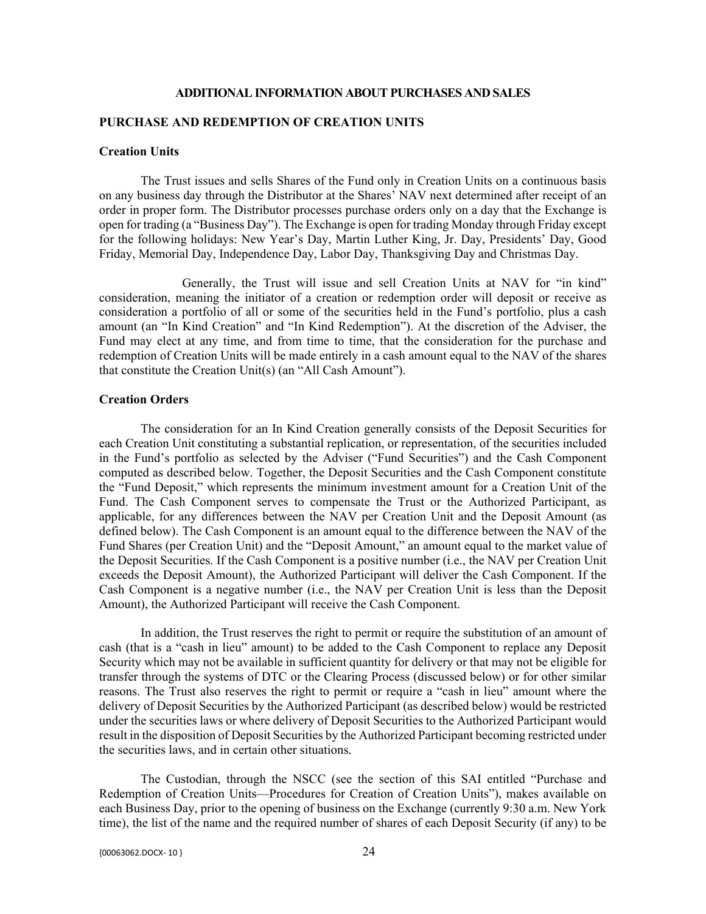## ADDITIONAL INFORMATION ABOUT PURCHASES AND SALES

### PURCHASE AND REDEMPTION OF CREATION UNITS

**Creation Units**

The Trust issues and sells Shares of the Fund only in Creation Units on a continuous basis on any business day through the Distributor at the Shares' NAV next determined after receipt of an order in proper form. The Distributor processes purchase orders only on a day that the Exchange is open for trading (a "Business Day"). The Exchange is open for trading Monday through Friday except for the following holidays: New Year's Day, Martin Luther King, Jr. Day, Presidents' Day, Good Friday, Memorial Day, Independence Day, Labor Day, Thanksgiving Day and Christmas Day.

Generally, the Trust will issue and sell Creation Units at NAV for "in kind" consideration, meaning the initiator of a creation or redemption order will deposit or receive as consideration a portfolio of all or some of the securities held in the Fund's portfolio, plus a cash amount (an "In Kind Creation" and "In Kind Redemption"). At the discretion of the Adviser, the Fund may elect at any time, and from time to time, that the consideration for the purchase and redemption of Creation Units will be made entirely in a cash amount equal to the NAV of the shares that constitute the Creation Unit(s) (an "All Cash Amount").

**Creation Orders**

The consideration for an In Kind Creation generally consists of the Deposit Securities for each Creation Unit constituting a substantial replication, or representation, of the securities included in the Fund's portfolio as selected by the Adviser ("Fund Securities") and the Cash Component computed as described below. Together, the Deposit Securities and the Cash Component constitute the "Fund Deposit," which represents the minimum investment amount for a Creation Unit of the Fund. The Cash Component serves to compensate the Trust or the Authorized Participant, as applicable, for any differences between the NAV per Creation Unit and the Deposit Amount (as defined below). The Cash Component is an amount equal to the difference between the NAV of the Fund Shares (per Creation Unit) and the "Deposit Amount," an amount equal to the market value of the Deposit Securities. If the Cash Component is a positive number (i.e., the NAV per Creation Unit exceeds the Deposit Amount), the Authorized Participant will deliver the Cash Component. If the Cash Component is a negative number (i.e., the NAV per Creation Unit is less than the Deposit Amount), the Authorized Participant will receive the Cash Component.

In addition, the Trust reserves the right to permit or require the substitution of an amount of cash (that is a "cash in lieu" amount) to be added to the Cash Component to replace any Deposit Security which may not be available in sufficient quantity for delivery or that may not be eligible for transfer through the systems of DTC or the Clearing Process (discussed below) or for other similar reasons. The Trust also reserves the right to permit or require a "cash in lieu" amount where the delivery of Deposit Securities by the Authorized Participant (as described below) would be restricted under the securities laws or where delivery of Deposit Securities to the Authorized Participant would result in the disposition of Deposit Securities by the Authorized Participant becoming restricted under the securities laws, and in certain other situations.

The Custodian, through the NSCC (see the section of this SAI entitled "Purchase and Redemption of Creation Units—Procedures for Creation of Creation Units"), makes available on each Business Day, prior to the opening of business on the Exchange (currently 9:30 a.m. New York time), the list of the name and the required number of shares of each Deposit Security (if any) to be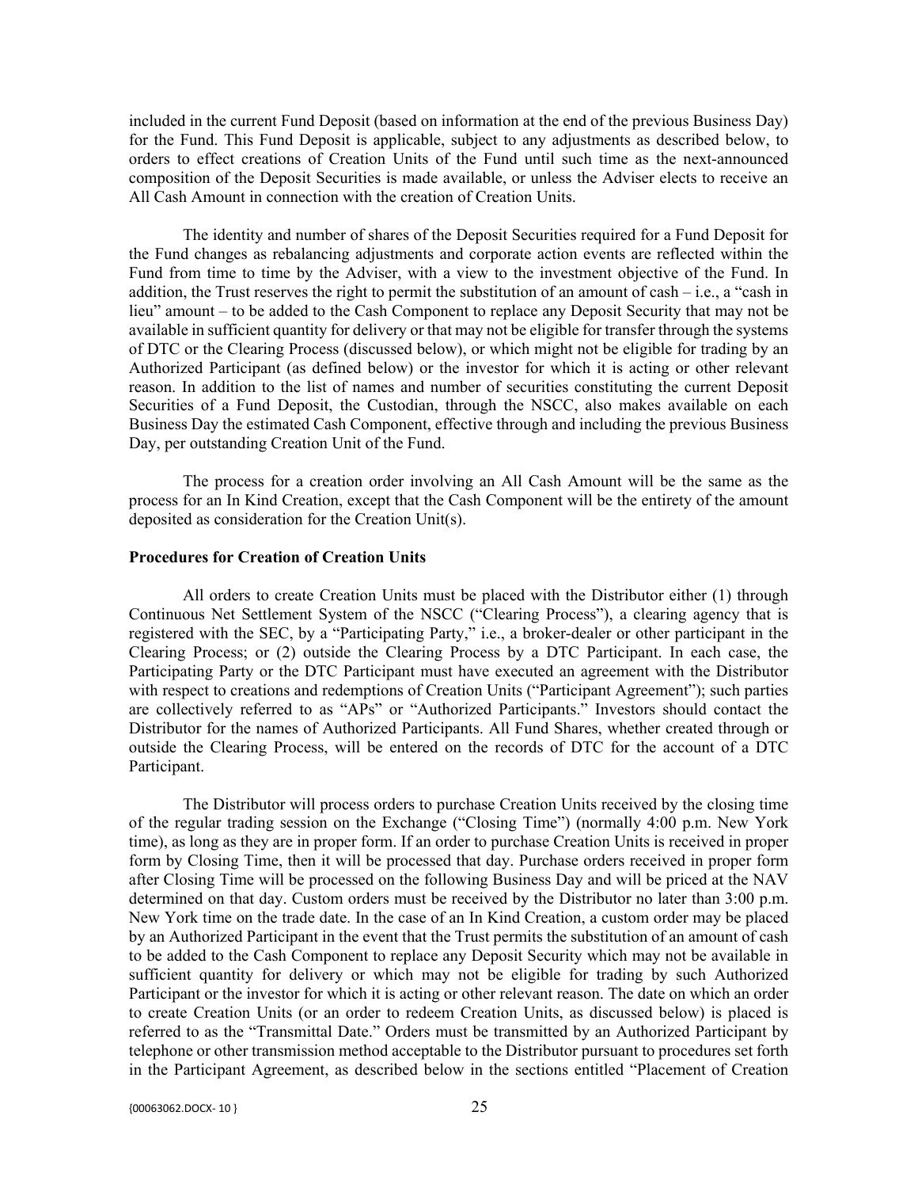included in the current Fund Deposit (based on information at the end of the previous Business Day) for the Fund. This Fund Deposit is applicable, subject to any adjustments as described below, to orders to effect creations of Creation Units of the Fund until such time as the next-announced composition of the Deposit Securities is made available, or unless the Adviser elects to receive an All Cash Amount in connection with the creation of Creation Units.

The identity and number of shares of the Deposit Securities required for a Fund Deposit for the Fund changes as rebalancing adjustments and corporate action events are reflected within the Fund from time to time by the Adviser, with a view to the investment objective of the Fund. In addition, the Trust reserves the right to permit the substitution of an amount of cash – i.e., a "cash in lieu" amount – to be added to the Cash Component to replace any Deposit Security that may not be available in sufficient quantity for delivery or that may not be eligible for transfer through the systems of DTC or the Clearing Process (discussed below), or which might not be eligible for trading by an Authorized Participant (as defined below) or the investor for which it is acting or other relevant reason. In addition to the list of names and number of securities constituting the current Deposit Securities of a Fund Deposit, the Custodian, through the NSCC, also makes available on each Business Day the estimated Cash Component, effective through and including the previous Business Day, per outstanding Creation Unit of the Fund.

The process for a creation order involving an All Cash Amount will be the same as the process for an In Kind Creation, except that the Cash Component will be the entirety of the amount deposited as consideration for the Creation Unit(s).

**Procedures for Creation of Creation Units**

All orders to create Creation Units must be placed with the Distributor either (1) through Continuous Net Settlement System of the NSCC ("Clearing Process"), a clearing agency that is registered with the SEC, by a "Participating Party," i.e., a broker-dealer or other participant in the Clearing Process; or (2) outside the Clearing Process by a DTC Participant. In each case, the Participating Party or the DTC Participant must have executed an agreement with the Distributor with respect to creations and redemptions of Creation Units ("Participant Agreement"); such parties are collectively referred to as "APs" or "Authorized Participants." Investors should contact the Distributor for the names of Authorized Participants. All Fund Shares, whether created through or outside the Clearing Process, will be entered on the records of DTC for the account of a DTC Participant.

The Distributor will process orders to purchase Creation Units received by the closing time of the regular trading session on the Exchange ("Closing Time") (normally 4:00 p.m. New York time), as long as they are in proper form. If an order to purchase Creation Units is received in proper form by Closing Time, then it will be processed that day. Purchase orders received in proper form after Closing Time will be processed on the following Business Day and will be priced at the NAV determined on that day. Custom orders must be received by the Distributor no later than 3:00 p.m. New York time on the trade date. In the case of an In Kind Creation, a custom order may be placed by an Authorized Participant in the event that the Trust permits the substitution of an amount of cash to be added to the Cash Component to replace any Deposit Security which may not be available in sufficient quantity for delivery or which may not be eligible for trading by such Authorized Participant or the investor for which it is acting or other relevant reason. The date on which an order to create Creation Units (or an order to redeem Creation Units, as discussed below) is placed is referred to as the "Transmittal Date." Orders must be transmitted by an Authorized Participant by telephone or other transmission method acceptable to the Distributor pursuant to procedures set forth in the Participant Agreement, as described below in the sections entitled "Placement of Creation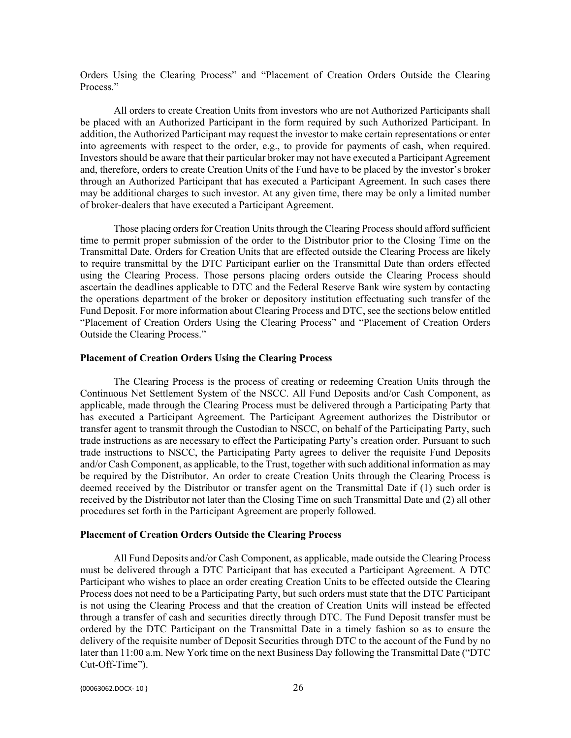Orders Using the Clearing Process" and "Placement of Creation Orders Outside the Clearing Process."

All orders to create Creation Units from investors who are not Authorized Participants shall be placed with an Authorized Participant in the form required by such Authorized Participant. In addition, the Authorized Participant may request the investor to make certain representations or enter into agreements with respect to the order, e.g., to provide for payments of cash, when required. Investors should be aware that their particular broker may not have executed a Participant Agreement and, therefore, orders to create Creation Units of the Fund have to be placed by the investor's broker through an Authorized Participant that has executed a Participant Agreement. In such cases there may be additional charges to such investor. At any given time, there may be only a limited number of broker-dealers that have executed a Participant Agreement.

Those placing orders for Creation Units through the Clearing Process should afford sufficient time to permit proper submission of the order to the Distributor prior to the Closing Time on the Transmittal Date. Orders for Creation Units that are effected outside the Clearing Process are likely to require transmittal by the DTC Participant earlier on the Transmittal Date than orders effected using the Clearing Process. Those persons placing orders outside the Clearing Process should ascertain the deadlines applicable to DTC and the Federal Reserve Bank wire system by contacting the operations department of the broker or depository institution effectuating such transfer of the Fund Deposit. For more information about Clearing Process and DTC, see the sections below entitled "Placement of Creation Orders Using the Clearing Process" and "Placement of Creation Orders Outside the Clearing Process."

**Placement of Creation Orders Using the Clearing Process**

The Clearing Process is the process of creating or redeeming Creation Units through the Continuous Net Settlement System of the NSCC. All Fund Deposits and/or Cash Component, as applicable, made through the Clearing Process must be delivered through a Participating Party that has executed a Participant Agreement. The Participant Agreement authorizes the Distributor or transfer agent to transmit through the Custodian to NSCC, on behalf of the Participating Party, such trade instructions as are necessary to effect the Participating Party's creation order. Pursuant to such trade instructions to NSCC, the Participating Party agrees to deliver the requisite Fund Deposits and/or Cash Component, as applicable, to the Trust, together with such additional information as may be required by the Distributor. An order to create Creation Units through the Clearing Process is deemed received by the Distributor or transfer agent on the Transmittal Date if (1) such order is received by the Distributor not later than the Closing Time on such Transmittal Date and (2) all other procedures set forth in the Participant Agreement are properly followed.

**Placement of Creation Orders Outside the Clearing Process**

All Fund Deposits and/or Cash Component, as applicable, made outside the Clearing Process must be delivered through a DTC Participant that has executed a Participant Agreement. A DTC Participant who wishes to place an order creating Creation Units to be effected outside the Clearing Process does not need to be a Participating Party, but such orders must state that the DTC Participant is not using the Clearing Process and that the creation of Creation Units will instead be effected through a transfer of cash and securities directly through DTC. The Fund Deposit transfer must be ordered by the DTC Participant on the Transmittal Date in a timely fashion so as to ensure the delivery of the requisite number of Deposit Securities through DTC to the account of the Fund by no later than 11:00 a.m. New York time on the next Business Day following the Transmittal Date ("DTC Cut-Off-Time").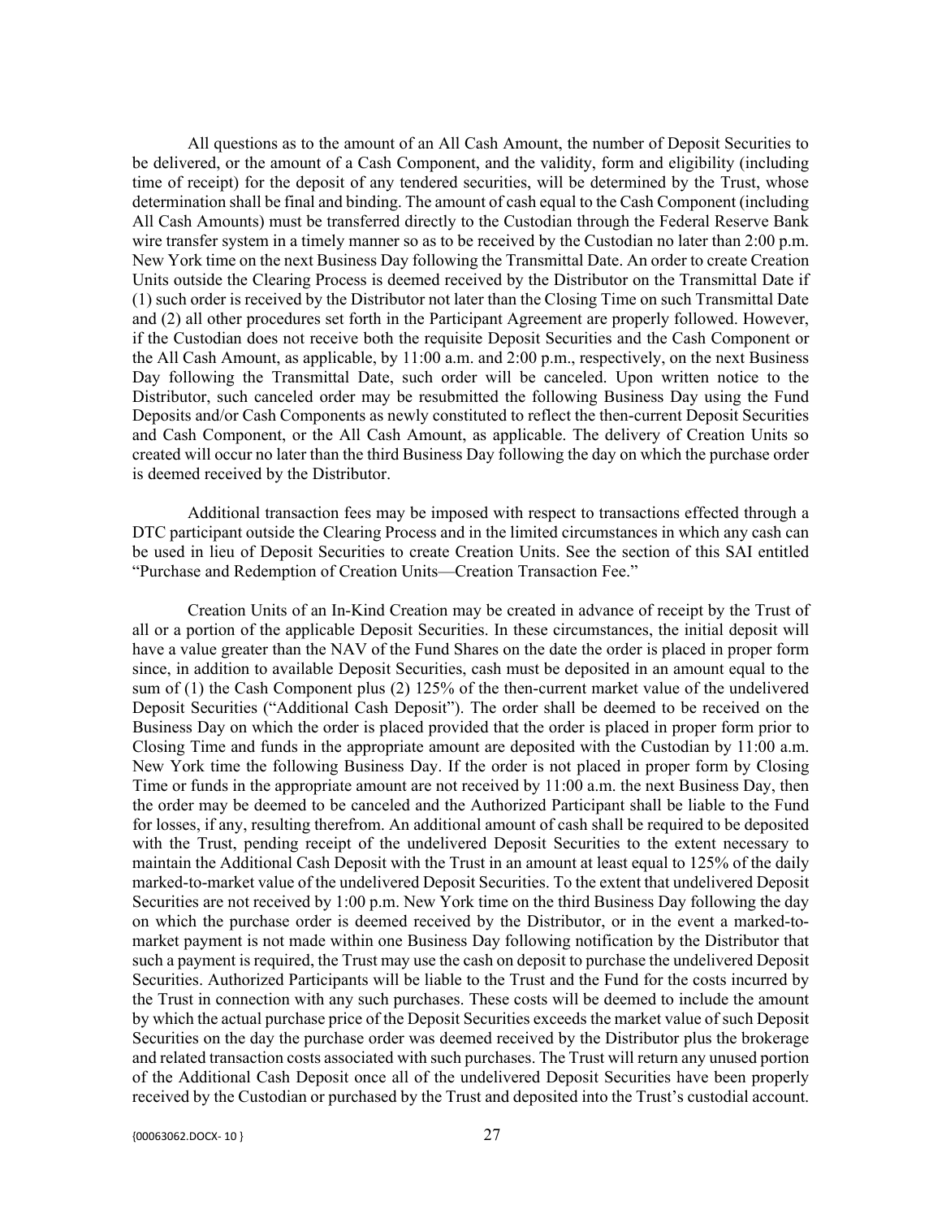All questions as to the amount of an All Cash Amount, the number of Deposit Securities to be delivered, or the amount of a Cash Component, and the validity, form and eligibility (including time of receipt) for the deposit of any tendered securities, will be determined by the Trust, whose determination shall be final and binding. The amount of cash equal to the Cash Component (including All Cash Amounts) must be transferred directly to the Custodian through the Federal Reserve Bank wire transfer system in a timely manner so as to be received by the Custodian no later than 2:00 p.m. New York time on the next Business Day following the Transmittal Date. An order to create Creation Units outside the Clearing Process is deemed received by the Distributor on the Transmittal Date if (1) such order is received by the Distributor not later than the Closing Time on such Transmittal Date and (2) all other procedures set forth in the Participant Agreement are properly followed. However, if the Custodian does not receive both the requisite Deposit Securities and the Cash Component or the All Cash Amount, as applicable, by 11:00 a.m. and 2:00 p.m., respectively, on the next Business Day following the Transmittal Date, such order will be canceled. Upon written notice to the Distributor, such canceled order may be resubmitted the following Business Day using the Fund Deposits and/or Cash Components as newly constituted to reflect the then-current Deposit Securities and Cash Component, or the All Cash Amount, as applicable. The delivery of Creation Units so created will occur no later than the third Business Day following the day on which the purchase order is deemed received by the Distributor.

Additional transaction fees may be imposed with respect to transactions effected through a DTC participant outside the Clearing Process and in the limited circumstances in which any cash can be used in lieu of Deposit Securities to create Creation Units. See the section of this SAI entitled "Purchase and Redemption of Creation Units—Creation Transaction Fee."

Creation Units of an In-Kind Creation may be created in advance of receipt by the Trust of all or a portion of the applicable Deposit Securities. In these circumstances, the initial deposit will have a value greater than the NAV of the Fund Shares on the date the order is placed in proper form since, in addition to available Deposit Securities, cash must be deposited in an amount equal to the sum of (1) the Cash Component plus (2) 125% of the then-current market value of the undelivered Deposit Securities ("Additional Cash Deposit"). The order shall be deemed to be received on the Business Day on which the order is placed provided that the order is placed in proper form prior to Closing Time and funds in the appropriate amount are deposited with the Custodian by 11:00 a.m. New York time the following Business Day. If the order is not placed in proper form by Closing Time or funds in the appropriate amount are not received by 11:00 a.m. the next Business Day, then the order may be deemed to be canceled and the Authorized Participant shall be liable to the Fund for losses, if any, resulting therefrom. An additional amount of cash shall be required to be deposited with the Trust, pending receipt of the undelivered Deposit Securities to the extent necessary to maintain the Additional Cash Deposit with the Trust in an amount at least equal to 125% of the daily marked-to-market value of the undelivered Deposit Securities. To the extent that undelivered Deposit Securities are not received by 1:00 p.m. New York time on the third Business Day following the day on which the purchase order is deemed received by the Distributor, or in the event a marked-to-market payment is not made within one Business Day following notification by the Distributor that such a payment is required, the Trust may use the cash on deposit to purchase the undelivered Deposit Securities. Authorized Participants will be liable to the Trust and the Fund for the costs incurred by the Trust in connection with any such purchases. These costs will be deemed to include the amount by which the actual purchase price of the Deposit Securities exceeds the market value of such Deposit Securities on the day the purchase order was deemed received by the Distributor plus the brokerage and related transaction costs associated with such purchases. The Trust will return any unused portion of the Additional Cash Deposit once all of the undelivered Deposit Securities have been properly received by the Custodian or purchased by the Trust and deposited into the Trust's custodial account.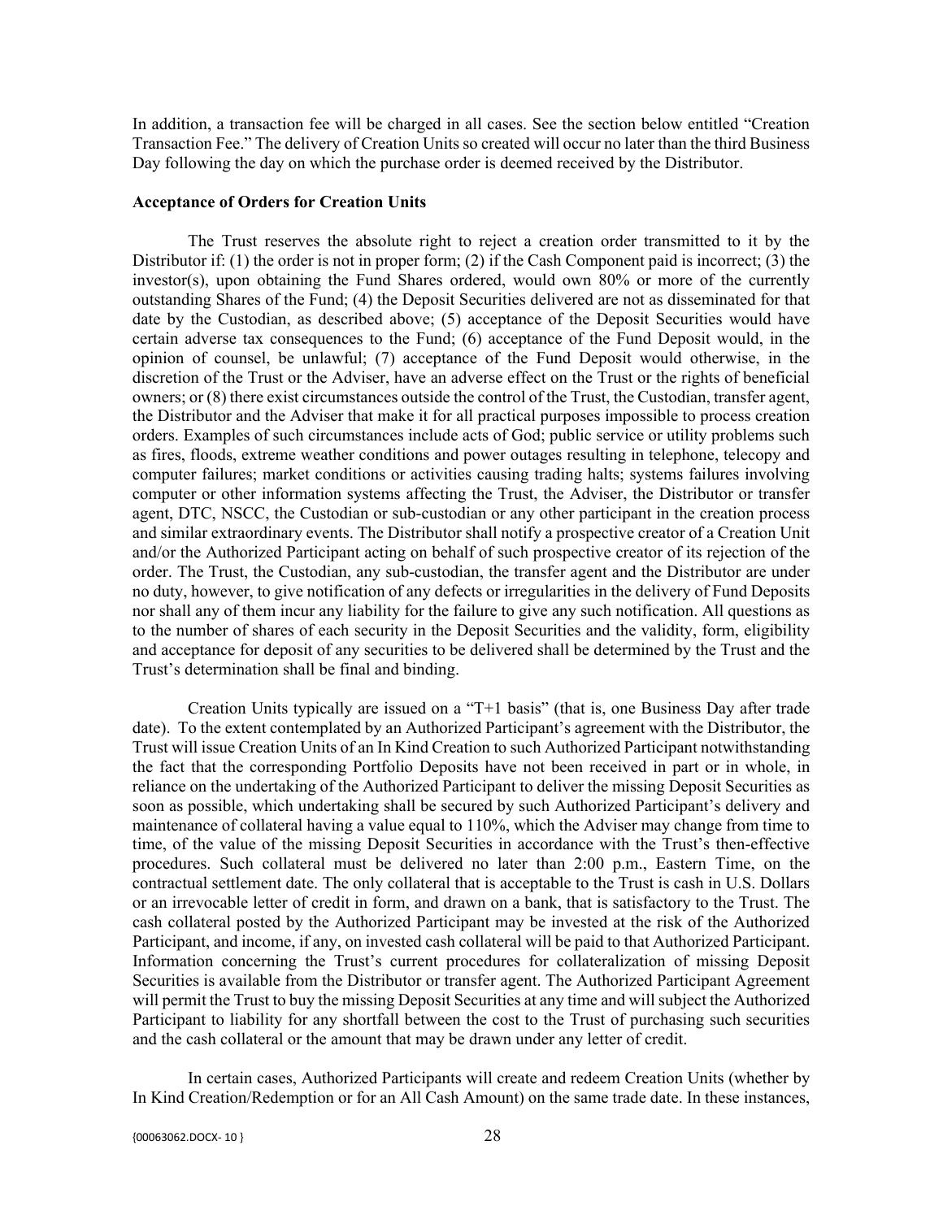In addition, a transaction fee will be charged in all cases. See the section below entitled "Creation Transaction Fee." The delivery of Creation Units so created will occur no later than the third Business Day following the day on which the purchase order is deemed received by the Distributor.

**Acceptance of Orders for Creation Units**

The Trust reserves the absolute right to reject a creation order transmitted to it by the Distributor if: (1) the order is not in proper form; (2) if the Cash Component paid is incorrect; (3) the investor(s), upon obtaining the Fund Shares ordered, would own 80% or more of the currently outstanding Shares of the Fund; (4) the Deposit Securities delivered are not as disseminated for that date by the Custodian, as described above; (5) acceptance of the Deposit Securities would have certain adverse tax consequences to the Fund; (6) acceptance of the Fund Deposit would, in the opinion of counsel, be unlawful; (7) acceptance of the Fund Deposit would otherwise, in the discretion of the Trust or the Adviser, have an adverse effect on the Trust or the rights of beneficial owners; or (8) there exist circumstances outside the control of the Trust, the Custodian, transfer agent, the Distributor and the Adviser that make it for all practical purposes impossible to process creation orders. Examples of such circumstances include acts of God; public service or utility problems such as fires, floods, extreme weather conditions and power outages resulting in telephone, telecopy and computer failures; market conditions or activities causing trading halts; systems failures involving computer or other information systems affecting the Trust, the Adviser, the Distributor or transfer agent, DTC, NSCC, the Custodian or sub-custodian or any other participant in the creation process and similar extraordinary events. The Distributor shall notify a prospective creator of a Creation Unit and/or the Authorized Participant acting on behalf of such prospective creator of its rejection of the order. The Trust, the Custodian, any sub-custodian, the transfer agent and the Distributor are under no duty, however, to give notification of any defects or irregularities in the delivery of Fund Deposits nor shall any of them incur any liability for the failure to give any such notification. All questions as to the number of shares of each security in the Deposit Securities and the validity, form, eligibility and acceptance for deposit of any securities to be delivered shall be determined by the Trust and the Trust's determination shall be final and binding.

Creation Units typically are issued on a "T+1 basis" (that is, one Business Day after trade date). To the extent contemplated by an Authorized Participant's agreement with the Distributor, the Trust will issue Creation Units of an In Kind Creation to such Authorized Participant notwithstanding the fact that the corresponding Portfolio Deposits have not been received in part or in whole, in reliance on the undertaking of the Authorized Participant to deliver the missing Deposit Securities as soon as possible, which undertaking shall be secured by such Authorized Participant's delivery and maintenance of collateral having a value equal to 110%, which the Adviser may change from time to time, of the value of the missing Deposit Securities in accordance with the Trust's then-effective procedures. Such collateral must be delivered no later than 2:00 p.m., Eastern Time, on the contractual settlement date. The only collateral that is acceptable to the Trust is cash in U.S. Dollars or an irrevocable letter of credit in form, and drawn on a bank, that is satisfactory to the Trust. The cash collateral posted by the Authorized Participant may be invested at the risk of the Authorized Participant, and income, if any, on invested cash collateral will be paid to that Authorized Participant. Information concerning the Trust's current procedures for collateralization of missing Deposit Securities is available from the Distributor or transfer agent. The Authorized Participant Agreement will permit the Trust to buy the missing Deposit Securities at any time and will subject the Authorized Participant to liability for any shortfall between the cost to the Trust of purchasing such securities and the cash collateral or the amount that may be drawn under any letter of credit.

In certain cases, Authorized Participants will create and redeem Creation Units (whether by In Kind Creation/Redemption or for an All Cash Amount) on the same trade date. In these instances,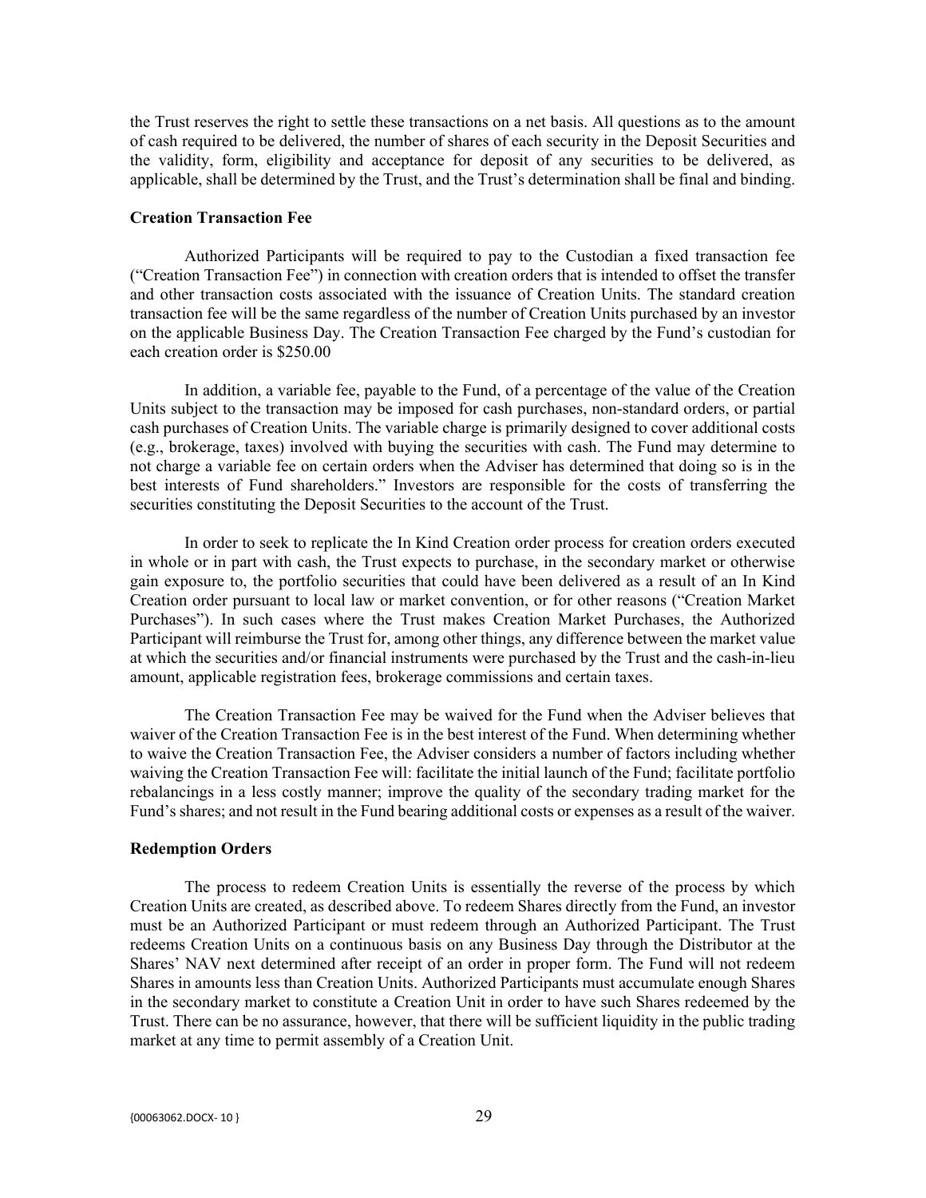the Trust reserves the right to settle these transactions on a net basis. All questions as to the amount of cash required to be delivered, the number of shares of each security in the Deposit Securities and the validity, form, eligibility and acceptance for deposit of any securities to be delivered, as applicable, shall be determined by the Trust, and the Trust's determination shall be final and binding.

**Creation Transaction Fee**

Authorized Participants will be required to pay to the Custodian a fixed transaction fee ("Creation Transaction Fee") in connection with creation orders that is intended to offset the transfer and other transaction costs associated with the issuance of Creation Units. The standard creation transaction fee will be the same regardless of the number of Creation Units purchased by an investor on the applicable Business Day. The Creation Transaction Fee charged by the Fund's custodian for each creation order is $250.00

In addition, a variable fee, payable to the Fund, of a percentage of the value of the Creation Units subject to the transaction may be imposed for cash purchases, non-standard orders, or partial cash purchases of Creation Units. The variable charge is primarily designed to cover additional costs (e.g., brokerage, taxes) involved with buying the securities with cash. The Fund may determine to not charge a variable fee on certain orders when the Adviser has determined that doing so is in the best interests of Fund shareholders." Investors are responsible for the costs of transferring the securities constituting the Deposit Securities to the account of the Trust.

In order to seek to replicate the In Kind Creation order process for creation orders executed in whole or in part with cash, the Trust expects to purchase, in the secondary market or otherwise gain exposure to, the portfolio securities that could have been delivered as a result of an In Kind Creation order pursuant to local law or market convention, or for other reasons ("Creation Market Purchases"). In such cases where the Trust makes Creation Market Purchases, the Authorized Participant will reimburse the Trust for, among other things, any difference between the market value at which the securities and/or financial instruments were purchased by the Trust and the cash-in-lieu amount, applicable registration fees, brokerage commissions and certain taxes.

The Creation Transaction Fee may be waived for the Fund when the Adviser believes that waiver of the Creation Transaction Fee is in the best interest of the Fund. When determining whether to waive the Creation Transaction Fee, the Adviser considers a number of factors including whether waiving the Creation Transaction Fee will: facilitate the initial launch of the Fund; facilitate portfolio rebalancings in a less costly manner; improve the quality of the secondary trading market for the Fund's shares; and not result in the Fund bearing additional costs or expenses as a result of the waiver.

**Redemption Orders**

The process to redeem Creation Units is essentially the reverse of the process by which Creation Units are created, as described above. To redeem Shares directly from the Fund, an investor must be an Authorized Participant or must redeem through an Authorized Participant. The Trust redeems Creation Units on a continuous basis on any Business Day through the Distributor at the Shares' NAV next determined after receipt of an order in proper form. The Fund will not redeem Shares in amounts less than Creation Units. Authorized Participants must accumulate enough Shares in the secondary market to constitute a Creation Unit in order to have such Shares redeemed by the Trust. There can be no assurance, however, that there will be sufficient liquidity in the public trading market at any time to permit assembly of a Creation Unit.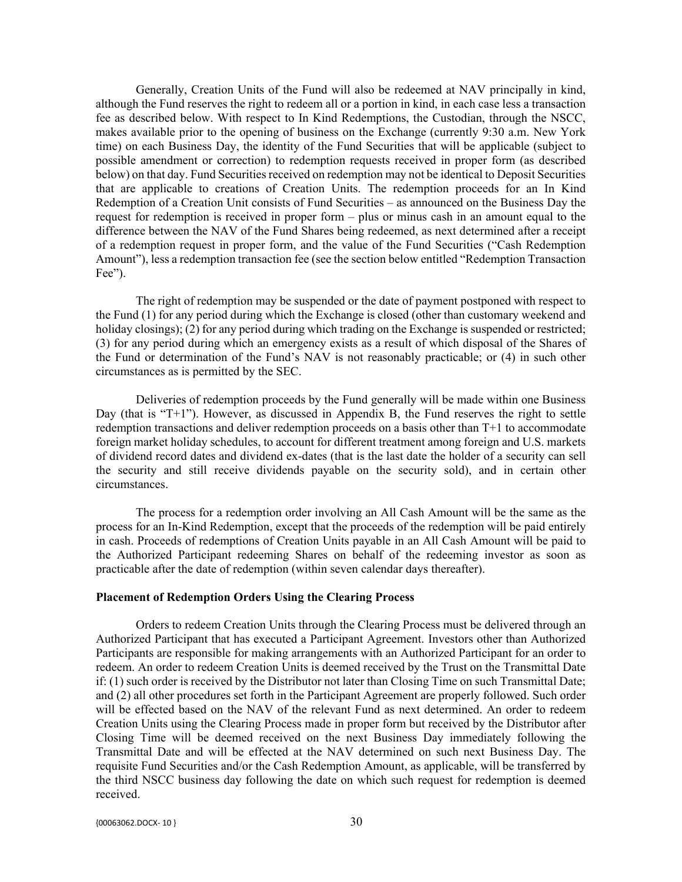Generally, Creation Units of the Fund will also be redeemed at NAV principally in kind, although the Fund reserves the right to redeem all or a portion in kind, in each case less a transaction fee as described below. With respect to In Kind Redemptions, the Custodian, through the NSCC, makes available prior to the opening of business on the Exchange (currently 9:30 a.m. New York time) on each Business Day, the identity of the Fund Securities that will be applicable (subject to possible amendment or correction) to redemption requests received in proper form (as described below) on that day. Fund Securities received on redemption may not be identical to Deposit Securities that are applicable to creations of Creation Units. The redemption proceeds for an In Kind Redemption of a Creation Unit consists of Fund Securities – as announced on the Business Day the request for redemption is received in proper form – plus or minus cash in an amount equal to the difference between the NAV of the Fund Shares being redeemed, as next determined after a receipt of a redemption request in proper form, and the value of the Fund Securities ("Cash Redemption Amount"), less a redemption transaction fee (see the section below entitled "Redemption Transaction Fee").

The right of redemption may be suspended or the date of payment postponed with respect to the Fund (1) for any period during which the Exchange is closed (other than customary weekend and holiday closings); (2) for any period during which trading on the Exchange is suspended or restricted; (3) for any period during which an emergency exists as a result of which disposal of the Shares of the Fund or determination of the Fund's NAV is not reasonably practicable; or (4) in such other circumstances as is permitted by the SEC.

Deliveries of redemption proceeds by the Fund generally will be made within one Business Day (that is "T+1"). However, as discussed in Appendix B, the Fund reserves the right to settle redemption transactions and deliver redemption proceeds on a basis other than T+1 to accommodate foreign market holiday schedules, to account for different treatment among foreign and U.S. markets of dividend record dates and dividend ex-dates (that is the last date the holder of a security can sell the security and still receive dividends payable on the security sold), and in certain other circumstances.

The process for a redemption order involving an All Cash Amount will be the same as the process for an In-Kind Redemption, except that the proceeds of the redemption will be paid entirely in cash. Proceeds of redemptions of Creation Units payable in an All Cash Amount will be paid to the Authorized Participant redeeming Shares on behalf of the redeeming investor as soon as practicable after the date of redemption (within seven calendar days thereafter).

**Placement of Redemption Orders Using the Clearing Process**

Orders to redeem Creation Units through the Clearing Process must be delivered through an Authorized Participant that has executed a Participant Agreement. Investors other than Authorized Participants are responsible for making arrangements with an Authorized Participant for an order to redeem. An order to redeem Creation Units is deemed received by the Trust on the Transmittal Date if: (1) such order is received by the Distributor not later than Closing Time on such Transmittal Date; and (2) all other procedures set forth in the Participant Agreement are properly followed. Such order will be effected based on the NAV of the relevant Fund as next determined. An order to redeem Creation Units using the Clearing Process made in proper form but received by the Distributor after Closing Time will be deemed received on the next Business Day immediately following the Transmittal Date and will be effected at the NAV determined on such next Business Day. The requisite Fund Securities and/or the Cash Redemption Amount, as applicable, will be transferred by the third NSCC business day following the date on which such request for redemption is deemed received.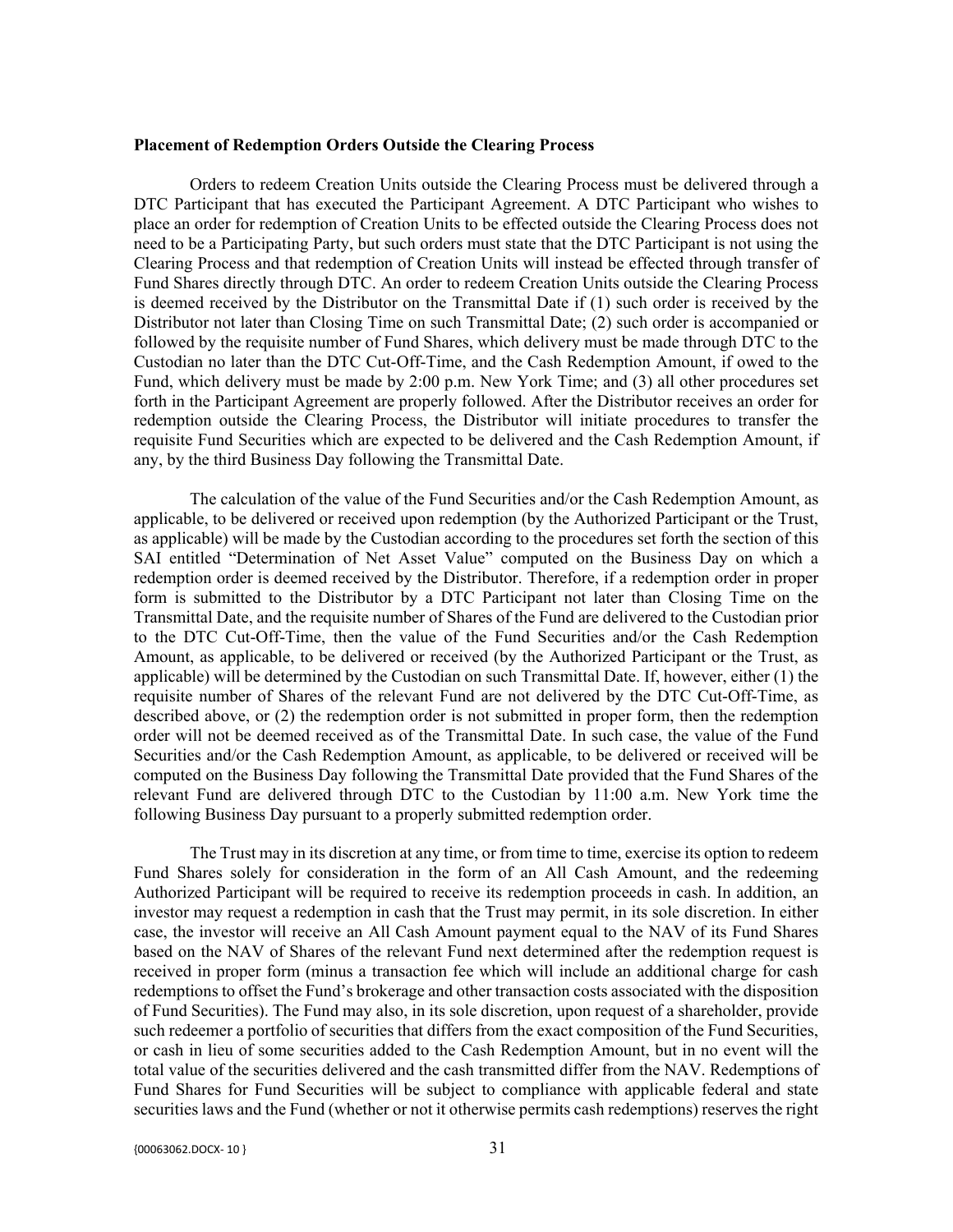**Placement of Redemption Orders Outside the Clearing Process**

Orders to redeem Creation Units outside the Clearing Process must be delivered through a DTC Participant that has executed the Participant Agreement. A DTC Participant who wishes to place an order for redemption of Creation Units to be effected outside the Clearing Process does not need to be a Participating Party, but such orders must state that the DTC Participant is not using the Clearing Process and that redemption of Creation Units will instead be effected through transfer of Fund Shares directly through DTC. An order to redeem Creation Units outside the Clearing Process is deemed received by the Distributor on the Transmittal Date if (1) such order is received by the Distributor not later than Closing Time on such Transmittal Date; (2) such order is accompanied or followed by the requisite number of Fund Shares, which delivery must be made through DTC to the Custodian no later than the DTC Cut-Off-Time, and the Cash Redemption Amount, if owed to the Fund, which delivery must be made by 2:00 p.m. New York Time; and (3) all other procedures set forth in the Participant Agreement are properly followed. After the Distributor receives an order for redemption outside the Clearing Process, the Distributor will initiate procedures to transfer the requisite Fund Securities which are expected to be delivered and the Cash Redemption Amount, if any, by the third Business Day following the Transmittal Date.

The calculation of the value of the Fund Securities and/or the Cash Redemption Amount, as applicable, to be delivered or received upon redemption (by the Authorized Participant or the Trust, as applicable) will be made by the Custodian according to the procedures set forth the section of this SAI entitled "Determination of Net Asset Value" computed on the Business Day on which a redemption order is deemed received by the Distributor. Therefore, if a redemption order in proper form is submitted to the Distributor by a DTC Participant not later than Closing Time on the Transmittal Date, and the requisite number of Shares of the Fund are delivered to the Custodian prior to the DTC Cut-Off-Time, then the value of the Fund Securities and/or the Cash Redemption Amount, as applicable, to be delivered or received (by the Authorized Participant or the Trust, as applicable) will be determined by the Custodian on such Transmittal Date. If, however, either (1) the requisite number of Shares of the relevant Fund are not delivered by the DTC Cut-Off-Time, as described above, or (2) the redemption order is not submitted in proper form, then the redemption order will not be deemed received as of the Transmittal Date. In such case, the value of the Fund Securities and/or the Cash Redemption Amount, as applicable, to be delivered or received will be computed on the Business Day following the Transmittal Date provided that the Fund Shares of the relevant Fund are delivered through DTC to the Custodian by 11:00 a.m. New York time the following Business Day pursuant to a properly submitted redemption order.

The Trust may in its discretion at any time, or from time to time, exercise its option to redeem Fund Shares solely for consideration in the form of an All Cash Amount, and the redeeming Authorized Participant will be required to receive its redemption proceeds in cash. In addition, an investor may request a redemption in cash that the Trust may permit, in its sole discretion. In either case, the investor will receive an All Cash Amount payment equal to the NAV of its Fund Shares based on the NAV of Shares of the relevant Fund next determined after the redemption request is received in proper form (minus a transaction fee which will include an additional charge for cash redemptions to offset the Fund's brokerage and other transaction costs associated with the disposition of Fund Securities). The Fund may also, in its sole discretion, upon request of a shareholder, provide such redeemer a portfolio of securities that differs from the exact composition of the Fund Securities, or cash in lieu of some securities added to the Cash Redemption Amount, but in no event will the total value of the securities delivered and the cash transmitted differ from the NAV. Redemptions of Fund Shares for Fund Securities will be subject to compliance with applicable federal and state securities laws and the Fund (whether or not it otherwise permits cash redemptions) reserves the right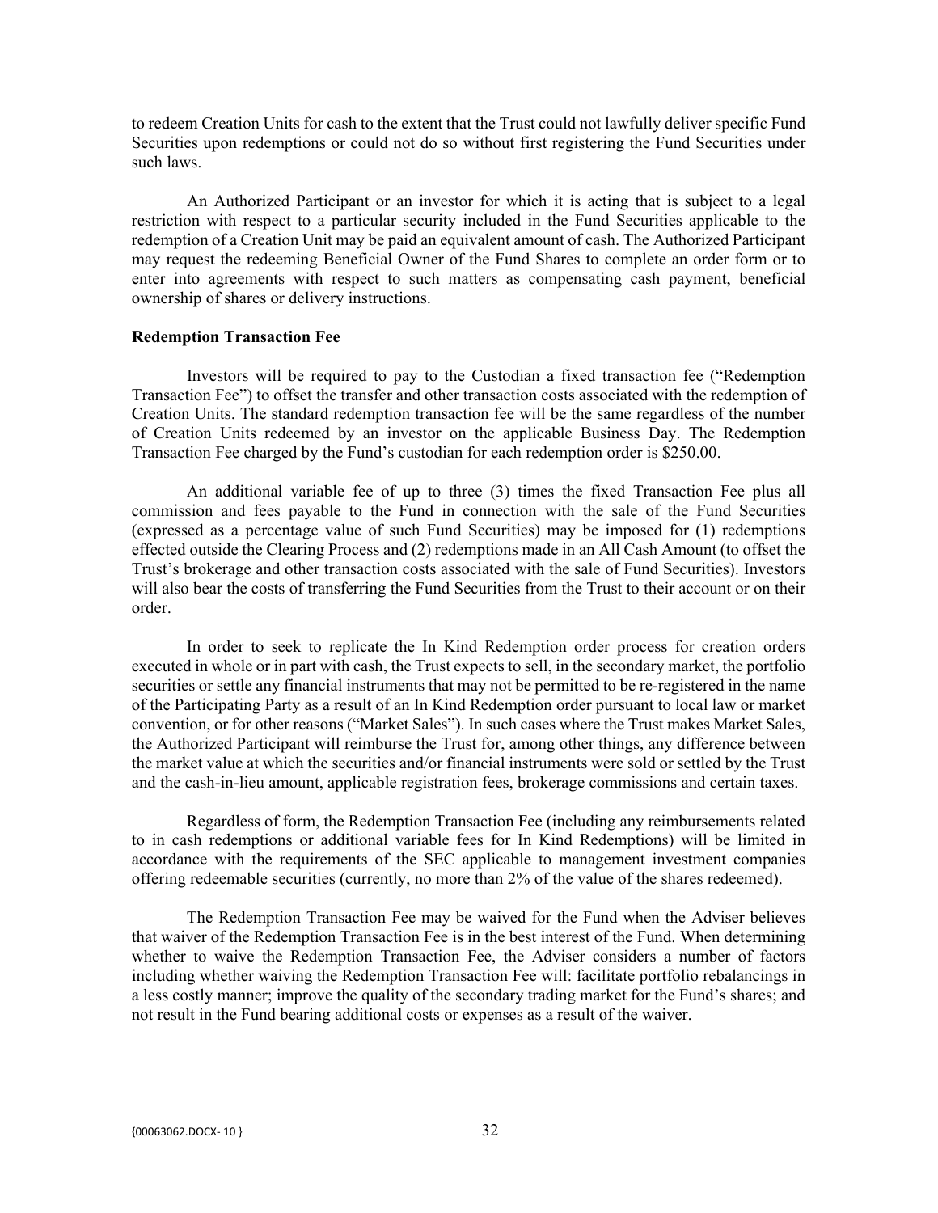to redeem Creation Units for cash to the extent that the Trust could not lawfully deliver specific Fund Securities upon redemptions or could not do so without first registering the Fund Securities under such laws.

An Authorized Participant or an investor for which it is acting that is subject to a legal restriction with respect to a particular security included in the Fund Securities applicable to the redemption of a Creation Unit may be paid an equivalent amount of cash. The Authorized Participant may request the redeeming Beneficial Owner of the Fund Shares to complete an order form or to enter into agreements with respect to such matters as compensating cash payment, beneficial ownership of shares or delivery instructions.

**Redemption Transaction Fee**

Investors will be required to pay to the Custodian a fixed transaction fee ("Redemption Transaction Fee") to offset the transfer and other transaction costs associated with the redemption of Creation Units. The standard redemption transaction fee will be the same regardless of the number of Creation Units redeemed by an investor on the applicable Business Day. The Redemption Transaction Fee charged by the Fund's custodian for each redemption order is $250.00.

An additional variable fee of up to three (3) times the fixed Transaction Fee plus all commission and fees payable to the Fund in connection with the sale of the Fund Securities (expressed as a percentage value of such Fund Securities) may be imposed for (1) redemptions effected outside the Clearing Process and (2) redemptions made in an All Cash Amount (to offset the Trust's brokerage and other transaction costs associated with the sale of Fund Securities). Investors will also bear the costs of transferring the Fund Securities from the Trust to their account or on their order.

In order to seek to replicate the In Kind Redemption order process for creation orders executed in whole or in part with cash, the Trust expects to sell, in the secondary market, the portfolio securities or settle any financial instruments that may not be permitted to be re-registered in the name of the Participating Party as a result of an In Kind Redemption order pursuant to local law or market convention, or for other reasons ("Market Sales"). In such cases where the Trust makes Market Sales, the Authorized Participant will reimburse the Trust for, among other things, any difference between the market value at which the securities and/or financial instruments were sold or settled by the Trust and the cash-in-lieu amount, applicable registration fees, brokerage commissions and certain taxes.

Regardless of form, the Redemption Transaction Fee (including any reimbursements related to in cash redemptions or additional variable fees for In Kind Redemptions) will be limited in accordance with the requirements of the SEC applicable to management investment companies offering redeemable securities (currently, no more than 2% of the value of the shares redeemed).

The Redemption Transaction Fee may be waived for the Fund when the Adviser believes that waiver of the Redemption Transaction Fee is in the best interest of the Fund. When determining whether to waive the Redemption Transaction Fee, the Adviser considers a number of factors including whether waiving the Redemption Transaction Fee will: facilitate portfolio rebalancings in a less costly manner; improve the quality of the secondary trading market for the Fund's shares; and not result in the Fund bearing additional costs or expenses as a result of the waiver.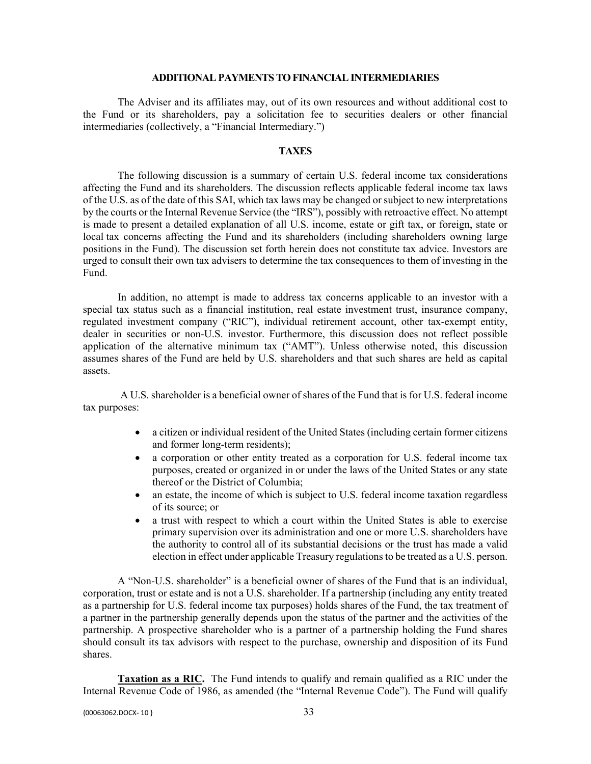## ADDITIONAL PAYMENTS TO FINANCIAL INTERMEDIARIES

The Adviser and its affiliates may, out of its own resources and without additional cost to the Fund or its shareholders, pay a solicitation fee to securities dealers or other financial intermediaries (collectively, a "Financial Intermediary.")

## TAXES

The following discussion is a summary of certain U.S. federal income tax considerations affecting the Fund and its shareholders. The discussion reflects applicable federal income tax laws of the U.S. as of the date of this SAI, which tax laws may be changed or subject to new interpretations by the courts or the Internal Revenue Service (the "IRS"), possibly with retroactive effect. No attempt is made to present a detailed explanation of all U.S. income, estate or gift tax, or foreign, state or local tax concerns affecting the Fund and its shareholders (including shareholders owning large positions in the Fund). The discussion set forth herein does not constitute tax advice. Investors are urged to consult their own tax advisers to determine the tax consequences to them of investing in the Fund.

In addition, no attempt is made to address tax concerns applicable to an investor with a special tax status such as a financial institution, real estate investment trust, insurance company, regulated investment company ("RIC"), individual retirement account, other tax-exempt entity, dealer in securities or non-U.S. investor. Furthermore, this discussion does not reflect possible application of the alternative minimum tax ("AMT"). Unless otherwise noted, this discussion assumes shares of the Fund are held by U.S. shareholders and that such shares are held as capital assets.

A U.S. shareholder is a beneficial owner of shares of the Fund that is for U.S. federal income tax purposes:

- a citizen or individual resident of the United States (including certain former citizens and former long-term residents);
- a corporation or other entity treated as a corporation for U.S. federal income tax purposes, created or organized in or under the laws of the United States or any state thereof or the District of Columbia;
- an estate, the income of which is subject to U.S. federal income taxation regardless of its source; or
- a trust with respect to which a court within the United States is able to exercise primary supervision over its administration and one or more U.S. shareholders have the authority to control all of its substantial decisions or the trust has made a valid election in effect under applicable Treasury regulations to be treated as a U.S. person.

A "Non-U.S. shareholder" is a beneficial owner of shares of the Fund that is an individual, corporation, trust or estate and is not a U.S. shareholder. If a partnership (including any entity treated as a partnership for U.S. federal income tax purposes) holds shares of the Fund, the tax treatment of a partner in the partnership generally depends upon the status of the partner and the activities of the partnership. A prospective shareholder who is a partner of a partnership holding the Fund shares should consult its tax advisors with respect to the purchase, ownership and disposition of its Fund shares.

**Taxation as a RIC.** The Fund intends to qualify and remain qualified as a RIC under the Internal Revenue Code of 1986, as amended (the "Internal Revenue Code"). The Fund will qualify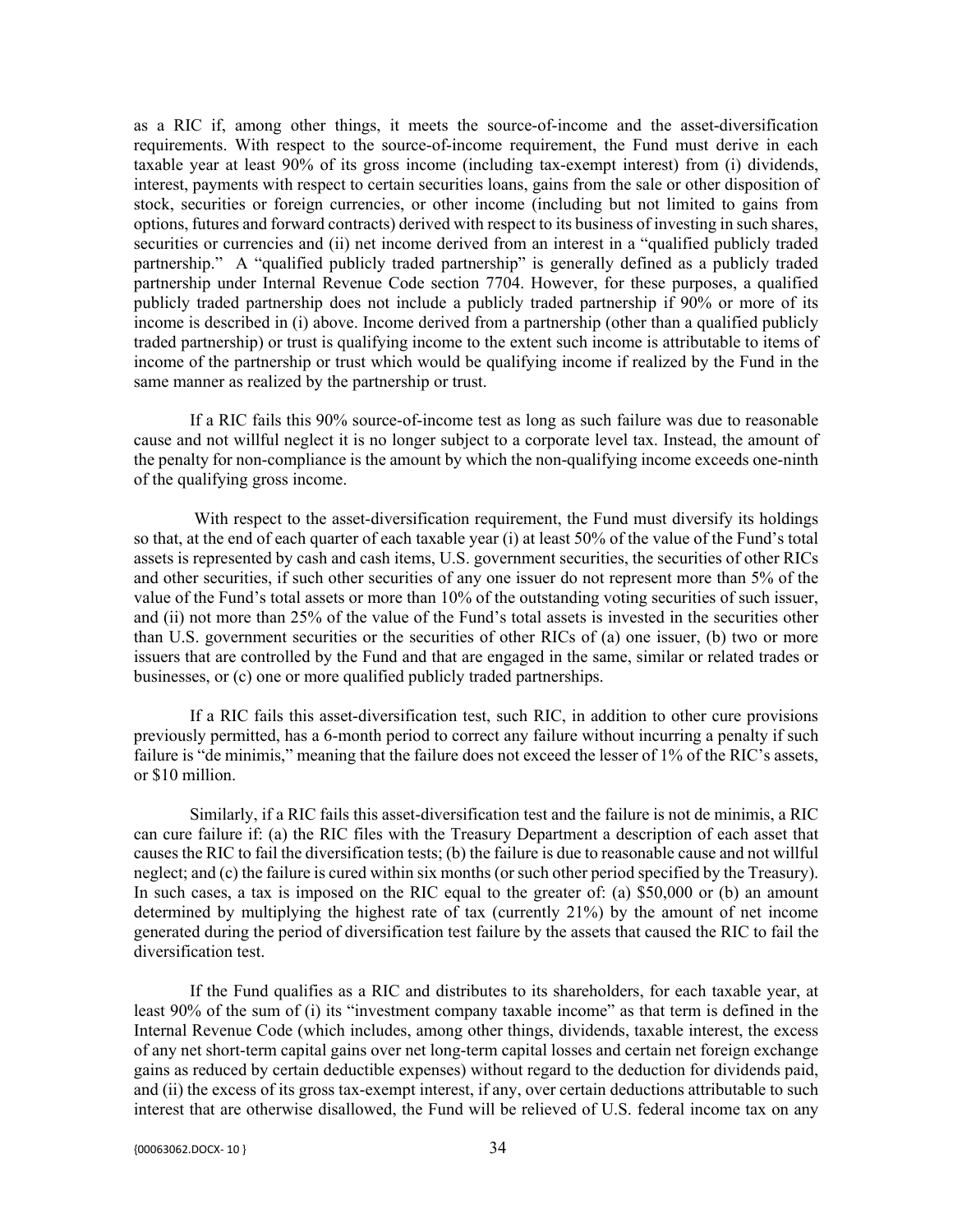as a RIC if, among other things, it meets the source-of-income and the asset-diversification requirements. With respect to the source-of-income requirement, the Fund must derive in each taxable year at least 90% of its gross income (including tax-exempt interest) from (i) dividends, interest, payments with respect to certain securities loans, gains from the sale or other disposition of stock, securities or foreign currencies, or other income (including but not limited to gains from options, futures and forward contracts) derived with respect to its business of investing in such shares, securities or currencies and (ii) net income derived from an interest in a "qualified publicly traded partnership." A "qualified publicly traded partnership" is generally defined as a publicly traded partnership under Internal Revenue Code section 7704. However, for these purposes, a qualified publicly traded partnership does not include a publicly traded partnership if 90% or more of its income is described in (i) above. Income derived from a partnership (other than a qualified publicly traded partnership) or trust is qualifying income to the extent such income is attributable to items of income of the partnership or trust which would be qualifying income if realized by the Fund in the same manner as realized by the partnership or trust.

If a RIC fails this 90% source-of-income test as long as such failure was due to reasonable cause and not willful neglect it is no longer subject to a corporate level tax. Instead, the amount of the penalty for non-compliance is the amount by which the non-qualifying income exceeds one-ninth of the qualifying gross income.

With respect to the asset-diversification requirement, the Fund must diversify its holdings so that, at the end of each quarter of each taxable year (i) at least 50% of the value of the Fund's total assets is represented by cash and cash items, U.S. government securities, the securities of other RICs and other securities, if such other securities of any one issuer do not represent more than 5% of the value of the Fund's total assets or more than 10% of the outstanding voting securities of such issuer, and (ii) not more than 25% of the value of the Fund's total assets is invested in the securities other than U.S. government securities or the securities of other RICs of (a) one issuer, (b) two or more issuers that are controlled by the Fund and that are engaged in the same, similar or related trades or businesses, or (c) one or more qualified publicly traded partnerships.

If a RIC fails this asset-diversification test, such RIC, in addition to other cure provisions previously permitted, has a 6-month period to correct any failure without incurring a penalty if such failure is "de minimis," meaning that the failure does not exceed the lesser of 1% of the RIC's assets, or $10 million.

Similarly, if a RIC fails this asset-diversification test and the failure is not de minimis, a RIC can cure failure if: (a) the RIC files with the Treasury Department a description of each asset that causes the RIC to fail the diversification tests; (b) the failure is due to reasonable cause and not willful neglect; and (c) the failure is cured within six months (or such other period specified by the Treasury). In such cases, a tax is imposed on the RIC equal to the greater of: (a) $50,000 or (b) an amount determined by multiplying the highest rate of tax (currently 21%) by the amount of net income generated during the period of diversification test failure by the assets that caused the RIC to fail the diversification test.

If the Fund qualifies as a RIC and distributes to its shareholders, for each taxable year, at least 90% of the sum of (i) its "investment company taxable income" as that term is defined in the Internal Revenue Code (which includes, among other things, dividends, taxable interest, the excess of any net short-term capital gains over net long-term capital losses and certain net foreign exchange gains as reduced by certain deductible expenses) without regard to the deduction for dividends paid, and (ii) the excess of its gross tax-exempt interest, if any, over certain deductions attributable to such interest that are otherwise disallowed, the Fund will be relieved of U.S. federal income tax on any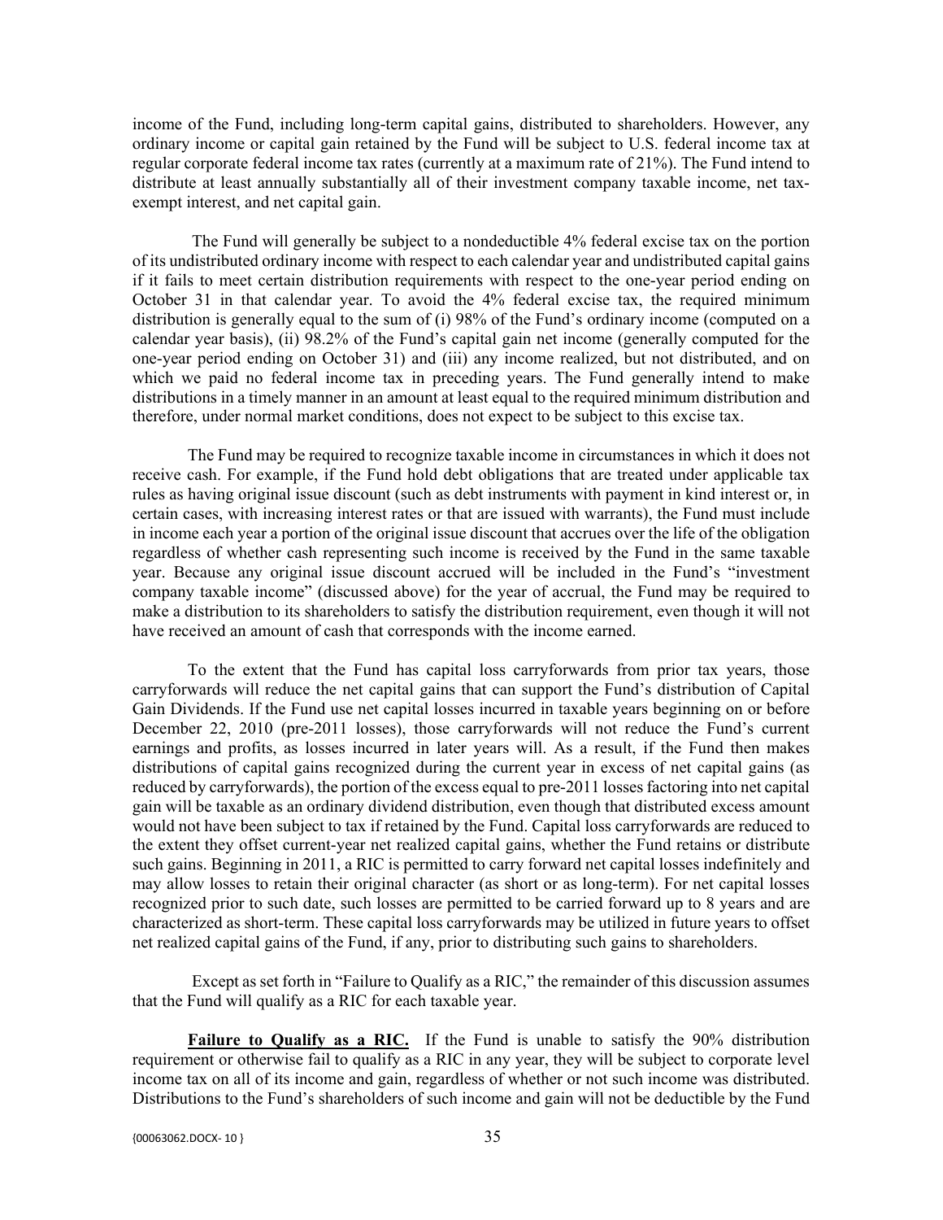income of the Fund, including long-term capital gains, distributed to shareholders. However, any ordinary income or capital gain retained by the Fund will be subject to U.S. federal income tax at regular corporate federal income tax rates (currently at a maximum rate of 21%). The Fund intend to distribute at least annually substantially all of their investment company taxable income, net tax-exempt interest, and net capital gain.

The Fund will generally be subject to a nondeductible 4% federal excise tax on the portion of its undistributed ordinary income with respect to each calendar year and undistributed capital gains if it fails to meet certain distribution requirements with respect to the one-year period ending on October 31 in that calendar year. To avoid the 4% federal excise tax, the required minimum distribution is generally equal to the sum of (i) 98% of the Fund's ordinary income (computed on a calendar year basis), (ii) 98.2% of the Fund's capital gain net income (generally computed for the one-year period ending on October 31) and (iii) any income realized, but not distributed, and on which we paid no federal income tax in preceding years. The Fund generally intend to make distributions in a timely manner in an amount at least equal to the required minimum distribution and therefore, under normal market conditions, does not expect to be subject to this excise tax.

The Fund may be required to recognize taxable income in circumstances in which it does not receive cash. For example, if the Fund hold debt obligations that are treated under applicable tax rules as having original issue discount (such as debt instruments with payment in kind interest or, in certain cases, with increasing interest rates or that are issued with warrants), the Fund must include in income each year a portion of the original issue discount that accrues over the life of the obligation regardless of whether cash representing such income is received by the Fund in the same taxable year. Because any original issue discount accrued will be included in the Fund's "investment company taxable income" (discussed above) for the year of accrual, the Fund may be required to make a distribution to its shareholders to satisfy the distribution requirement, even though it will not have received an amount of cash that corresponds with the income earned.

To the extent that the Fund has capital loss carryforwards from prior tax years, those carryforwards will reduce the net capital gains that can support the Fund's distribution of Capital Gain Dividends. If the Fund use net capital losses incurred in taxable years beginning on or before December 22, 2010 (pre-2011 losses), those carryforwards will not reduce the Fund's current earnings and profits, as losses incurred in later years will. As a result, if the Fund then makes distributions of capital gains recognized during the current year in excess of net capital gains (as reduced by carryforwards), the portion of the excess equal to pre-2011 losses factoring into net capital gain will be taxable as an ordinary dividend distribution, even though that distributed excess amount would not have been subject to tax if retained by the Fund. Capital loss carryforwards are reduced to the extent they offset current-year net realized capital gains, whether the Fund retains or distribute such gains. Beginning in 2011, a RIC is permitted to carry forward net capital losses indefinitely and may allow losses to retain their original character (as short or as long-term). For net capital losses recognized prior to such date, such losses are permitted to be carried forward up to 8 years and are characterized as short-term. These capital loss carryforwards may be utilized in future years to offset net realized capital gains of the Fund, if any, prior to distributing such gains to shareholders.

Except as set forth in "Failure to Qualify as a RIC," the remainder of this discussion assumes that the Fund will qualify as a RIC for each taxable year.

**Failure to Qualify as a RIC.** If the Fund is unable to satisfy the 90% distribution requirement or otherwise fail to qualify as a RIC in any year, they will be subject to corporate level income tax on all of its income and gain, regardless of whether or not such income was distributed. Distributions to the Fund's shareholders of such income and gain will not be deductible by the Fund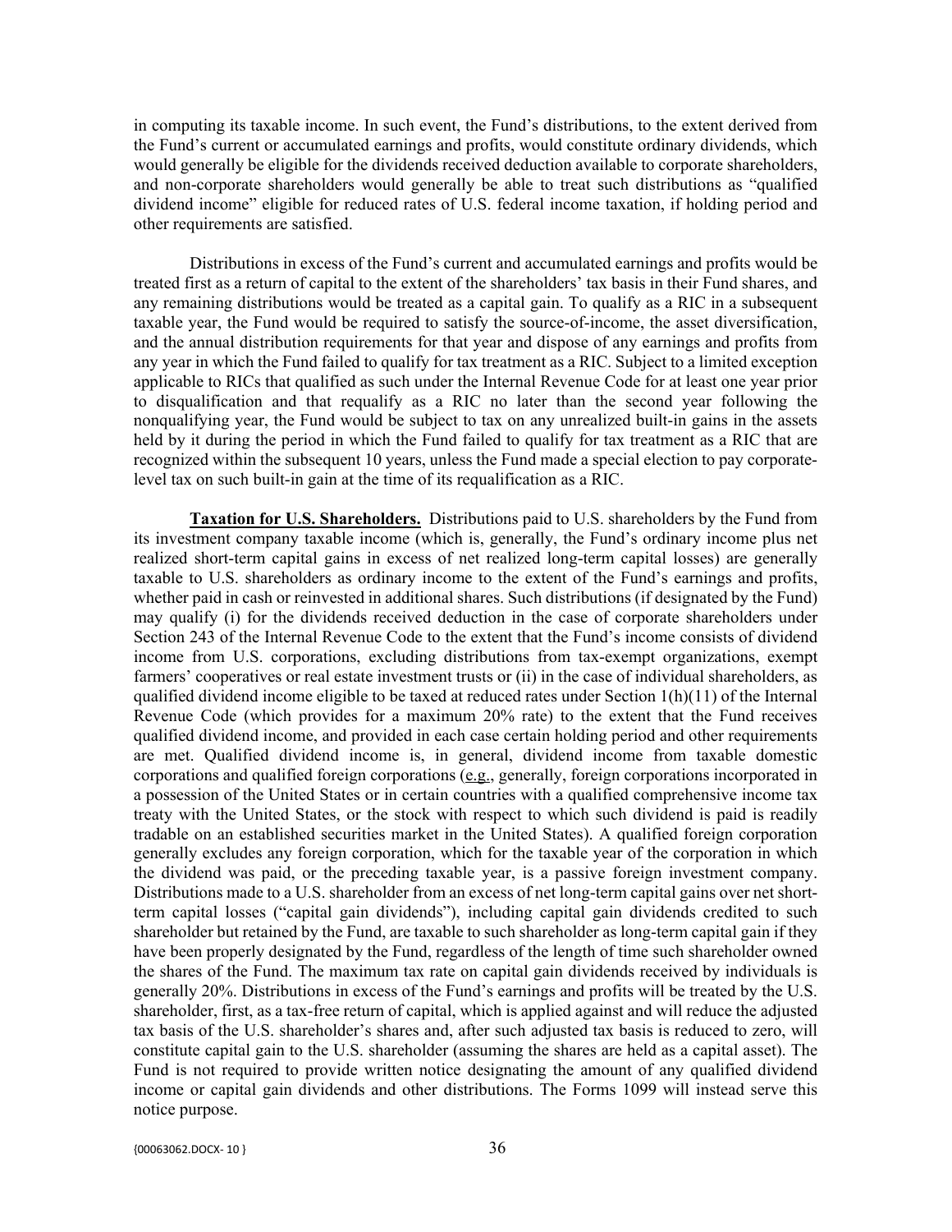in computing its taxable income. In such event, the Fund's distributions, to the extent derived from the Fund's current or accumulated earnings and profits, would constitute ordinary dividends, which would generally be eligible for the dividends received deduction available to corporate shareholders, and non-corporate shareholders would generally be able to treat such distributions as "qualified dividend income" eligible for reduced rates of U.S. federal income taxation, if holding period and other requirements are satisfied.

Distributions in excess of the Fund's current and accumulated earnings and profits would be treated first as a return of capital to the extent of the shareholders' tax basis in their Fund shares, and any remaining distributions would be treated as a capital gain. To qualify as a RIC in a subsequent taxable year, the Fund would be required to satisfy the source-of-income, the asset diversification, and the annual distribution requirements for that year and dispose of any earnings and profits from any year in which the Fund failed to qualify for tax treatment as a RIC. Subject to a limited exception applicable to RICs that qualified as such under the Internal Revenue Code for at least one year prior to disqualification and that requalify as a RIC no later than the second year following the nonqualifying year, the Fund would be subject to tax on any unrealized built-in gains in the assets held by it during the period in which the Fund failed to qualify for tax treatment as a RIC that are recognized within the subsequent 10 years, unless the Fund made a special election to pay corporate-level tax on such built-in gain at the time of its requalification as a RIC.

**Taxation for U.S. Shareholders.** Distributions paid to U.S. shareholders by the Fund from its investment company taxable income (which is, generally, the Fund's ordinary income plus net realized short-term capital gains in excess of net realized long-term capital losses) are generally taxable to U.S. shareholders as ordinary income to the extent of the Fund's earnings and profits, whether paid in cash or reinvested in additional shares. Such distributions (if designated by the Fund) may qualify (i) for the dividends received deduction in the case of corporate shareholders under Section 243 of the Internal Revenue Code to the extent that the Fund's income consists of dividend income from U.S. corporations, excluding distributions from tax-exempt organizations, exempt farmers' cooperatives or real estate investment trusts or (ii) in the case of individual shareholders, as qualified dividend income eligible to be taxed at reduced rates under Section 1(h)(11) of the Internal Revenue Code (which provides for a maximum 20% rate) to the extent that the Fund receives qualified dividend income, and provided in each case certain holding period and other requirements are met. Qualified dividend income is, in general, dividend income from taxable domestic corporations and qualified foreign corporations (e.g., generally, foreign corporations incorporated in a possession of the United States or in certain countries with a qualified comprehensive income tax treaty with the United States, or the stock with respect to which such dividend is paid is readily tradable on an established securities market in the United States). A qualified foreign corporation generally excludes any foreign corporation, which for the taxable year of the corporation in which the dividend was paid, or the preceding taxable year, is a passive foreign investment company. Distributions made to a U.S. shareholder from an excess of net long-term capital gains over net short-term capital losses ("capital gain dividends"), including capital gain dividends credited to such shareholder but retained by the Fund, are taxable to such shareholder as long-term capital gain if they have been properly designated by the Fund, regardless of the length of time such shareholder owned the shares of the Fund. The maximum tax rate on capital gain dividends received by individuals is generally 20%. Distributions in excess of the Fund's earnings and profits will be treated by the U.S. shareholder, first, as a tax-free return of capital, which is applied against and will reduce the adjusted tax basis of the U.S. shareholder's shares and, after such adjusted tax basis is reduced to zero, will constitute capital gain to the U.S. shareholder (assuming the shares are held as a capital asset). The Fund is not required to provide written notice designating the amount of any qualified dividend income or capital gain dividends and other distributions. The Forms 1099 will instead serve this notice purpose.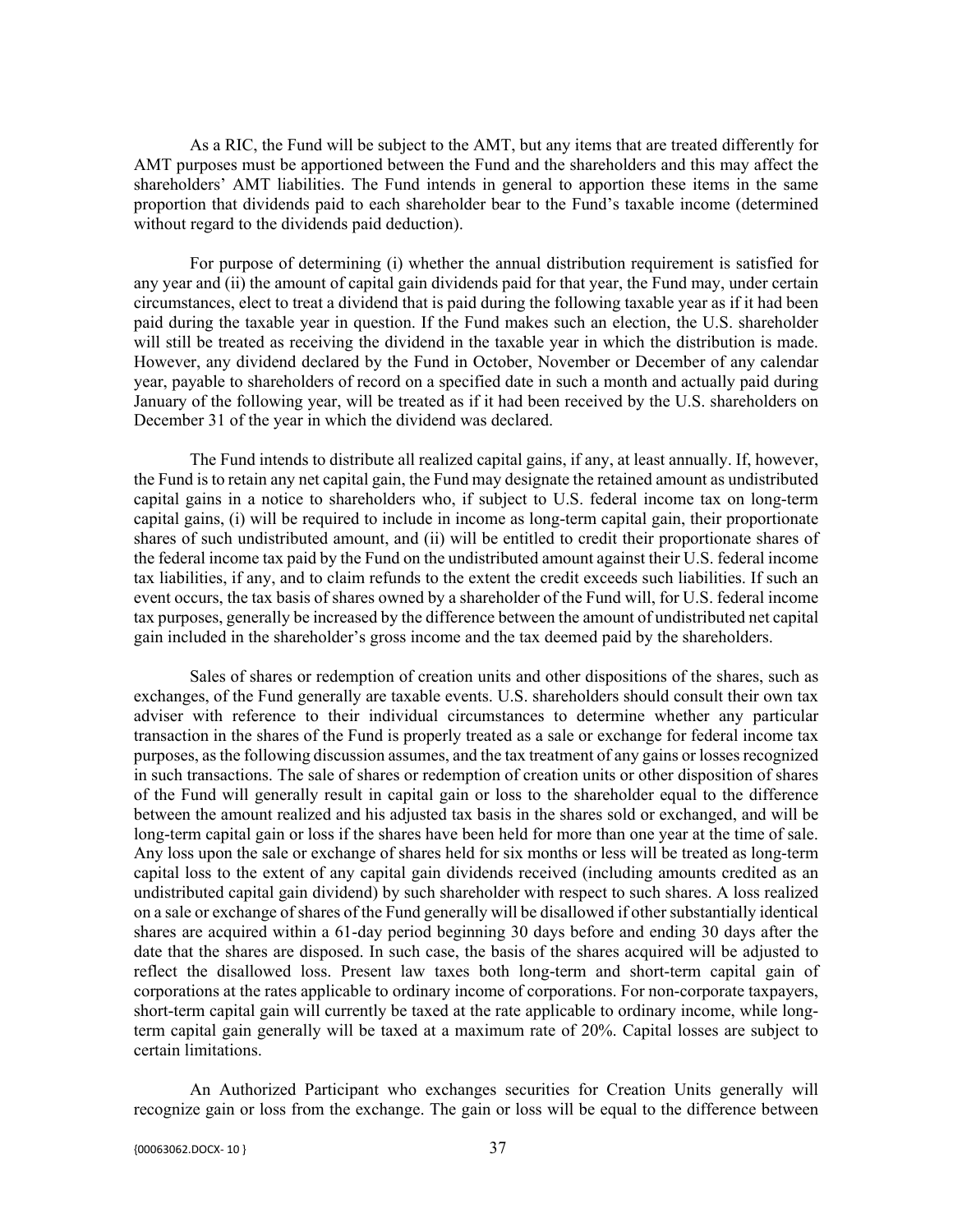As a RIC, the Fund will be subject to the AMT, but any items that are treated differently for AMT purposes must be apportioned between the Fund and the shareholders and this may affect the shareholders' AMT liabilities. The Fund intends in general to apportion these items in the same proportion that dividends paid to each shareholder bear to the Fund's taxable income (determined without regard to the dividends paid deduction).

For purpose of determining (i) whether the annual distribution requirement is satisfied for any year and (ii) the amount of capital gain dividends paid for that year, the Fund may, under certain circumstances, elect to treat a dividend that is paid during the following taxable year as if it had been paid during the taxable year in question. If the Fund makes such an election, the U.S. shareholder will still be treated as receiving the dividend in the taxable year in which the distribution is made. However, any dividend declared by the Fund in October, November or December of any calendar year, payable to shareholders of record on a specified date in such a month and actually paid during January of the following year, will be treated as if it had been received by the U.S. shareholders on December 31 of the year in which the dividend was declared.

The Fund intends to distribute all realized capital gains, if any, at least annually. If, however, the Fund is to retain any net capital gain, the Fund may designate the retained amount as undistributed capital gains in a notice to shareholders who, if subject to U.S. federal income tax on long-term capital gains, (i) will be required to include in income as long-term capital gain, their proportionate shares of such undistributed amount, and (ii) will be entitled to credit their proportionate shares of the federal income tax paid by the Fund on the undistributed amount against their U.S. federal income tax liabilities, if any, and to claim refunds to the extent the credit exceeds such liabilities. If such an event occurs, the tax basis of shares owned by a shareholder of the Fund will, for U.S. federal income tax purposes, generally be increased by the difference between the amount of undistributed net capital gain included in the shareholder's gross income and the tax deemed paid by the shareholders.

Sales of shares or redemption of creation units and other dispositions of the shares, such as exchanges, of the Fund generally are taxable events. U.S. shareholders should consult their own tax adviser with reference to their individual circumstances to determine whether any particular transaction in the shares of the Fund is properly treated as a sale or exchange for federal income tax purposes, as the following discussion assumes, and the tax treatment of any gains or losses recognized in such transactions. The sale of shares or redemption of creation units or other disposition of shares of the Fund will generally result in capital gain or loss to the shareholder equal to the difference between the amount realized and his adjusted tax basis in the shares sold or exchanged, and will be long-term capital gain or loss if the shares have been held for more than one year at the time of sale. Any loss upon the sale or exchange of shares held for six months or less will be treated as long-term capital loss to the extent of any capital gain dividends received (including amounts credited as an undistributed capital gain dividend) by such shareholder with respect to such shares. A loss realized on a sale or exchange of shares of the Fund generally will be disallowed if other substantially identical shares are acquired within a 61-day period beginning 30 days before and ending 30 days after the date that the shares are disposed. In such case, the basis of the shares acquired will be adjusted to reflect the disallowed loss. Present law taxes both long-term and short-term capital gain of corporations at the rates applicable to ordinary income of corporations. For non-corporate taxpayers, short-term capital gain will currently be taxed at the rate applicable to ordinary income, while long-term capital gain generally will be taxed at a maximum rate of 20%. Capital losses are subject to certain limitations.

An Authorized Participant who exchanges securities for Creation Units generally will recognize gain or loss from the exchange. The gain or loss will be equal to the difference between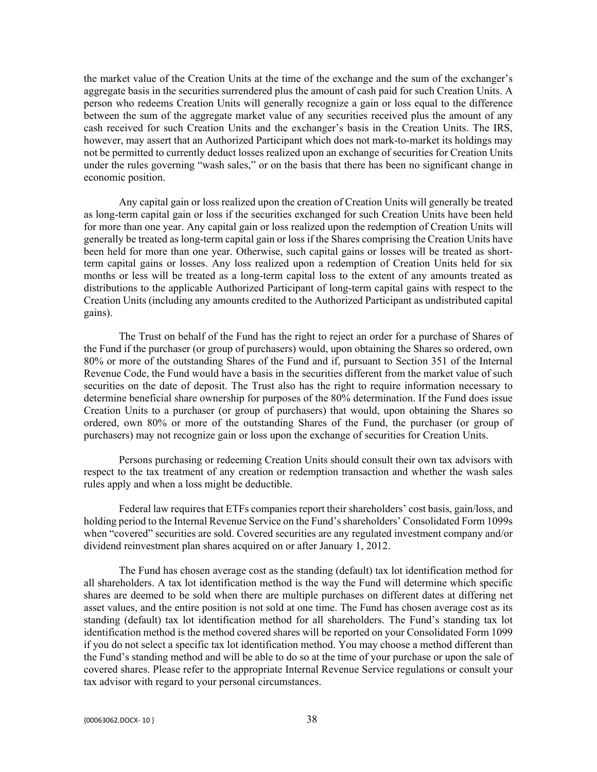the market value of the Creation Units at the time of the exchange and the sum of the exchanger's aggregate basis in the securities surrendered plus the amount of cash paid for such Creation Units. A person who redeems Creation Units will generally recognize a gain or loss equal to the difference between the sum of the aggregate market value of any securities received plus the amount of any cash received for such Creation Units and the exchanger's basis in the Creation Units. The IRS, however, may assert that an Authorized Participant which does not mark-to-market its holdings may not be permitted to currently deduct losses realized upon an exchange of securities for Creation Units under the rules governing "wash sales," or on the basis that there has been no significant change in economic position.

Any capital gain or loss realized upon the creation of Creation Units will generally be treated as long-term capital gain or loss if the securities exchanged for such Creation Units have been held for more than one year. Any capital gain or loss realized upon the redemption of Creation Units will generally be treated as long-term capital gain or loss if the Shares comprising the Creation Units have been held for more than one year. Otherwise, such capital gains or losses will be treated as short-term capital gains or losses. Any loss realized upon a redemption of Creation Units held for six months or less will be treated as a long-term capital loss to the extent of any amounts treated as distributions to the applicable Authorized Participant of long-term capital gains with respect to the Creation Units (including any amounts credited to the Authorized Participant as undistributed capital gains).

The Trust on behalf of the Fund has the right to reject an order for a purchase of Shares of the Fund if the purchaser (or group of purchasers) would, upon obtaining the Shares so ordered, own 80% or more of the outstanding Shares of the Fund and if, pursuant to Section 351 of the Internal Revenue Code, the Fund would have a basis in the securities different from the market value of such securities on the date of deposit. The Trust also has the right to require information necessary to determine beneficial share ownership for purposes of the 80% determination. If the Fund does issue Creation Units to a purchaser (or group of purchasers) that would, upon obtaining the Shares so ordered, own 80% or more of the outstanding Shares of the Fund, the purchaser (or group of purchasers) may not recognize gain or loss upon the exchange of securities for Creation Units.

Persons purchasing or redeeming Creation Units should consult their own tax advisors with respect to the tax treatment of any creation or redemption transaction and whether the wash sales rules apply and when a loss might be deductible.

Federal law requires that ETFs companies report their shareholders' cost basis, gain/loss, and holding period to the Internal Revenue Service on the Fund's shareholders' Consolidated Form 1099s when "covered" securities are sold. Covered securities are any regulated investment company and/or dividend reinvestment plan shares acquired on or after January 1, 2012.

The Fund has chosen average cost as the standing (default) tax lot identification method for all shareholders. A tax lot identification method is the way the Fund will determine which specific shares are deemed to be sold when there are multiple purchases on different dates at differing net asset values, and the entire position is not sold at one time. The Fund has chosen average cost as its standing (default) tax lot identification method for all shareholders. The Fund's standing tax lot identification method is the method covered shares will be reported on your Consolidated Form 1099 if you do not select a specific tax lot identification method. You may choose a method different than the Fund's standing method and will be able to do so at the time of your purchase or upon the sale of covered shares. Please refer to the appropriate Internal Revenue Service regulations or consult your tax advisor with regard to your personal circumstances.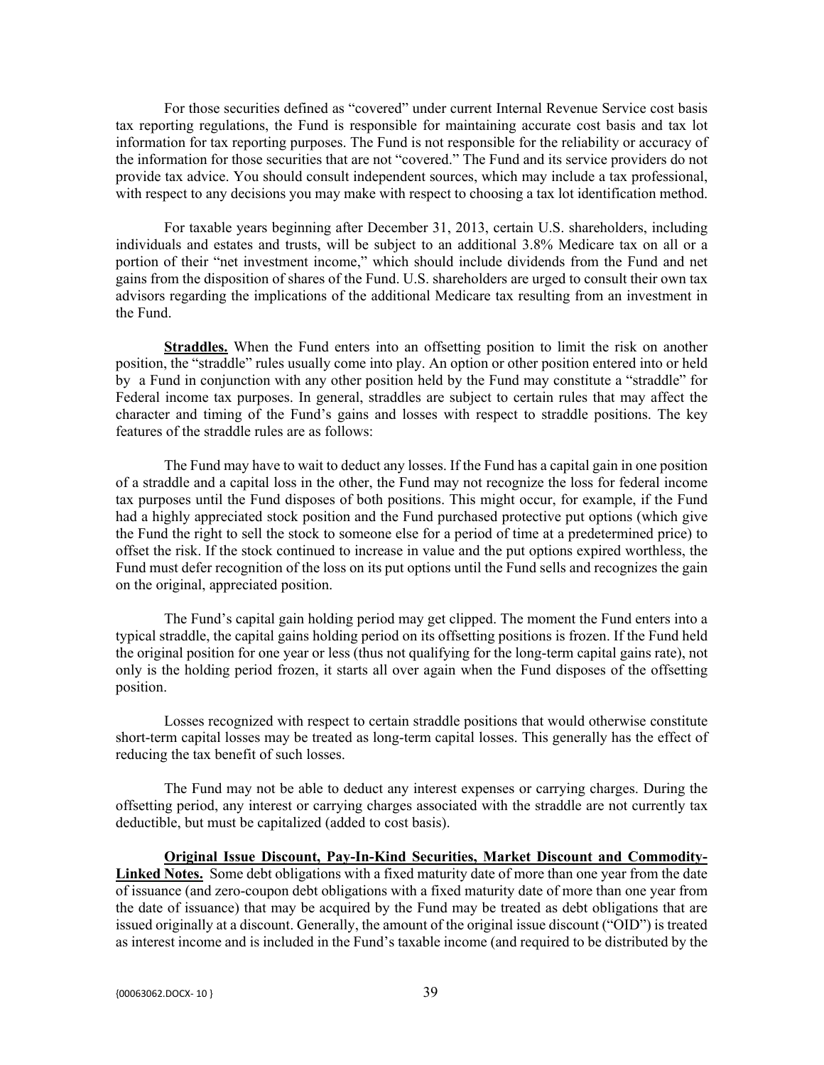For those securities defined as "covered" under current Internal Revenue Service cost basis tax reporting regulations, the Fund is responsible for maintaining accurate cost basis and tax lot information for tax reporting purposes. The Fund is not responsible for the reliability or accuracy of the information for those securities that are not "covered." The Fund and its service providers do not provide tax advice. You should consult independent sources, which may include a tax professional, with respect to any decisions you may make with respect to choosing a tax lot identification method.

For taxable years beginning after December 31, 2013, certain U.S. shareholders, including individuals and estates and trusts, will be subject to an additional 3.8% Medicare tax on all or a portion of their "net investment income," which should include dividends from the Fund and net gains from the disposition of shares of the Fund. U.S. shareholders are urged to consult their own tax advisors regarding the implications of the additional Medicare tax resulting from an investment in the Fund.

**Straddles.** When the Fund enters into an offsetting position to limit the risk on another position, the "straddle" rules usually come into play. An option or other position entered into or held by a Fund in conjunction with any other position held by the Fund may constitute a "straddle" for Federal income tax purposes. In general, straddles are subject to certain rules that may affect the character and timing of the Fund's gains and losses with respect to straddle positions. The key features of the straddle rules are as follows:

The Fund may have to wait to deduct any losses. If the Fund has a capital gain in one position of a straddle and a capital loss in the other, the Fund may not recognize the loss for federal income tax purposes until the Fund disposes of both positions. This might occur, for example, if the Fund had a highly appreciated stock position and the Fund purchased protective put options (which give the Fund the right to sell the stock to someone else for a period of time at a predetermined price) to offset the risk. If the stock continued to increase in value and the put options expired worthless, the Fund must defer recognition of the loss on its put options until the Fund sells and recognizes the gain on the original, appreciated position.

The Fund's capital gain holding period may get clipped. The moment the Fund enters into a typical straddle, the capital gains holding period on its offsetting positions is frozen. If the Fund held the original position for one year or less (thus not qualifying for the long-term capital gains rate), not only is the holding period frozen, it starts all over again when the Fund disposes of the offsetting position.

Losses recognized with respect to certain straddle positions that would otherwise constitute short-term capital losses may be treated as long-term capital losses. This generally has the effect of reducing the tax benefit of such losses.

The Fund may not be able to deduct any interest expenses or carrying charges. During the offsetting period, any interest or carrying charges associated with the straddle are not currently tax deductible, but must be capitalized (added to cost basis).

**Original Issue Discount, Pay-In-Kind Securities, Market Discount and Commodity-Linked Notes.** Some debt obligations with a fixed maturity date of more than one year from the date of issuance (and zero-coupon debt obligations with a fixed maturity date of more than one year from the date of issuance) that may be acquired by the Fund may be treated as debt obligations that are issued originally at a discount. Generally, the amount of the original issue discount ("OID") is treated as interest income and is included in the Fund's taxable income (and required to be distributed by the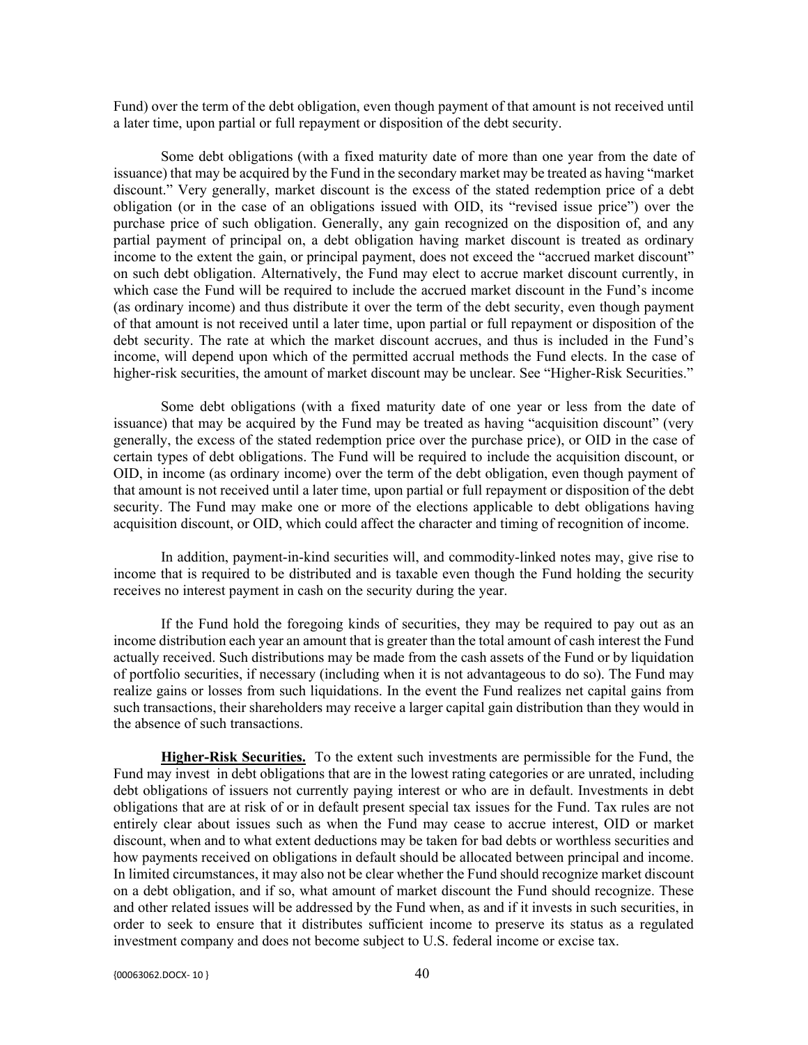Fund) over the term of the debt obligation, even though payment of that amount is not received until a later time, upon partial or full repayment or disposition of the debt security.

Some debt obligations (with a fixed maturity date of more than one year from the date of issuance) that may be acquired by the Fund in the secondary market may be treated as having "market discount." Very generally, market discount is the excess of the stated redemption price of a debt obligation (or in the case of an obligations issued with OID, its "revised issue price") over the purchase price of such obligation. Generally, any gain recognized on the disposition of, and any partial payment of principal on, a debt obligation having market discount is treated as ordinary income to the extent the gain, or principal payment, does not exceed the "accrued market discount" on such debt obligation. Alternatively, the Fund may elect to accrue market discount currently, in which case the Fund will be required to include the accrued market discount in the Fund's income (as ordinary income) and thus distribute it over the term of the debt security, even though payment of that amount is not received until a later time, upon partial or full repayment or disposition of the debt security. The rate at which the market discount accrues, and thus is included in the Fund's income, will depend upon which of the permitted accrual methods the Fund elects. In the case of higher-risk securities, the amount of market discount may be unclear. See "Higher-Risk Securities."

Some debt obligations (with a fixed maturity date of one year or less from the date of issuance) that may be acquired by the Fund may be treated as having "acquisition discount" (very generally, the excess of the stated redemption price over the purchase price), or OID in the case of certain types of debt obligations. The Fund will be required to include the acquisition discount, or OID, in income (as ordinary income) over the term of the debt obligation, even though payment of that amount is not received until a later time, upon partial or full repayment or disposition of the debt security. The Fund may make one or more of the elections applicable to debt obligations having acquisition discount, or OID, which could affect the character and timing of recognition of income.

In addition, payment-in-kind securities will, and commodity-linked notes may, give rise to income that is required to be distributed and is taxable even though the Fund holding the security receives no interest payment in cash on the security during the year.

If the Fund hold the foregoing kinds of securities, they may be required to pay out as an income distribution each year an amount that is greater than the total amount of cash interest the Fund actually received. Such distributions may be made from the cash assets of the Fund or by liquidation of portfolio securities, if necessary (including when it is not advantageous to do so). The Fund may realize gains or losses from such liquidations. In the event the Fund realizes net capital gains from such transactions, their shareholders may receive a larger capital gain distribution than they would in the absence of such transactions.

**Higher-Risk Securities.** To the extent such investments are permissible for the Fund, the Fund may invest in debt obligations that are in the lowest rating categories or are unrated, including debt obligations of issuers not currently paying interest or who are in default. Investments in debt obligations that are at risk of or in default present special tax issues for the Fund. Tax rules are not entirely clear about issues such as when the Fund may cease to accrue interest, OID or market discount, when and to what extent deductions may be taken for bad debts or worthless securities and how payments received on obligations in default should be allocated between principal and income. In limited circumstances, it may also not be clear whether the Fund should recognize market discount on a debt obligation, and if so, what amount of market discount the Fund should recognize. These and other related issues will be addressed by the Fund when, as and if it invests in such securities, in order to seek to ensure that it distributes sufficient income to preserve its status as a regulated investment company and does not become subject to U.S. federal income or excise tax.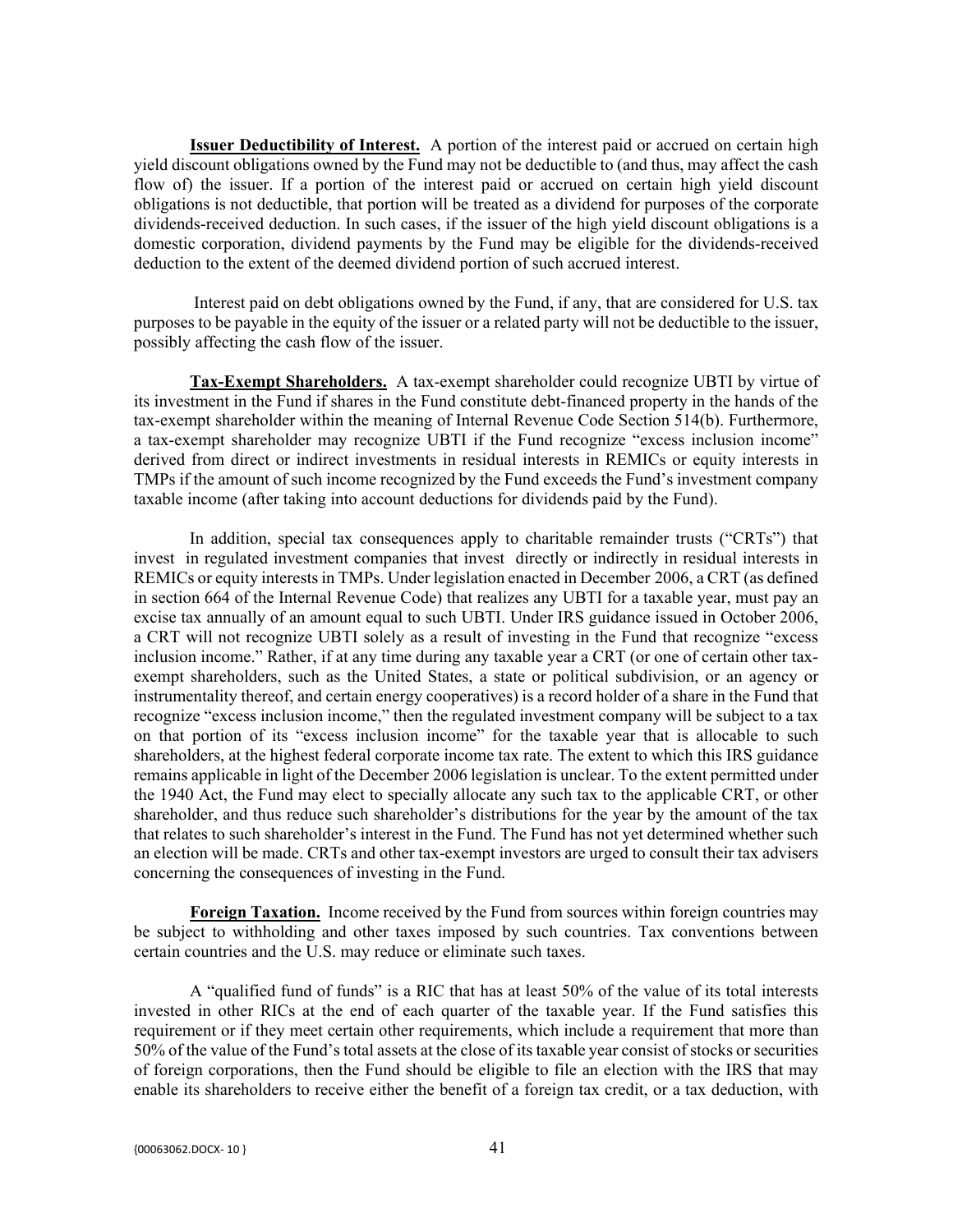**Issuer Deductibility of Interest.** A portion of the interest paid or accrued on certain high yield discount obligations owned by the Fund may not be deductible to (and thus, may affect the cash flow of) the issuer. If a portion of the interest paid or accrued on certain high yield discount obligations is not deductible, that portion will be treated as a dividend for purposes of the corporate dividends-received deduction. In such cases, if the issuer of the high yield discount obligations is a domestic corporation, dividend payments by the Fund may be eligible for the dividends-received deduction to the extent of the deemed dividend portion of such accrued interest.

Interest paid on debt obligations owned by the Fund, if any, that are considered for U.S. tax purposes to be payable in the equity of the issuer or a related party will not be deductible to the issuer, possibly affecting the cash flow of the issuer.

**Tax-Exempt Shareholders.** A tax-exempt shareholder could recognize UBTI by virtue of its investment in the Fund if shares in the Fund constitute debt-financed property in the hands of the tax-exempt shareholder within the meaning of Internal Revenue Code Section 514(b). Furthermore, a tax-exempt shareholder may recognize UBTI if the Fund recognize "excess inclusion income" derived from direct or indirect investments in residual interests in REMICs or equity interests in TMPs if the amount of such income recognized by the Fund exceeds the Fund's investment company taxable income (after taking into account deductions for dividends paid by the Fund).

In addition, special tax consequences apply to charitable remainder trusts ("CRTs") that invest in regulated investment companies that invest directly or indirectly in residual interests in REMICs or equity interests in TMPs. Under legislation enacted in December 2006, a CRT (as defined in section 664 of the Internal Revenue Code) that realizes any UBTI for a taxable year, must pay an excise tax annually of an amount equal to such UBTI. Under IRS guidance issued in October 2006, a CRT will not recognize UBTI solely as a result of investing in the Fund that recognize "excess inclusion income." Rather, if at any time during any taxable year a CRT (or one of certain other tax-exempt shareholders, such as the United States, a state or political subdivision, or an agency or instrumentality thereof, and certain energy cooperatives) is a record holder of a share in the Fund that recognize "excess inclusion income," then the regulated investment company will be subject to a tax on that portion of its "excess inclusion income" for the taxable year that is allocable to such shareholders, at the highest federal corporate income tax rate. The extent to which this IRS guidance remains applicable in light of the December 2006 legislation is unclear. To the extent permitted under the 1940 Act, the Fund may elect to specially allocate any such tax to the applicable CRT, or other shareholder, and thus reduce such shareholder's distributions for the year by the amount of the tax that relates to such shareholder's interest in the Fund. The Fund has not yet determined whether such an election will be made. CRTs and other tax-exempt investors are urged to consult their tax advisers concerning the consequences of investing in the Fund.

**Foreign Taxation.** Income received by the Fund from sources within foreign countries may be subject to withholding and other taxes imposed by such countries. Tax conventions between certain countries and the U.S. may reduce or eliminate such taxes.

A "qualified fund of funds" is a RIC that has at least 50% of the value of its total interests invested in other RICs at the end of each quarter of the taxable year. If the Fund satisfies this requirement or if they meet certain other requirements, which include a requirement that more than 50% of the value of the Fund's total assets at the close of its taxable year consist of stocks or securities of foreign corporations, then the Fund should be eligible to file an election with the IRS that may enable its shareholders to receive either the benefit of a foreign tax credit, or a tax deduction, with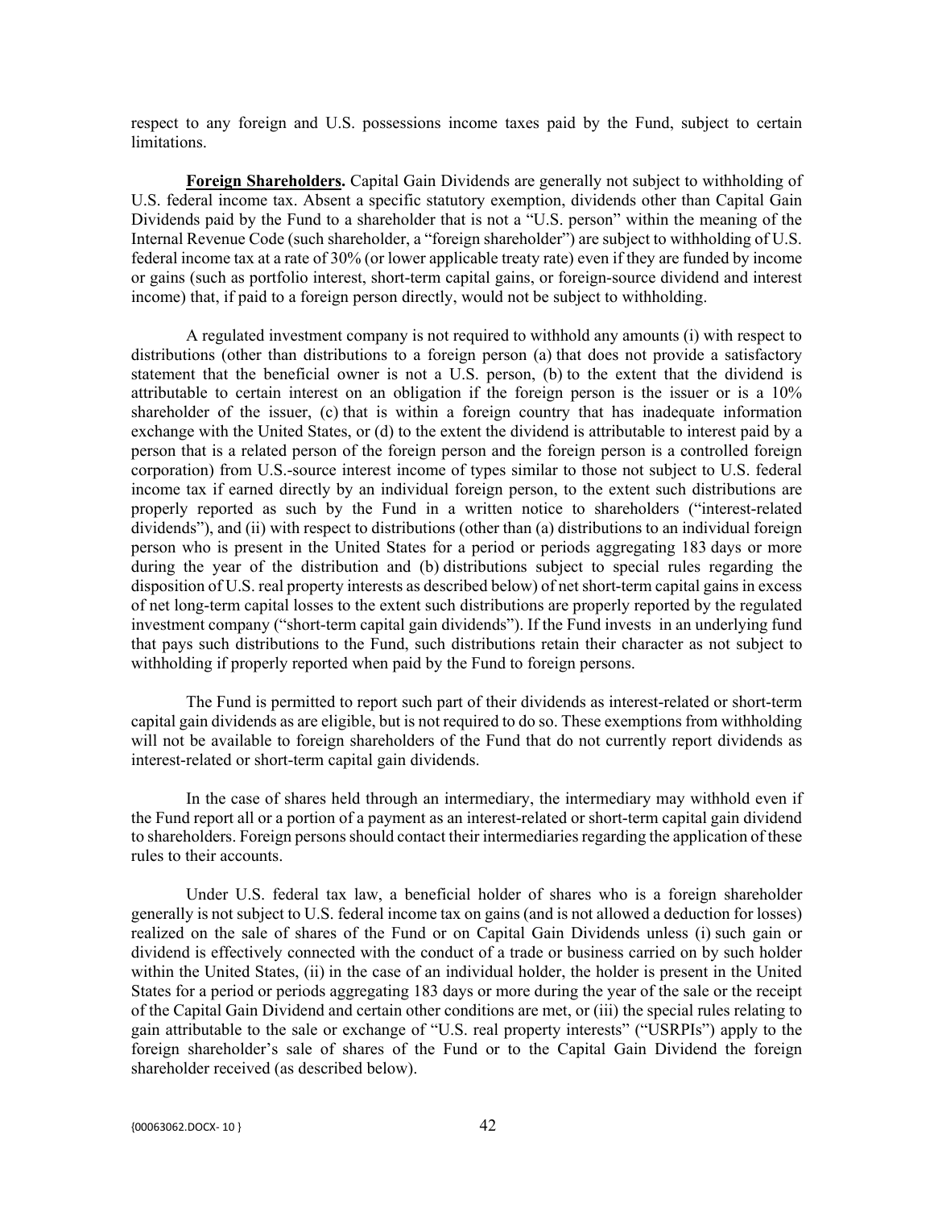respect to any foreign and U.S. possessions income taxes paid by the Fund, subject to certain limitations.

**Foreign Shareholders.** Capital Gain Dividends are generally not subject to withholding of U.S. federal income tax. Absent a specific statutory exemption, dividends other than Capital Gain Dividends paid by the Fund to a shareholder that is not a "U.S. person" within the meaning of the Internal Revenue Code (such shareholder, a "foreign shareholder") are subject to withholding of U.S. federal income tax at a rate of 30% (or lower applicable treaty rate) even if they are funded by income or gains (such as portfolio interest, short-term capital gains, or foreign-source dividend and interest income) that, if paid to a foreign person directly, would not be subject to withholding.

A regulated investment company is not required to withhold any amounts (i) with respect to distributions (other than distributions to a foreign person (a) that does not provide a satisfactory statement that the beneficial owner is not a U.S. person, (b) to the extent that the dividend is attributable to certain interest on an obligation if the foreign person is the issuer or is a 10% shareholder of the issuer, (c) that is within a foreign country that has inadequate information exchange with the United States, or (d) to the extent the dividend is attributable to interest paid by a person that is a related person of the foreign person and the foreign person is a controlled foreign corporation) from U.S.-source interest income of types similar to those not subject to U.S. federal income tax if earned directly by an individual foreign person, to the extent such distributions are properly reported as such by the Fund in a written notice to shareholders ("interest-related dividends"), and (ii) with respect to distributions (other than (a) distributions to an individual foreign person who is present in the United States for a period or periods aggregating 183 days or more during the year of the distribution and (b) distributions subject to special rules regarding the disposition of U.S. real property interests as described below) of net short-term capital gains in excess of net long-term capital losses to the extent such distributions are properly reported by the regulated investment company ("short-term capital gain dividends"). If the Fund invests in an underlying fund that pays such distributions to the Fund, such distributions retain their character as not subject to withholding if properly reported when paid by the Fund to foreign persons.

The Fund is permitted to report such part of their dividends as interest-related or short-term capital gain dividends as are eligible, but is not required to do so. These exemptions from withholding will not be available to foreign shareholders of the Fund that do not currently report dividends as interest-related or short-term capital gain dividends.

In the case of shares held through an intermediary, the intermediary may withhold even if the Fund report all or a portion of a payment as an interest-related or short-term capital gain dividend to shareholders. Foreign persons should contact their intermediaries regarding the application of these rules to their accounts.

Under U.S. federal tax law, a beneficial holder of shares who is a foreign shareholder generally is not subject to U.S. federal income tax on gains (and is not allowed a deduction for losses) realized on the sale of shares of the Fund or on Capital Gain Dividends unless (i) such gain or dividend is effectively connected with the conduct of a trade or business carried on by such holder within the United States, (ii) in the case of an individual holder, the holder is present in the United States for a period or periods aggregating 183 days or more during the year of the sale or the receipt of the Capital Gain Dividend and certain other conditions are met, or (iii) the special rules relating to gain attributable to the sale or exchange of "U.S. real property interests" ("USRPIs") apply to the foreign shareholder's sale of shares of the Fund or to the Capital Gain Dividend the foreign shareholder received (as described below).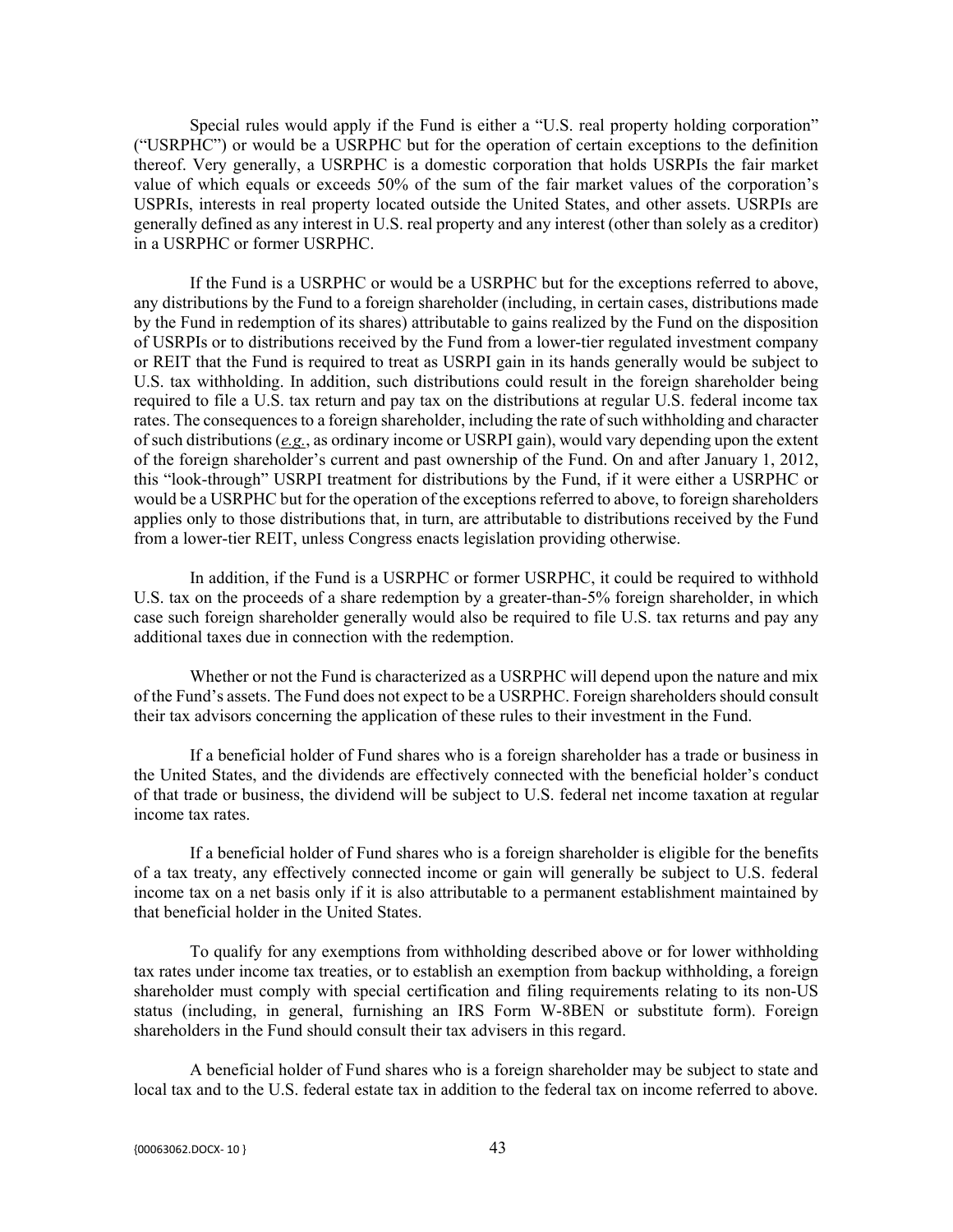Special rules would apply if the Fund is either a "U.S. real property holding corporation" ("USRPHC") or would be a USRPHC but for the operation of certain exceptions to the definition thereof. Very generally, a USRPHC is a domestic corporation that holds USRPIs the fair market value of which equals or exceeds 50% of the sum of the fair market values of the corporation's USPRIs, interests in real property located outside the United States, and other assets. USRPIs are generally defined as any interest in U.S. real property and any interest (other than solely as a creditor) in a USRPHC or former USRPHC.

If the Fund is a USRPHC or would be a USRPHC but for the exceptions referred to above, any distributions by the Fund to a foreign shareholder (including, in certain cases, distributions made by the Fund in redemption of its shares) attributable to gains realized by the Fund on the disposition of USRPIs or to distributions received by the Fund from a lower-tier regulated investment company or REIT that the Fund is required to treat as USRPI gain in its hands generally would be subject to U.S. tax withholding. In addition, such distributions could result in the foreign shareholder being required to file a U.S. tax return and pay tax on the distributions at regular U.S. federal income tax rates. The consequences to a foreign shareholder, including the rate of such withholding and character of such distributions (*e.g.*, as ordinary income or USRPI gain), would vary depending upon the extent of the foreign shareholder's current and past ownership of the Fund. On and after January 1, 2012, this "look-through" USRPI treatment for distributions by the Fund, if it were either a USRPHC or would be a USRPHC but for the operation of the exceptions referred to above, to foreign shareholders applies only to those distributions that, in turn, are attributable to distributions received by the Fund from a lower-tier REIT, unless Congress enacts legislation providing otherwise.

In addition, if the Fund is a USRPHC or former USRPHC, it could be required to withhold U.S. tax on the proceeds of a share redemption by a greater-than-5% foreign shareholder, in which case such foreign shareholder generally would also be required to file U.S. tax returns and pay any additional taxes due in connection with the redemption.

Whether or not the Fund is characterized as a USRPHC will depend upon the nature and mix of the Fund's assets. The Fund does not expect to be a USRPHC. Foreign shareholders should consult their tax advisors concerning the application of these rules to their investment in the Fund.

If a beneficial holder of Fund shares who is a foreign shareholder has a trade or business in the United States, and the dividends are effectively connected with the beneficial holder's conduct of that trade or business, the dividend will be subject to U.S. federal net income taxation at regular income tax rates.

If a beneficial holder of Fund shares who is a foreign shareholder is eligible for the benefits of a tax treaty, any effectively connected income or gain will generally be subject to U.S. federal income tax on a net basis only if it is also attributable to a permanent establishment maintained by that beneficial holder in the United States.

To qualify for any exemptions from withholding described above or for lower withholding tax rates under income tax treaties, or to establish an exemption from backup withholding, a foreign shareholder must comply with special certification and filing requirements relating to its non-US status (including, in general, furnishing an IRS Form W-8BEN or substitute form). Foreign shareholders in the Fund should consult their tax advisers in this regard.

A beneficial holder of Fund shares who is a foreign shareholder may be subject to state and local tax and to the U.S. federal estate tax in addition to the federal tax on income referred to above.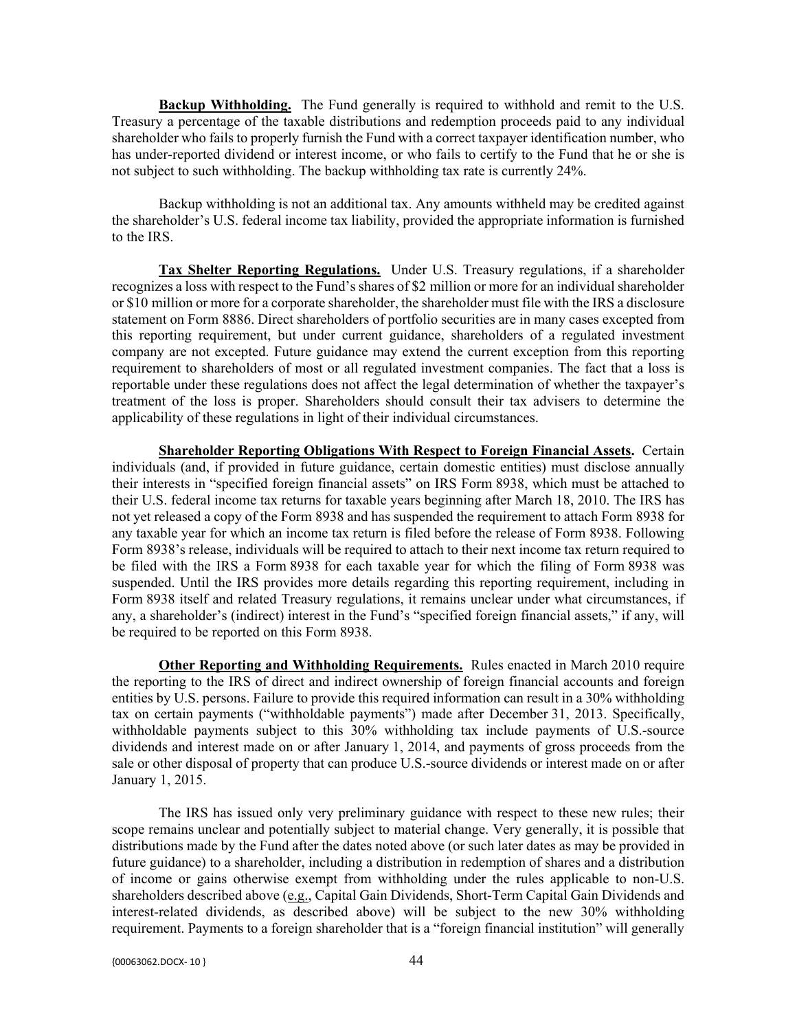**Backup Withholding.** The Fund generally is required to withhold and remit to the U.S. Treasury a percentage of the taxable distributions and redemption proceeds paid to any individual shareholder who fails to properly furnish the Fund with a correct taxpayer identification number, who has under-reported dividend or interest income, or who fails to certify to the Fund that he or she is not subject to such withholding. The backup withholding tax rate is currently 24%.

Backup withholding is not an additional tax. Any amounts withheld may be credited against the shareholder's U.S. federal income tax liability, provided the appropriate information is furnished to the IRS.

**Tax Shelter Reporting Regulations.** Under U.S. Treasury regulations, if a shareholder recognizes a loss with respect to the Fund's shares of $2 million or more for an individual shareholder or $10 million or more for a corporate shareholder, the shareholder must file with the IRS a disclosure statement on Form 8886. Direct shareholders of portfolio securities are in many cases excepted from this reporting requirement, but under current guidance, shareholders of a regulated investment company are not excepted. Future guidance may extend the current exception from this reporting requirement to shareholders of most or all regulated investment companies. The fact that a loss is reportable under these regulations does not affect the legal determination of whether the taxpayer's treatment of the loss is proper. Shareholders should consult their tax advisers to determine the applicability of these regulations in light of their individual circumstances.

**Shareholder Reporting Obligations With Respect to Foreign Financial Assets.** Certain individuals (and, if provided in future guidance, certain domestic entities) must disclose annually their interests in "specified foreign financial assets" on IRS Form 8938, which must be attached to their U.S. federal income tax returns for taxable years beginning after March 18, 2010. The IRS has not yet released a copy of the Form 8938 and has suspended the requirement to attach Form 8938 for any taxable year for which an income tax return is filed before the release of Form 8938. Following Form 8938's release, individuals will be required to attach to their next income tax return required to be filed with the IRS a Form 8938 for each taxable year for which the filing of Form 8938 was suspended. Until the IRS provides more details regarding this reporting requirement, including in Form 8938 itself and related Treasury regulations, it remains unclear under what circumstances, if any, a shareholder's (indirect) interest in the Fund's "specified foreign financial assets," if any, will be required to be reported on this Form 8938.

**Other Reporting and Withholding Requirements.** Rules enacted in March 2010 require the reporting to the IRS of direct and indirect ownership of foreign financial accounts and foreign entities by U.S. persons. Failure to provide this required information can result in a 30% withholding tax on certain payments ("withholdable payments") made after December 31, 2013. Specifically, withholdable payments subject to this 30% withholding tax include payments of U.S.-source dividends and interest made on or after January 1, 2014, and payments of gross proceeds from the sale or other disposal of property that can produce U.S.-source dividends or interest made on or after January 1, 2015.

The IRS has issued only very preliminary guidance with respect to these new rules; their scope remains unclear and potentially subject to material change. Very generally, it is possible that distributions made by the Fund after the dates noted above (or such later dates as may be provided in future guidance) to a shareholder, including a distribution in redemption of shares and a distribution of income or gains otherwise exempt from withholding under the rules applicable to non-U.S. shareholders described above (e.g., Capital Gain Dividends, Short-Term Capital Gain Dividends and interest-related dividends, as described above) will be subject to the new 30% withholding requirement. Payments to a foreign shareholder that is a "foreign financial institution" will generally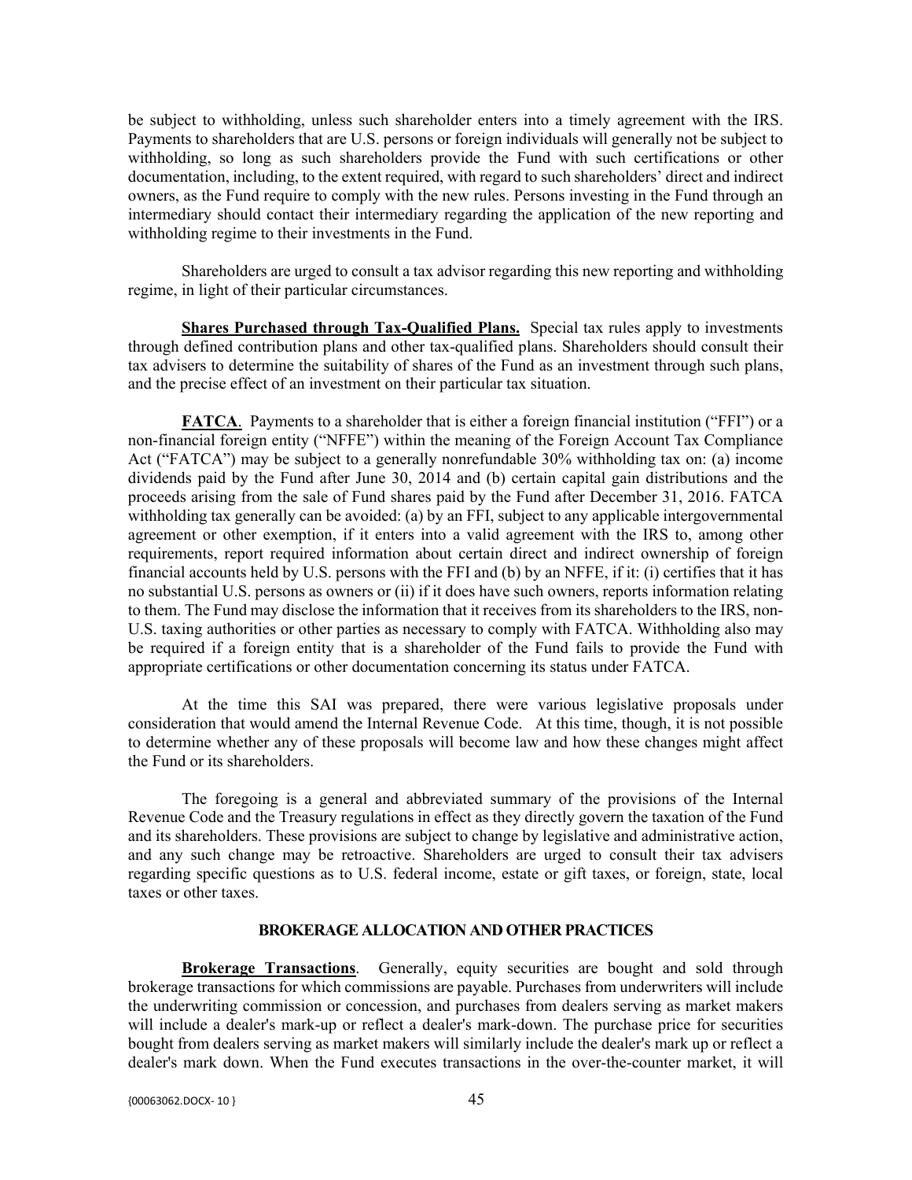be subject to withholding, unless such shareholder enters into a timely agreement with the IRS. Payments to shareholders that are U.S. persons or foreign individuals will generally not be subject to withholding, so long as such shareholders provide the Fund with such certifications or other documentation, including, to the extent required, with regard to such shareholders' direct and indirect owners, as the Fund require to comply with the new rules. Persons investing in the Fund through an intermediary should contact their intermediary regarding the application of the new reporting and withholding regime to their investments in the Fund.

Shareholders are urged to consult a tax advisor regarding this new reporting and withholding regime, in light of their particular circumstances.

**Shares Purchased through Tax-Qualified Plans.** Special tax rules apply to investments through defined contribution plans and other tax-qualified plans. Shareholders should consult their tax advisers to determine the suitability of shares of the Fund as an investment through such plans, and the precise effect of an investment on their particular tax situation.

**FATCA**. Payments to a shareholder that is either a foreign financial institution ("FFI") or a non-financial foreign entity ("NFFE") within the meaning of the Foreign Account Tax Compliance Act ("FATCA") may be subject to a generally nonrefundable 30% withholding tax on: (a) income dividends paid by the Fund after June 30, 2014 and (b) certain capital gain distributions and the proceeds arising from the sale of Fund shares paid by the Fund after December 31, 2016. FATCA withholding tax generally can be avoided: (a) by an FFI, subject to any applicable intergovernmental agreement or other exemption, if it enters into a valid agreement with the IRS to, among other requirements, report required information about certain direct and indirect ownership of foreign financial accounts held by U.S. persons with the FFI and (b) by an NFFE, if it: (i) certifies that it has no substantial U.S. persons as owners or (ii) if it does have such owners, reports information relating to them. The Fund may disclose the information that it receives from its shareholders to the IRS, non-U.S. taxing authorities or other parties as necessary to comply with FATCA. Withholding also may be required if a foreign entity that is a shareholder of the Fund fails to provide the Fund with appropriate certifications or other documentation concerning its status under FATCA.

At the time this SAI was prepared, there were various legislative proposals under consideration that would amend the Internal Revenue Code. At this time, though, it is not possible to determine whether any of these proposals will become law and how these changes might affect the Fund or its shareholders.

The foregoing is a general and abbreviated summary of the provisions of the Internal Revenue Code and the Treasury regulations in effect as they directly govern the taxation of the Fund and its shareholders. These provisions are subject to change by legislative and administrative action, and any such change may be retroactive. Shareholders are urged to consult their tax advisers regarding specific questions as to U.S. federal income, estate or gift taxes, or foreign, state, local taxes or other taxes.

## BROKERAGE ALLOCATION AND OTHER PRACTICES

**Brokerage Transactions**. Generally, equity securities are bought and sold through brokerage transactions for which commissions are payable. Purchases from underwriters will include the underwriting commission or concession, and purchases from dealers serving as market makers will include a dealer's mark-up or reflect a dealer's mark-down. The purchase price for securities bought from dealers serving as market makers will similarly include the dealer's mark up or reflect a dealer's mark down. When the Fund executes transactions in the over-the-counter market, it will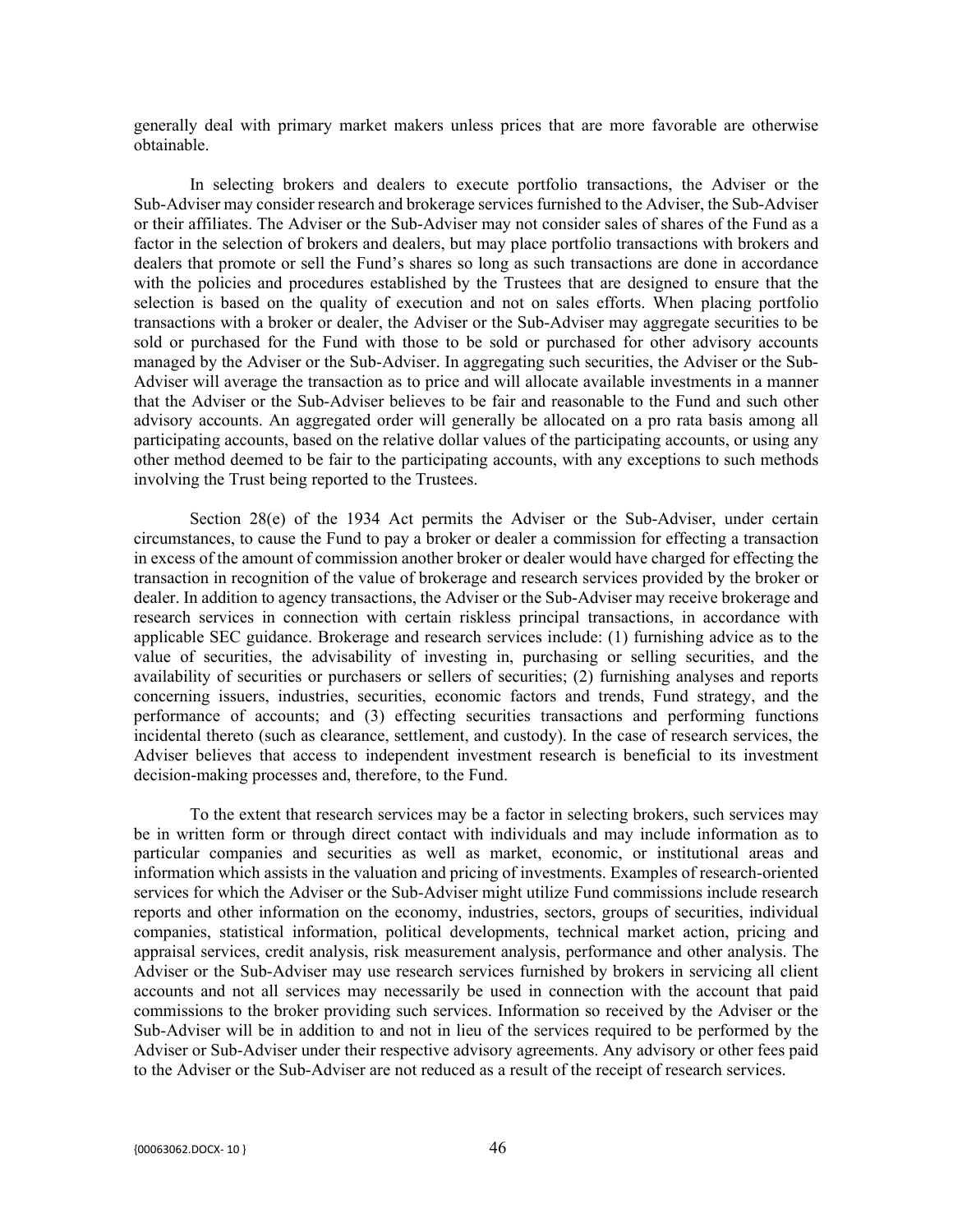generally deal with primary market makers unless prices that are more favorable are otherwise obtainable.

In selecting brokers and dealers to execute portfolio transactions, the Adviser or the Sub-Adviser may consider research and brokerage services furnished to the Adviser, the Sub-Adviser or their affiliates. The Adviser or the Sub-Adviser may not consider sales of shares of the Fund as a factor in the selection of brokers and dealers, but may place portfolio transactions with brokers and dealers that promote or sell the Fund's shares so long as such transactions are done in accordance with the policies and procedures established by the Trustees that are designed to ensure that the selection is based on the quality of execution and not on sales efforts. When placing portfolio transactions with a broker or dealer, the Adviser or the Sub-Adviser may aggregate securities to be sold or purchased for the Fund with those to be sold or purchased for other advisory accounts managed by the Adviser or the Sub-Adviser. In aggregating such securities, the Adviser or the Sub-Adviser will average the transaction as to price and will allocate available investments in a manner that the Adviser or the Sub-Adviser believes to be fair and reasonable to the Fund and such other advisory accounts. An aggregated order will generally be allocated on a pro rata basis among all participating accounts, based on the relative dollar values of the participating accounts, or using any other method deemed to be fair to the participating accounts, with any exceptions to such methods involving the Trust being reported to the Trustees.

Section 28(e) of the 1934 Act permits the Adviser or the Sub-Adviser, under certain circumstances, to cause the Fund to pay a broker or dealer a commission for effecting a transaction in excess of the amount of commission another broker or dealer would have charged for effecting the transaction in recognition of the value of brokerage and research services provided by the broker or dealer. In addition to agency transactions, the Adviser or the Sub-Adviser may receive brokerage and research services in connection with certain riskless principal transactions, in accordance with applicable SEC guidance. Brokerage and research services include: (1) furnishing advice as to the value of securities, the advisability of investing in, purchasing or selling securities, and the availability of securities or purchasers or sellers of securities; (2) furnishing analyses and reports concerning issuers, industries, securities, economic factors and trends, Fund strategy, and the performance of accounts; and (3) effecting securities transactions and performing functions incidental thereto (such as clearance, settlement, and custody). In the case of research services, the Adviser believes that access to independent investment research is beneficial to its investment decision-making processes and, therefore, to the Fund.

To the extent that research services may be a factor in selecting brokers, such services may be in written form or through direct contact with individuals and may include information as to particular companies and securities as well as market, economic, or institutional areas and information which assists in the valuation and pricing of investments. Examples of research-oriented services for which the Adviser or the Sub-Adviser might utilize Fund commissions include research reports and other information on the economy, industries, sectors, groups of securities, individual companies, statistical information, political developments, technical market action, pricing and appraisal services, credit analysis, risk measurement analysis, performance and other analysis. The Adviser or the Sub-Adviser may use research services furnished by brokers in servicing all client accounts and not all services may necessarily be used in connection with the account that paid commissions to the broker providing such services. Information so received by the Adviser or the Sub-Adviser will be in addition to and not in lieu of the services required to be performed by the Adviser or Sub-Adviser under their respective advisory agreements. Any advisory or other fees paid to the Adviser or the Sub-Adviser are not reduced as a result of the receipt of research services.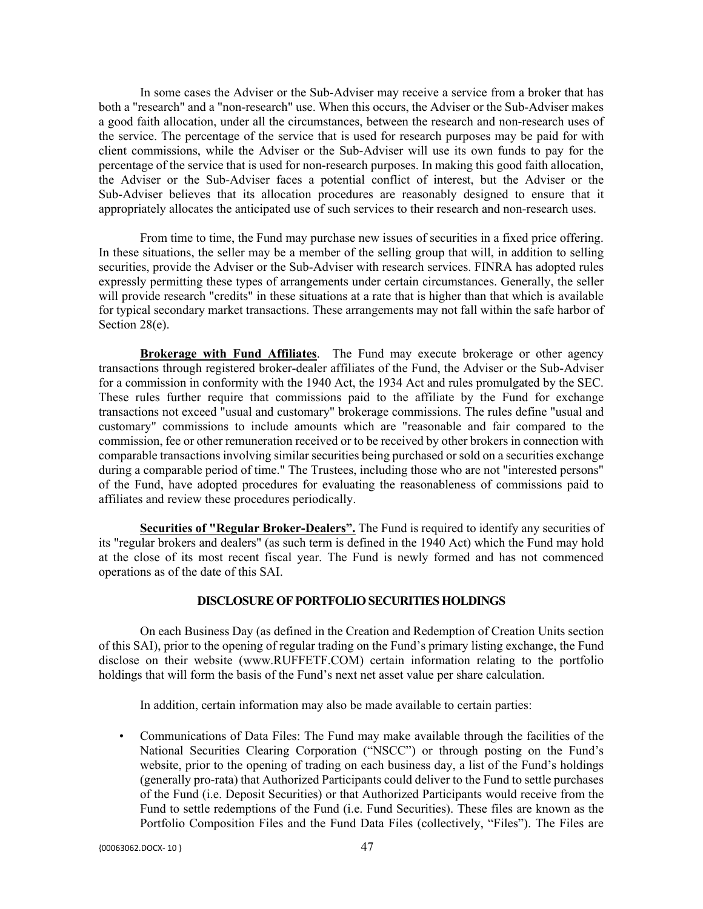In some cases the Adviser or the Sub-Adviser may receive a service from a broker that has both a "research" and a "non-research" use. When this occurs, the Adviser or the Sub-Adviser makes a good faith allocation, under all the circumstances, between the research and non-research uses of the service. The percentage of the service that is used for research purposes may be paid for with client commissions, while the Adviser or the Sub-Adviser will use its own funds to pay for the percentage of the service that is used for non-research purposes. In making this good faith allocation, the Adviser or the Sub-Adviser faces a potential conflict of interest, but the Adviser or the Sub-Adviser believes that its allocation procedures are reasonably designed to ensure that it appropriately allocates the anticipated use of such services to their research and non-research uses.

From time to time, the Fund may purchase new issues of securities in a fixed price offering. In these situations, the seller may be a member of the selling group that will, in addition to selling securities, provide the Adviser or the Sub-Adviser with research services. FINRA has adopted rules expressly permitting these types of arrangements under certain circumstances. Generally, the seller will provide research "credits" in these situations at a rate that is higher than that which is available for typical secondary market transactions. These arrangements may not fall within the safe harbor of Section 28(e).

**Brokerage with Fund Affiliates**. The Fund may execute brokerage or other agency transactions through registered broker-dealer affiliates of the Fund, the Adviser or the Sub-Adviser for a commission in conformity with the 1940 Act, the 1934 Act and rules promulgated by the SEC. These rules further require that commissions paid to the affiliate by the Fund for exchange transactions not exceed "usual and customary" brokerage commissions. The rules define "usual and customary" commissions to include amounts which are "reasonable and fair compared to the commission, fee or other remuneration received or to be received by other brokers in connection with comparable transactions involving similar securities being purchased or sold on a securities exchange during a comparable period of time." The Trustees, including those who are not "interested persons" of the Fund, have adopted procedures for evaluating the reasonableness of commissions paid to affiliates and review these procedures periodically.

**Securities of "Regular Broker-Dealers".** The Fund is required to identify any securities of its "regular brokers and dealers" (as such term is defined in the 1940 Act) which the Fund may hold at the close of its most recent fiscal year. The Fund is newly formed and has not commenced operations as of the date of this SAI.

## DISCLOSURE OF PORTFOLIO SECURITIES HOLDINGS

On each Business Day (as defined in the Creation and Redemption of Creation Units section of this SAI), prior to the opening of regular trading on the Fund's primary listing exchange, the Fund disclose on their website (www.RUFFETF.COM) certain information relating to the portfolio holdings that will form the basis of the Fund's next net asset value per share calculation.

In addition, certain information may also be made available to certain parties:

- Communications of Data Files: The Fund may make available through the facilities of the National Securities Clearing Corporation ("NSCC") or through posting on the Fund's website, prior to the opening of trading on each business day, a list of the Fund's holdings (generally pro-rata) that Authorized Participants could deliver to the Fund to settle purchases of the Fund (i.e. Deposit Securities) or that Authorized Participants would receive from the Fund to settle redemptions of the Fund (i.e. Fund Securities). These files are known as the Portfolio Composition Files and the Fund Data Files (collectively, "Files"). The Files are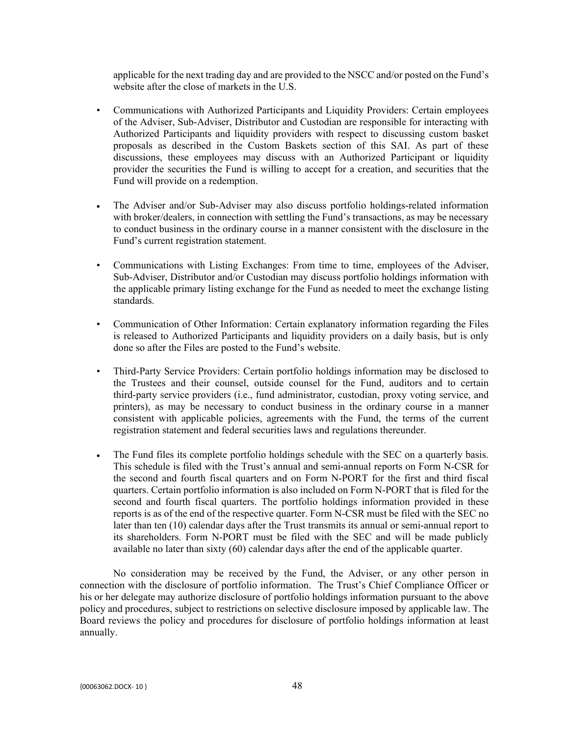applicable for the next trading day and are provided to the NSCC and/or posted on the Fund's website after the close of markets in the U.S.

- Communications with Authorized Participants and Liquidity Providers: Certain employees of the Adviser, Sub-Adviser, Distributor and Custodian are responsible for interacting with Authorized Participants and liquidity providers with respect to discussing custom basket proposals as described in the Custom Baskets section of this SAI. As part of these discussions, these employees may discuss with an Authorized Participant or liquidity provider the securities the Fund is willing to accept for a creation, and securities that the Fund will provide on a redemption.

- The Adviser and/or Sub-Adviser may also discuss portfolio holdings-related information with broker/dealers, in connection with settling the Fund's transactions, as may be necessary to conduct business in the ordinary course in a manner consistent with the disclosure in the Fund's current registration statement.

- Communications with Listing Exchanges: From time to time, employees of the Adviser, Sub-Adviser, Distributor and/or Custodian may discuss portfolio holdings information with the applicable primary listing exchange for the Fund as needed to meet the exchange listing standards.

- Communication of Other Information: Certain explanatory information regarding the Files is released to Authorized Participants and liquidity providers on a daily basis, but is only done so after the Files are posted to the Fund's website.

- Third-Party Service Providers: Certain portfolio holdings information may be disclosed to the Trustees and their counsel, outside counsel for the Fund, auditors and to certain third-party service providers (i.e., fund administrator, custodian, proxy voting service, and printers), as may be necessary to conduct business in the ordinary course in a manner consistent with applicable policies, agreements with the Fund, the terms of the current registration statement and federal securities laws and regulations thereunder.

- The Fund files its complete portfolio holdings schedule with the SEC on a quarterly basis. This schedule is filed with the Trust's annual and semi-annual reports on Form N-CSR for the second and fourth fiscal quarters and on Form N-PORT for the first and third fiscal quarters. Certain portfolio information is also included on Form N-PORT that is filed for the second and fourth fiscal quarters. The portfolio holdings information provided in these reports is as of the end of the respective quarter. Form N-CSR must be filed with the SEC no later than ten (10) calendar days after the Trust transmits its annual or semi-annual report to its shareholders. Form N-PORT must be filed with the SEC and will be made publicly available no later than sixty (60) calendar days after the end of the applicable quarter.

No consideration may be received by the Fund, the Adviser, or any other person in connection with the disclosure of portfolio information. The Trust's Chief Compliance Officer or his or her delegate may authorize disclosure of portfolio holdings information pursuant to the above policy and procedures, subject to restrictions on selective disclosure imposed by applicable law. The Board reviews the policy and procedures for disclosure of portfolio holdings information at least annually.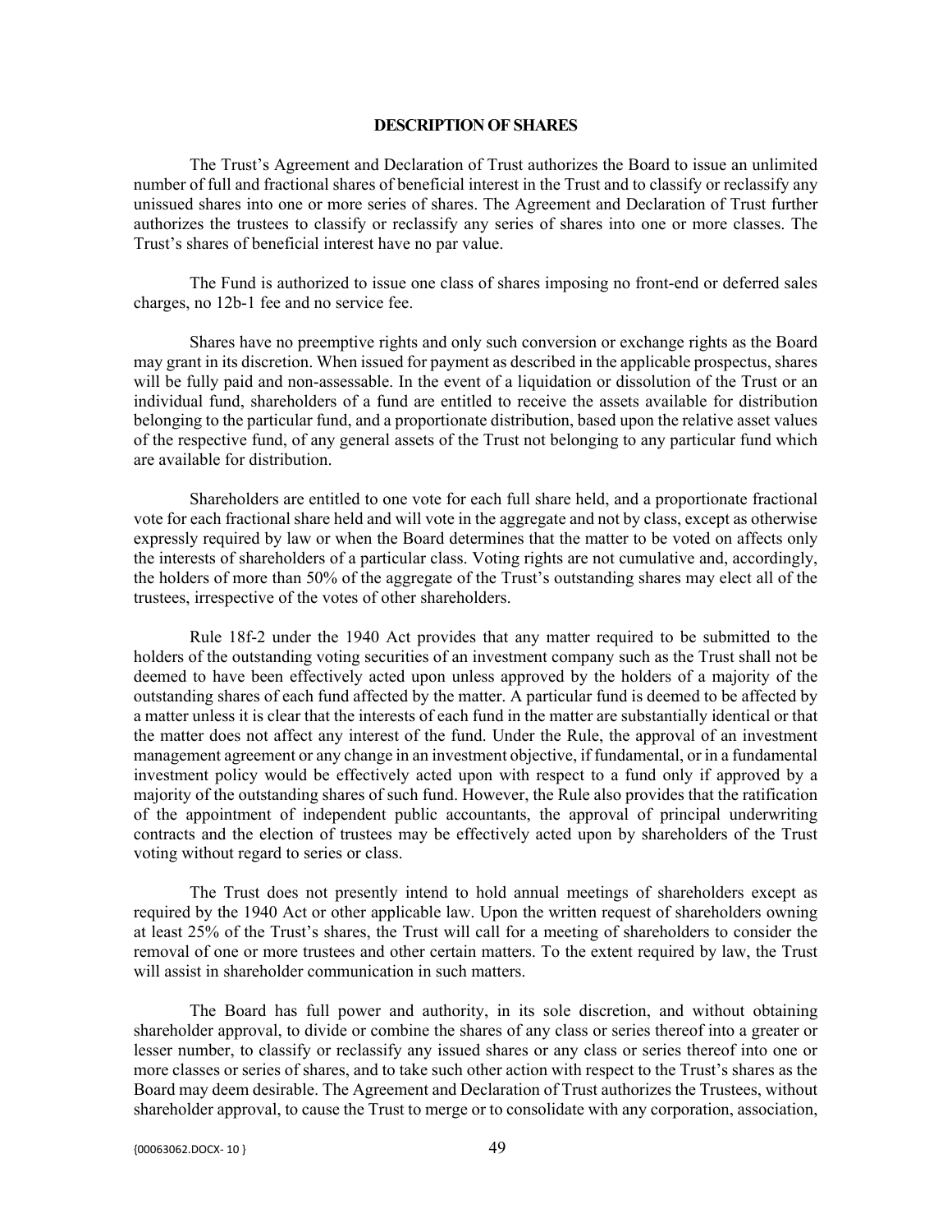## DESCRIPTION OF SHARES

The Trust's Agreement and Declaration of Trust authorizes the Board to issue an unlimited number of full and fractional shares of beneficial interest in the Trust and to classify or reclassify any unissued shares into one or more series of shares. The Agreement and Declaration of Trust further authorizes the trustees to classify or reclassify any series of shares into one or more classes. The Trust's shares of beneficial interest have no par value.

The Fund is authorized to issue one class of shares imposing no front-end or deferred sales charges, no 12b-1 fee and no service fee.

Shares have no preemptive rights and only such conversion or exchange rights as the Board may grant in its discretion. When issued for payment as described in the applicable prospectus, shares will be fully paid and non-assessable. In the event of a liquidation or dissolution of the Trust or an individual fund, shareholders of a fund are entitled to receive the assets available for distribution belonging to the particular fund, and a proportionate distribution, based upon the relative asset values of the respective fund, of any general assets of the Trust not belonging to any particular fund which are available for distribution.

Shareholders are entitled to one vote for each full share held, and a proportionate fractional vote for each fractional share held and will vote in the aggregate and not by class, except as otherwise expressly required by law or when the Board determines that the matter to be voted on affects only the interests of shareholders of a particular class. Voting rights are not cumulative and, accordingly, the holders of more than 50% of the aggregate of the Trust's outstanding shares may elect all of the trustees, irrespective of the votes of other shareholders.

Rule 18f-2 under the 1940 Act provides that any matter required to be submitted to the holders of the outstanding voting securities of an investment company such as the Trust shall not be deemed to have been effectively acted upon unless approved by the holders of a majority of the outstanding shares of each fund affected by the matter. A particular fund is deemed to be affected by a matter unless it is clear that the interests of each fund in the matter are substantially identical or that the matter does not affect any interest of the fund. Under the Rule, the approval of an investment management agreement or any change in an investment objective, if fundamental, or in a fundamental investment policy would be effectively acted upon with respect to a fund only if approved by a majority of the outstanding shares of such fund. However, the Rule also provides that the ratification of the appointment of independent public accountants, the approval of principal underwriting contracts and the election of trustees may be effectively acted upon by shareholders of the Trust voting without regard to series or class.

The Trust does not presently intend to hold annual meetings of shareholders except as required by the 1940 Act or other applicable law. Upon the written request of shareholders owning at least 25% of the Trust's shares, the Trust will call for a meeting of shareholders to consider the removal of one or more trustees and other certain matters. To the extent required by law, the Trust will assist in shareholder communication in such matters.

The Board has full power and authority, in its sole discretion, and without obtaining shareholder approval, to divide or combine the shares of any class or series thereof into a greater or lesser number, to classify or reclassify any issued shares or any class or series thereof into one or more classes or series of shares, and to take such other action with respect to the Trust's shares as the Board may deem desirable. The Agreement and Declaration of Trust authorizes the Trustees, without shareholder approval, to cause the Trust to merge or to consolidate with any corporation, association,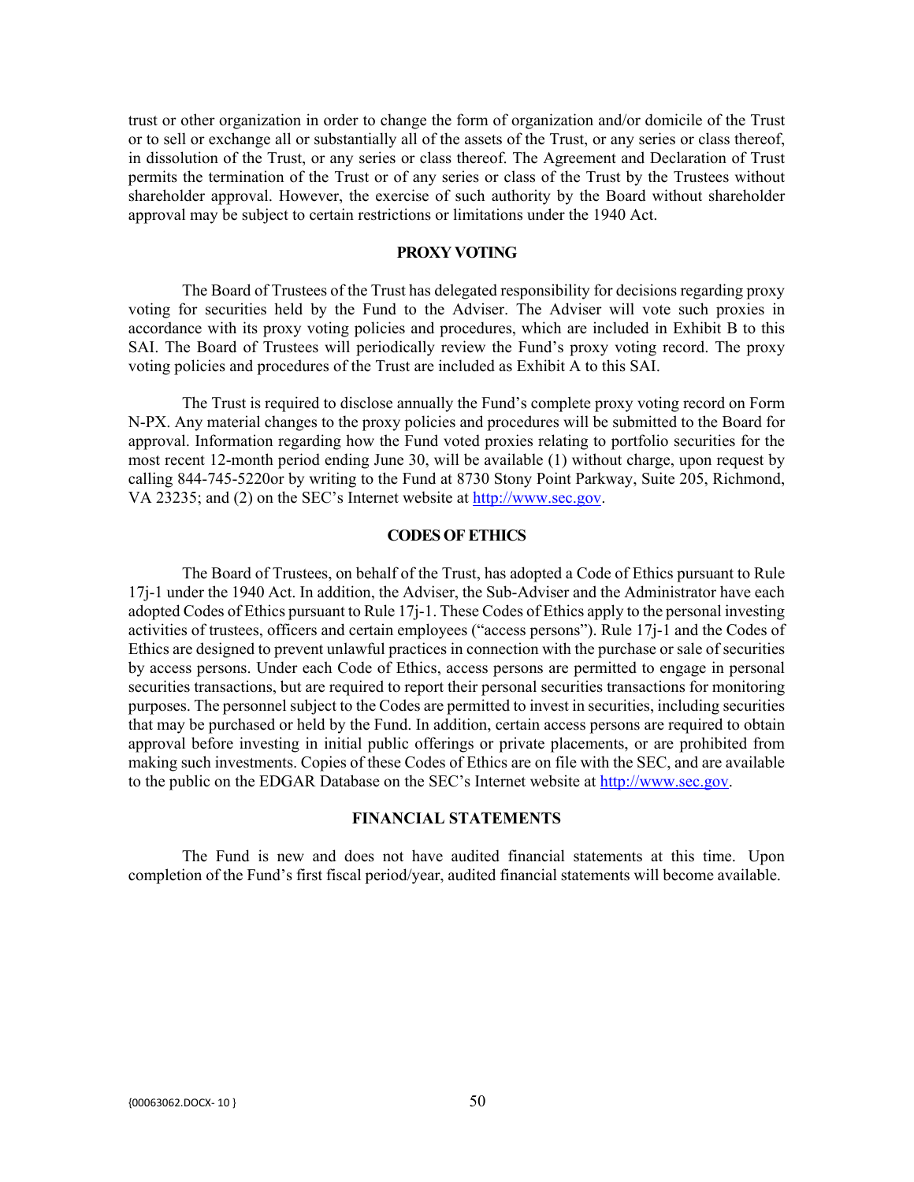trust or other organization in order to change the form of organization and/or domicile of the Trust or to sell or exchange all or substantially all of the assets of the Trust, or any series or class thereof, in dissolution of the Trust, or any series or class thereof. The Agreement and Declaration of Trust permits the termination of the Trust or of any series or class of the Trust by the Trustees without shareholder approval. However, the exercise of such authority by the Board without shareholder approval may be subject to certain restrictions or limitations under the 1940 Act.

## PROXY VOTING

The Board of Trustees of the Trust has delegated responsibility for decisions regarding proxy voting for securities held by the Fund to the Adviser. The Adviser will vote such proxies in accordance with its proxy voting policies and procedures, which are included in Exhibit B to this SAI. The Board of Trustees will periodically review the Fund's proxy voting record. The proxy voting policies and procedures of the Trust are included as Exhibit A to this SAI.

The Trust is required to disclose annually the Fund's complete proxy voting record on Form N-PX. Any material changes to the proxy policies and procedures will be submitted to the Board for approval. Information regarding how the Fund voted proxies relating to portfolio securities for the most recent 12-month period ending June 30, will be available (1) without charge, upon request by calling 844-745-5220or by writing to the Fund at 8730 Stony Point Parkway, Suite 205, Richmond, VA 23235; and (2) on the SEC's Internet website at http://www.sec.gov.

## CODES OF ETHICS

The Board of Trustees, on behalf of the Trust, has adopted a Code of Ethics pursuant to Rule 17j-1 under the 1940 Act. In addition, the Adviser, the Sub-Adviser and the Administrator have each adopted Codes of Ethics pursuant to Rule 17j-1. These Codes of Ethics apply to the personal investing activities of trustees, officers and certain employees ("access persons"). Rule 17j-1 and the Codes of Ethics are designed to prevent unlawful practices in connection with the purchase or sale of securities by access persons. Under each Code of Ethics, access persons are permitted to engage in personal securities transactions, but are required to report their personal securities transactions for monitoring purposes. The personnel subject to the Codes are permitted to invest in securities, including securities that may be purchased or held by the Fund. In addition, certain access persons are required to obtain approval before investing in initial public offerings or private placements, or are prohibited from making such investments. Copies of these Codes of Ethics are on file with the SEC, and are available to the public on the EDGAR Database on the SEC's Internet website at http://www.sec.gov.

## FINANCIAL STATEMENTS

The Fund is new and does not have audited financial statements at this time. Upon completion of the Fund's first fiscal period/year, audited financial statements will become available.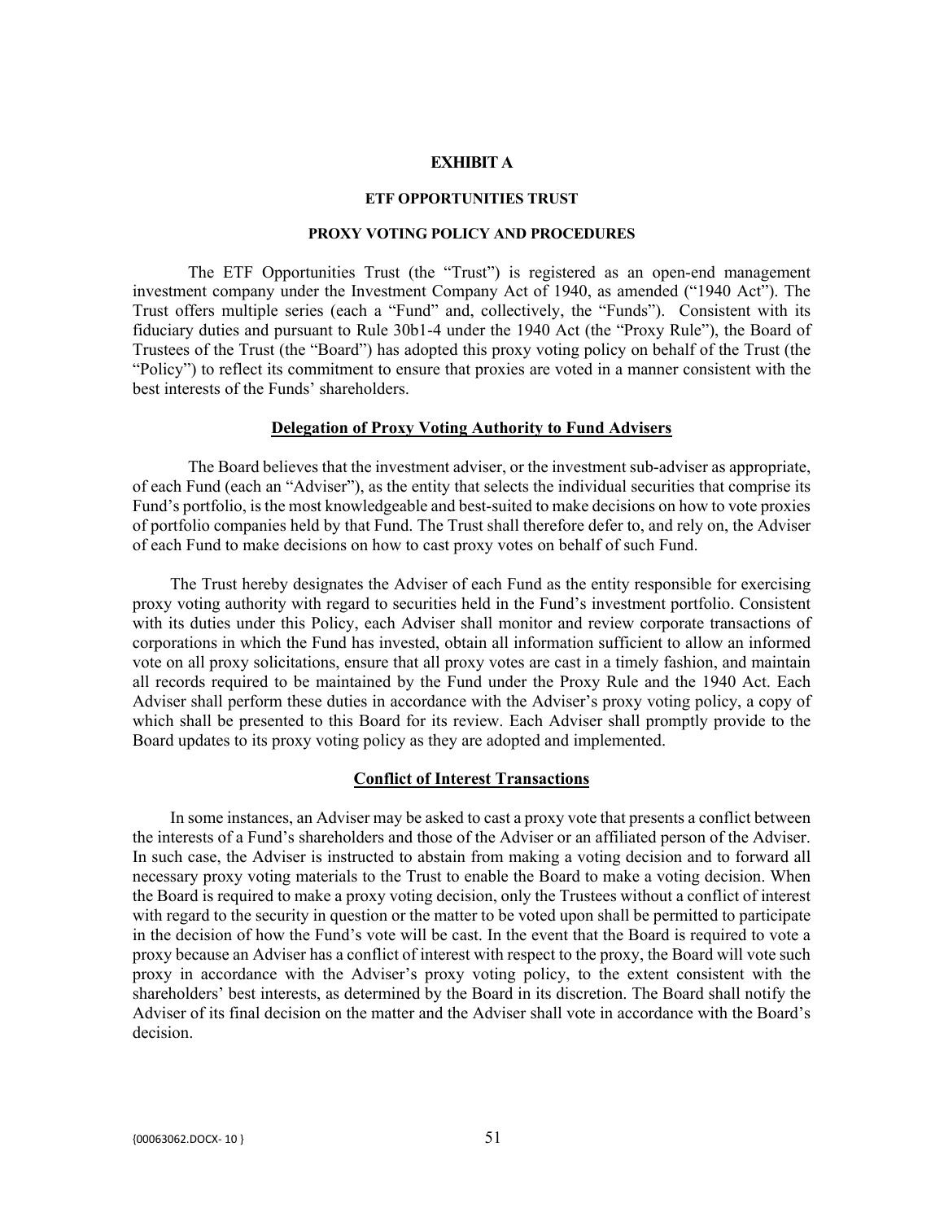# EXHIBIT A

## ETF OPPORTUNITIES TRUST

## PROXY VOTING POLICY AND PROCEDURES

The ETF Opportunities Trust (the "Trust") is registered as an open-end management investment company under the Investment Company Act of 1940, as amended ("1940 Act"). The Trust offers multiple series (each a "Fund" and, collectively, the "Funds"). Consistent with its fiduciary duties and pursuant to Rule 30b1-4 under the 1940 Act (the "Proxy Rule"), the Board of Trustees of the Trust (the "Board") has adopted this proxy voting policy on behalf of the Trust (the "Policy") to reflect its commitment to ensure that proxies are voted in a manner consistent with the best interests of the Funds' shareholders.

### Delegation of Proxy Voting Authority to Fund Advisers

The Board believes that the investment adviser, or the investment sub-adviser as appropriate, of each Fund (each an "Adviser"), as the entity that selects the individual securities that comprise its Fund's portfolio, is the most knowledgeable and best-suited to make decisions on how to vote proxies of portfolio companies held by that Fund. The Trust shall therefore defer to, and rely on, the Adviser of each Fund to make decisions on how to cast proxy votes on behalf of such Fund.

The Trust hereby designates the Adviser of each Fund as the entity responsible for exercising proxy voting authority with regard to securities held in the Fund's investment portfolio. Consistent with its duties under this Policy, each Adviser shall monitor and review corporate transactions of corporations in which the Fund has invested, obtain all information sufficient to allow an informed vote on all proxy solicitations, ensure that all proxy votes are cast in a timely fashion, and maintain all records required to be maintained by the Fund under the Proxy Rule and the 1940 Act. Each Adviser shall perform these duties in accordance with the Adviser's proxy voting policy, a copy of which shall be presented to this Board for its review. Each Adviser shall promptly provide to the Board updates to its proxy voting policy as they are adopted and implemented.

### Conflict of Interest Transactions

In some instances, an Adviser may be asked to cast a proxy vote that presents a conflict between the interests of a Fund's shareholders and those of the Adviser or an affiliated person of the Adviser. In such case, the Adviser is instructed to abstain from making a voting decision and to forward all necessary proxy voting materials to the Trust to enable the Board to make a voting decision. When the Board is required to make a proxy voting decision, only the Trustees without a conflict of interest with regard to the security in question or the matter to be voted upon shall be permitted to participate in the decision of how the Fund's vote will be cast. In the event that the Board is required to vote a proxy because an Adviser has a conflict of interest with respect to the proxy, the Board will vote such proxy in accordance with the Adviser's proxy voting policy, to the extent consistent with the shareholders' best interests, as determined by the Board in its discretion. The Board shall notify the Adviser of its final decision on the matter and the Adviser shall vote in accordance with the Board's decision.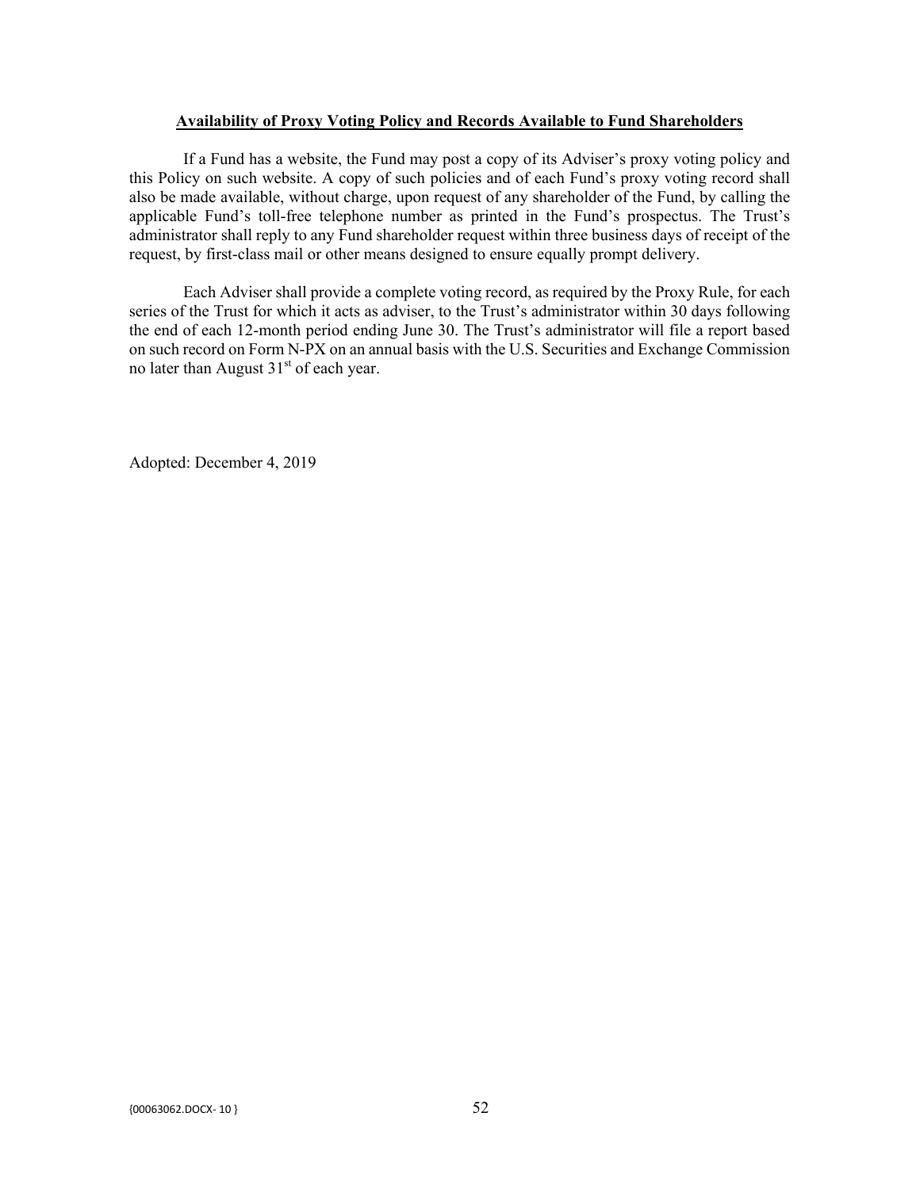## Availability of Proxy Voting Policy and Records Available to Fund Shareholders

If a Fund has a website, the Fund may post a copy of its Adviser's proxy voting policy and this Policy on such website. A copy of such policies and of each Fund's proxy voting record shall also be made available, without charge, upon request of any shareholder of the Fund, by calling the applicable Fund's toll-free telephone number as printed in the Fund's prospectus. The Trust's administrator shall reply to any Fund shareholder request within three business days of receipt of the request, by first-class mail or other means designed to ensure equally prompt delivery.

Each Adviser shall provide a complete voting record, as required by the Proxy Rule, for each series of the Trust for which it acts as adviser, to the Trust's administrator within 30 days following the end of each 12-month period ending June 30. The Trust's administrator will file a report based on such record on Form N-PX on an annual basis with the U.S. Securities and Exchange Commission no later than August 31st of each year.

Adopted: December 4, 2019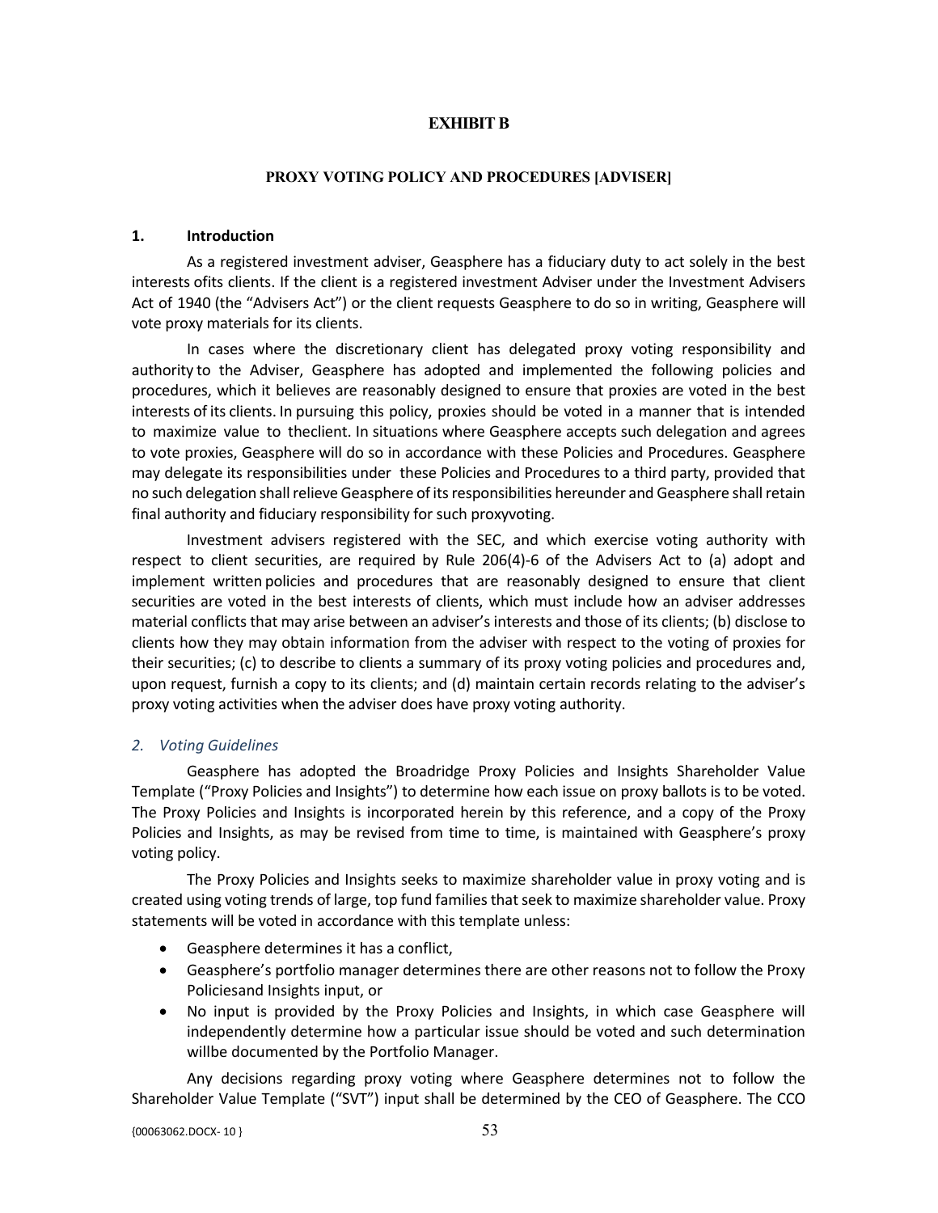**EXHIBIT B**

**PROXY VOTING POLICY AND PROCEDURES [ADVISER]**

**1. Introduction**

As a registered investment adviser, Geasphere has a fiduciary duty to act solely in the best interests ofits clients. If the client is a registered investment Adviser under the Investment Advisers Act of 1940 (the "Advisers Act") or the client requests Geasphere to do so in writing, Geasphere will vote proxy materials for its clients.

In cases where the discretionary client has delegated proxy voting responsibility and authority to the Adviser, Geasphere has adopted and implemented the following policies and procedures, which it believes are reasonably designed to ensure that proxies are voted in the best interests of its clients. In pursuing this policy, proxies should be voted in a manner that is intended to maximize value to theclient. In situations where Geasphere accepts such delegation and agrees to vote proxies, Geasphere will do so in accordance with these Policies and Procedures. Geasphere may delegate its responsibilities under these Policies and Procedures to a third party, provided that no such delegation shall relieve Geasphere of its responsibilities hereunder and Geasphere shall retain final authority and fiduciary responsibility for such proxyvoting.

Investment advisers registered with the SEC, and which exercise voting authority with respect to client securities, are required by Rule 206(4)-6 of the Advisers Act to (a) adopt and implement written policies and procedures that are reasonably designed to ensure that client securities are voted in the best interests of clients, which must include how an adviser addresses material conflicts that may arise between an adviser's interests and those of its clients; (b) disclose to clients how they may obtain information from the adviser with respect to the voting of proxies for their securities; (c) to describe to clients a summary of its proxy voting policies and procedures and, upon request, furnish a copy to its clients; and (d) maintain certain records relating to the adviser's proxy voting activities when the adviser does have proxy voting authority.

*2. Voting Guidelines*

Geasphere has adopted the Broadridge Proxy Policies and Insights Shareholder Value Template ("Proxy Policies and Insights") to determine how each issue on proxy ballots is to be voted. The Proxy Policies and Insights is incorporated herein by this reference, and a copy of the Proxy Policies and Insights, as may be revised from time to time, is maintained with Geasphere's proxy voting policy.

The Proxy Policies and Insights seeks to maximize shareholder value in proxy voting and is created using voting trends of large, top fund families that seek to maximize shareholder value. Proxy statements will be voted in accordance with this template unless:

- Geasphere determines it has a conflict,
- Geasphere's portfolio manager determines there are other reasons not to follow the Proxy Policiesand Insights input, or
- No input is provided by the Proxy Policies and Insights, in which case Geasphere will independently determine how a particular issue should be voted and such determination willbe documented by the Portfolio Manager.

Any decisions regarding proxy voting where Geasphere determines not to follow the Shareholder Value Template ("SVT") input shall be determined by the CEO of Geasphere. The CCO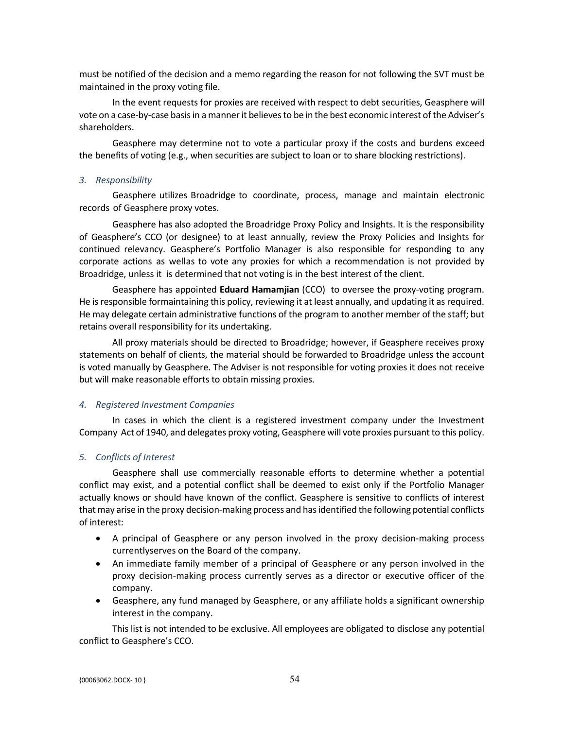must be notified of the decision and a memo regarding the reason for not following the SVT must be maintained in the proxy voting file.

In the event requests for proxies are received with respect to debt securities, Geasphere will vote on a case-by-case basis in a manner it believes to be in the best economic interest of the Adviser's shareholders.

Geasphere may determine not to vote a particular proxy if the costs and burdens exceed the benefits of voting (e.g., when securities are subject to loan or to share blocking restrictions).

*3. Responsibility*

Geasphere utilizes Broadridge to coordinate, process, manage and maintain electronic records of Geasphere proxy votes.

Geasphere has also adopted the Broadridge Proxy Policy and Insights. It is the responsibility of Geasphere's CCO (or designee) to at least annually, review the Proxy Policies and Insights for continued relevancy. Geasphere's Portfolio Manager is also responsible for responding to any corporate actions as wellas to vote any proxies for which a recommendation is not provided by Broadridge, unless it is determined that not voting is in the best interest of the client.

Geasphere has appointed **Eduard Hamamjian** (CCO) to oversee the proxy-voting program. He is responsible formaintaining this policy, reviewing it at least annually, and updating it as required. He may delegate certain administrative functions of the program to another member of the staff; but retains overall responsibility for its undertaking.

All proxy materials should be directed to Broadridge; however, if Geasphere receives proxy statements on behalf of clients, the material should be forwarded to Broadridge unless the account is voted manually by Geasphere. The Adviser is not responsible for voting proxies it does not receive but will make reasonable efforts to obtain missing proxies.

*4. Registered Investment Companies*

In cases in which the client is a registered investment company under the Investment Company Act of 1940, and delegates proxy voting, Geasphere will vote proxies pursuant to this policy.

*5. Conflicts of Interest*

Geasphere shall use commercially reasonable efforts to determine whether a potential conflict may exist, and a potential conflict shall be deemed to exist only if the Portfolio Manager actually knows or should have known of the conflict. Geasphere is sensitive to conflicts of interest that may arise in the proxy decision-making process and has identified the following potential conflicts of interest:

- A principal of Geasphere or any person involved in the proxy decision-making process currentlyserves on the Board of the company.
- An immediate family member of a principal of Geasphere or any person involved in the proxy decision-making process currently serves as a director or executive officer of the company.
- Geasphere, any fund managed by Geasphere, or any affiliate holds a significant ownership interest in the company.

This list is not intended to be exclusive. All employees are obligated to disclose any potential conflict to Geasphere's CCO.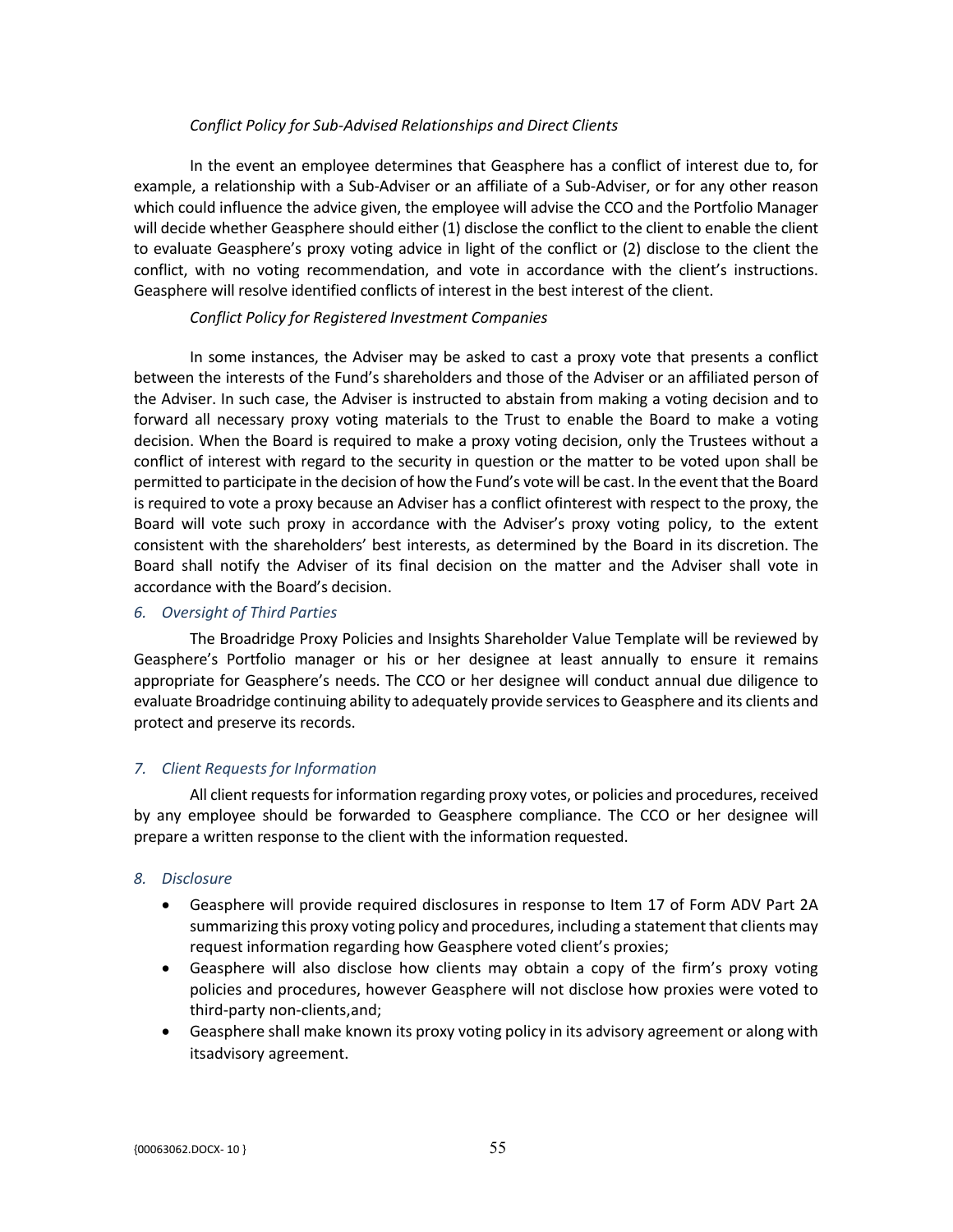*Conflict Policy for Sub-Advised Relationships and Direct Clients*

In the event an employee determines that Geasphere has a conflict of interest due to, for example, a relationship with a Sub-Adviser or an affiliate of a Sub-Adviser, or for any other reason which could influence the advice given, the employee will advise the CCO and the Portfolio Manager will decide whether Geasphere should either (1) disclose the conflict to the client to enable the client to evaluate Geasphere's proxy voting advice in light of the conflict or (2) disclose to the client the conflict, with no voting recommendation, and vote in accordance with the client's instructions. Geasphere will resolve identified conflicts of interest in the best interest of the client.

*Conflict Policy for Registered Investment Companies*

In some instances, the Adviser may be asked to cast a proxy vote that presents a conflict between the interests of the Fund's shareholders and those of the Adviser or an affiliated person of the Adviser. In such case, the Adviser is instructed to abstain from making a voting decision and to forward all necessary proxy voting materials to the Trust to enable the Board to make a voting decision. When the Board is required to make a proxy voting decision, only the Trustees without a conflict of interest with regard to the security in question or the matter to be voted upon shall be permitted to participate in the decision of how the Fund's vote will be cast. In the event that the Board is required to vote a proxy because an Adviser has a conflict ofinterest with respect to the proxy, the Board will vote such proxy in accordance with the Adviser's proxy voting policy, to the extent consistent with the shareholders' best interests, as determined by the Board in its discretion. The Board shall notify the Adviser of its final decision on the matter and the Adviser shall vote in accordance with the Board's decision.

*6. Oversight of Third Parties*

The Broadridge Proxy Policies and Insights Shareholder Value Template will be reviewed by Geasphere's Portfolio manager or his or her designee at least annually to ensure it remains appropriate for Geasphere's needs. The CCO or her designee will conduct annual due diligence to evaluate Broadridge continuing ability to adequately provide services to Geasphere and its clients and protect and preserve its records.

*7. Client Requests for Information*

All client requests for information regarding proxy votes, or policies and procedures, received by any employee should be forwarded to Geasphere compliance. The CCO or her designee will prepare a written response to the client with the information requested.

*8. Disclosure*

- Geasphere will provide required disclosures in response to Item 17 of Form ADV Part 2A summarizing this proxy voting policy and procedures, including a statement that clients may request information regarding how Geasphere voted client's proxies;
- Geasphere will also disclose how clients may obtain a copy of the firm's proxy voting policies and procedures, however Geasphere will not disclose how proxies were voted to third-party non-clients,and;
- Geasphere shall make known its proxy voting policy in its advisory agreement or along with itsadvisory agreement.

{00063062.DOCX- 10 }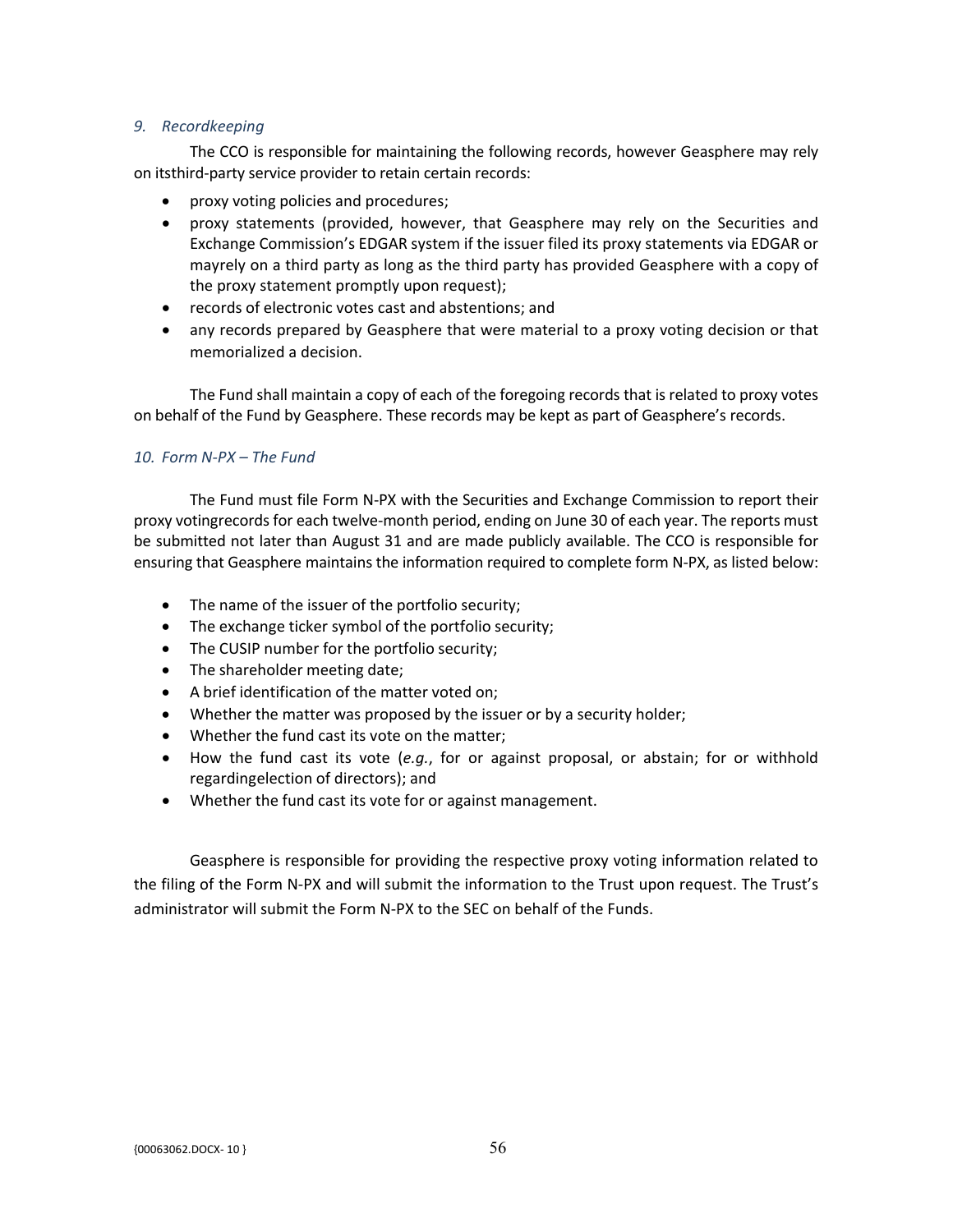*9. Recordkeeping*

The CCO is responsible for maintaining the following records, however Geasphere may rely on itsthird-party service provider to retain certain records:

- proxy voting policies and procedures;
- proxy statements (provided, however, that Geasphere may rely on the Securities and Exchange Commission's EDGAR system if the issuer filed its proxy statements via EDGAR or mayrely on a third party as long as the third party has provided Geasphere with a copy of the proxy statement promptly upon request);
- records of electronic votes cast and abstentions; and
- any records prepared by Geasphere that were material to a proxy voting decision or that memorialized a decision.

The Fund shall maintain a copy of each of the foregoing records that is related to proxy votes on behalf of the Fund by Geasphere. These records may be kept as part of Geasphere's records.

*10. Form N-PX – The Fund*

The Fund must file Form N-PX with the Securities and Exchange Commission to report their proxy votingrecords for each twelve-month period, ending on June 30 of each year. The reports must be submitted not later than August 31 and are made publicly available. The CCO is responsible for ensuring that Geasphere maintains the information required to complete form N-PX, as listed below:

- The name of the issuer of the portfolio security;
- The exchange ticker symbol of the portfolio security;
- The CUSIP number for the portfolio security;
- The shareholder meeting date;
- A brief identification of the matter voted on;
- Whether the matter was proposed by the issuer or by a security holder;
- Whether the fund cast its vote on the matter;
- How the fund cast its vote (*e.g.*, for or against proposal, or abstain; for or withhold regardingelection of directors); and
- Whether the fund cast its vote for or against management.

Geasphere is responsible for providing the respective proxy voting information related to the filing of the Form N-PX and will submit the information to the Trust upon request. The Trust's administrator will submit the Form N-PX to the SEC on behalf of the Funds.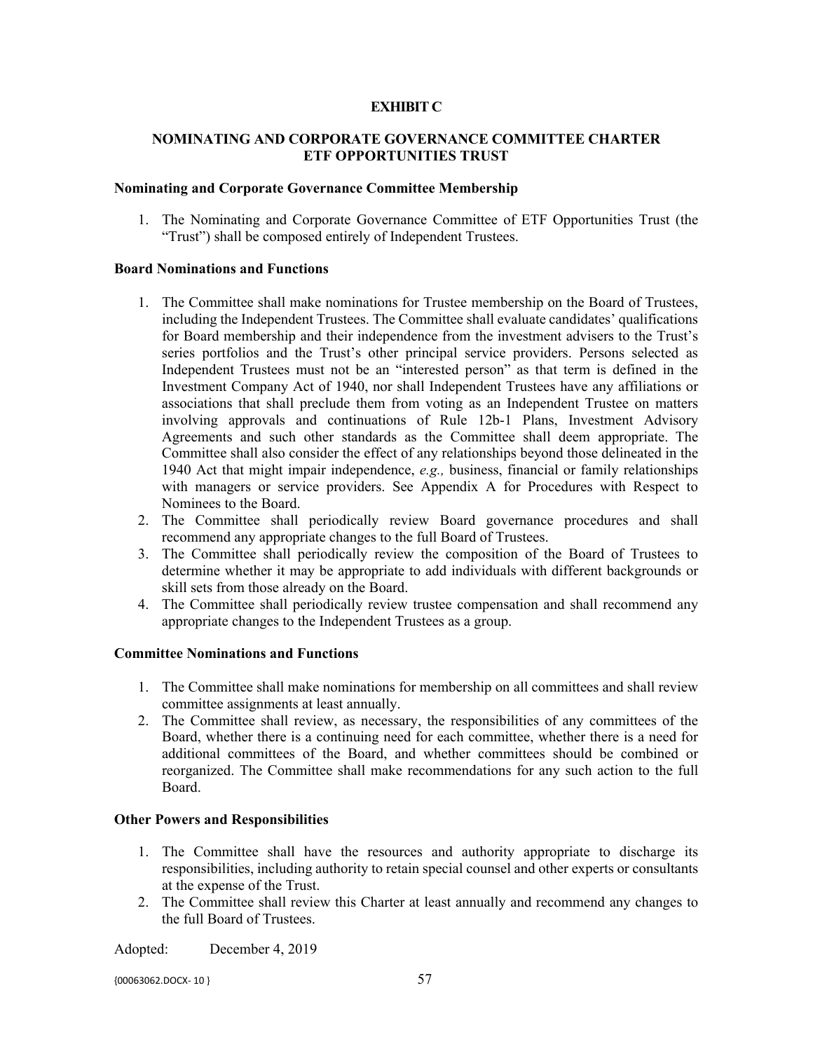# EXHIBIT C

## NOMINATING AND CORPORATE GOVERNANCE COMMITTEE CHARTER ETF OPPORTUNITIES TRUST

**Nominating and Corporate Governance Committee Membership**

1. The Nominating and Corporate Governance Committee of ETF Opportunities Trust (the "Trust") shall be composed entirely of Independent Trustees.

**Board Nominations and Functions**

1. The Committee shall make nominations for Trustee membership on the Board of Trustees, including the Independent Trustees. The Committee shall evaluate candidates' qualifications for Board membership and their independence from the investment advisers to the Trust's series portfolios and the Trust's other principal service providers. Persons selected as Independent Trustees must not be an "interested person" as that term is defined in the Investment Company Act of 1940, nor shall Independent Trustees have any affiliations or associations that shall preclude them from voting as an Independent Trustee on matters involving approvals and continuations of Rule 12b-1 Plans, Investment Advisory Agreements and such other standards as the Committee shall deem appropriate. The Committee shall also consider the effect of any relationships beyond those delineated in the 1940 Act that might impair independence, *e.g.,* business, financial or family relationships with managers or service providers. See Appendix A for Procedures with Respect to Nominees to the Board.
2. The Committee shall periodically review Board governance procedures and shall recommend any appropriate changes to the full Board of Trustees.
3. The Committee shall periodically review the composition of the Board of Trustees to determine whether it may be appropriate to add individuals with different backgrounds or skill sets from those already on the Board.
4. The Committee shall periodically review trustee compensation and shall recommend any appropriate changes to the Independent Trustees as a group.

**Committee Nominations and Functions**

1. The Committee shall make nominations for membership on all committees and shall review committee assignments at least annually.
2. The Committee shall review, as necessary, the responsibilities of any committees of the Board, whether there is a continuing need for each committee, whether there is a need for additional committees of the Board, and whether committees should be combined or reorganized. The Committee shall make recommendations for any such action to the full Board.

**Other Powers and Responsibilities**

1. The Committee shall have the resources and authority appropriate to discharge its responsibilities, including authority to retain special counsel and other experts or consultants at the expense of the Trust.
2. The Committee shall review this Charter at least annually and recommend any changes to the full Board of Trustees.

Adopted: December 4, 2019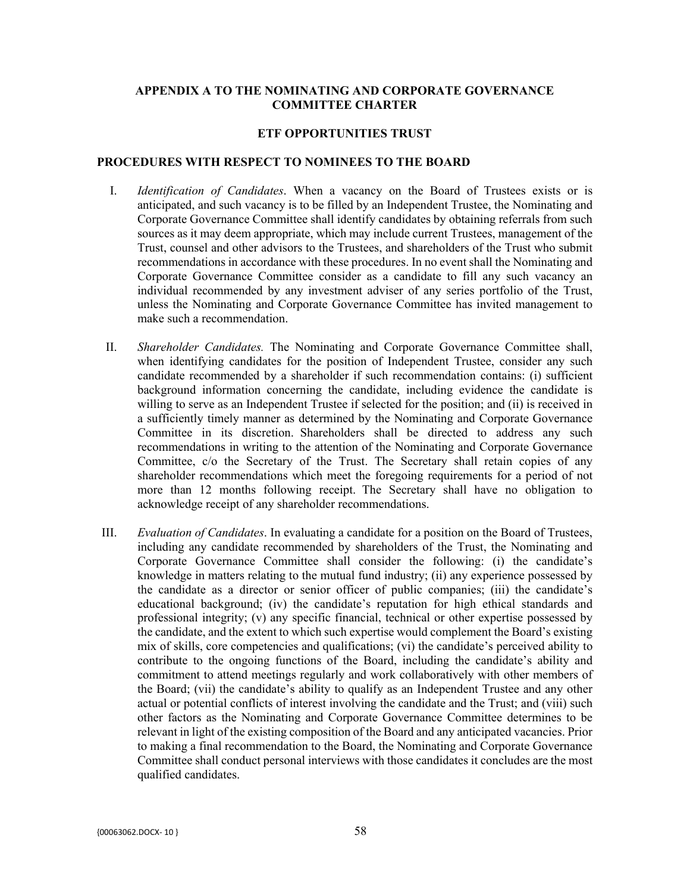## APPENDIX A TO THE NOMINATING AND CORPORATE GOVERNANCE COMMITTEE CHARTER

## ETF OPPORTUNITIES TRUST

### PROCEDURES WITH RESPECT TO NOMINEES TO THE BOARD

I. *Identification of Candidates*. When a vacancy on the Board of Trustees exists or is anticipated, and such vacancy is to be filled by an Independent Trustee, the Nominating and Corporate Governance Committee shall identify candidates by obtaining referrals from such sources as it may deem appropriate, which may include current Trustees, management of the Trust, counsel and other advisors to the Trustees, and shareholders of the Trust who submit recommendations in accordance with these procedures. In no event shall the Nominating and Corporate Governance Committee consider as a candidate to fill any such vacancy an individual recommended by any investment adviser of any series portfolio of the Trust, unless the Nominating and Corporate Governance Committee has invited management to make such a recommendation.

II. *Shareholder Candidates.* The Nominating and Corporate Governance Committee shall, when identifying candidates for the position of Independent Trustee, consider any such candidate recommended by a shareholder if such recommendation contains: (i) sufficient background information concerning the candidate, including evidence the candidate is willing to serve as an Independent Trustee if selected for the position; and (ii) is received in a sufficiently timely manner as determined by the Nominating and Corporate Governance Committee in its discretion. Shareholders shall be directed to address any such recommendations in writing to the attention of the Nominating and Corporate Governance Committee, c/o the Secretary of the Trust. The Secretary shall retain copies of any shareholder recommendations which meet the foregoing requirements for a period of not more than 12 months following receipt. The Secretary shall have no obligation to acknowledge receipt of any shareholder recommendations.

III. *Evaluation of Candidates*. In evaluating a candidate for a position on the Board of Trustees, including any candidate recommended by shareholders of the Trust, the Nominating and Corporate Governance Committee shall consider the following: (i) the candidate's knowledge in matters relating to the mutual fund industry; (ii) any experience possessed by the candidate as a director or senior officer of public companies; (iii) the candidate's educational background; (iv) the candidate's reputation for high ethical standards and professional integrity; (v) any specific financial, technical or other expertise possessed by the candidate, and the extent to which such expertise would complement the Board's existing mix of skills, core competencies and qualifications; (vi) the candidate's perceived ability to contribute to the ongoing functions of the Board, including the candidate's ability and commitment to attend meetings regularly and work collaboratively with other members of the Board; (vii) the candidate's ability to qualify as an Independent Trustee and any other actual or potential conflicts of interest involving the candidate and the Trust; and (viii) such other factors as the Nominating and Corporate Governance Committee determines to be relevant in light of the existing composition of the Board and any anticipated vacancies. Prior to making a final recommendation to the Board, the Nominating and Corporate Governance Committee shall conduct personal interviews with those candidates it concludes are the most qualified candidates.